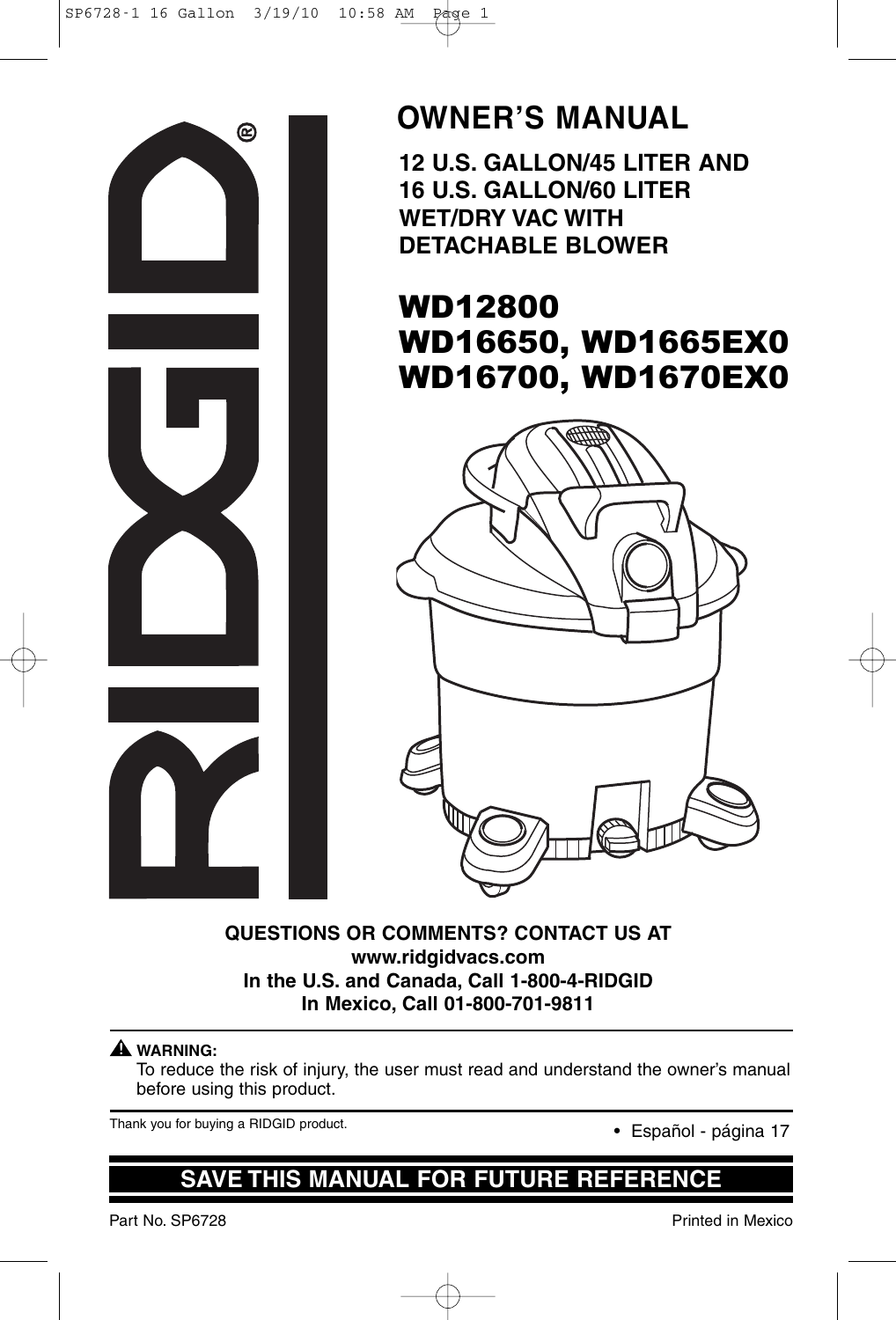RIDGID®

# OWNER'S MANUAL

**12 U.S. GALLON/45 LITER AND 16 U.S. GALLON/60 LITER WET/DRY VAC WITH DETACHABLE BLOWER**

## WD12800
## WD16650, WD1665EX0
## WD16700, WD1670EX0

**QUESTIONS OR COMMENTS? CONTACT US AT**
**www.ridgidvacs.com**
**In the U.S. and Canada, Call 1-800-4-RIDGID**
**In Mexico, Call 01-800-701-9811**

**⚠ WARNING:**
To reduce the risk of injury, the user must read and understand the owner's manual before using this product.

Thank you for buying a RIDGID product.

- Español - página 17

## SAVE THIS MANUAL FOR FUTURE REFERENCE

Part No. SP6728

Printed in Mexico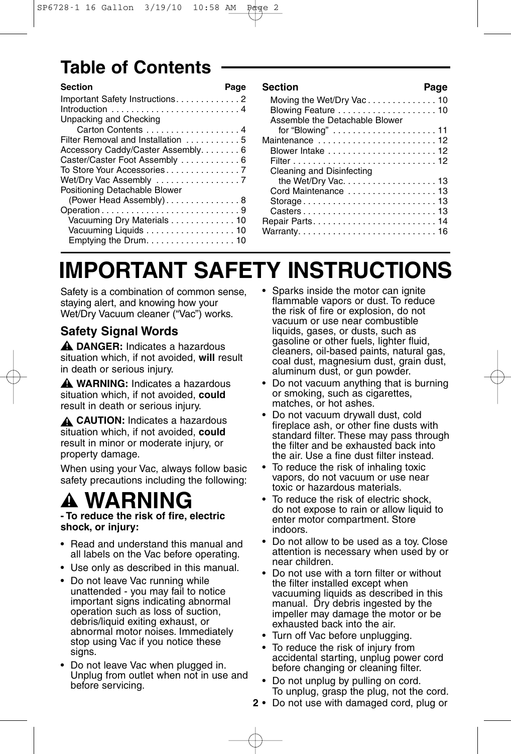# Table of Contents

| Section | Page |
|---|---|
| Important Safety Instructions | 2 |
| Introduction | 4 |
| Unpacking and Checking Carton Contents | 4 |
| Filter Removal and Installation | 5 |
| Accessory Caddy/Caster Assembly | 6 |
| Caster/Caster Foot Assembly | 6 |
| To Store Your Accessories | 7 |
| Wet/Dry Vac Assembly | 7 |
| Positioning Detachable Blower (Power Head Assembly) | 8 |
| Operation | 9 |
| Vacuuming Dry Materials | 10 |
| Vacuuming Liquids | 10 |
| Emptying the Drum | 10 |
| Moving the Wet/Dry Vac | 10 |
| Blowing Feature | 10 |
| Assemble the Detachable Blower for "Blowing" | 11 |
| Maintenance | 12 |
| Blower Intake | 12 |
| Filter | 12 |
| Cleaning and Disinfecting the Wet/Dry Vac | 13 |
| Cord Maintenance | 13 |
| Storage | 13 |
| Casters | 13 |
| Repair Parts | 14 |
| Warranty | 16 |

# IMPORTANT SAFETY INSTRUCTIONS

Safety is a combination of common sense, staying alert, and knowing how your Wet/Dry Vacuum cleaner ("Vac") works.

## Safety Signal Words

⚠ **DANGER:** Indicates a hazardous situation which, if not avoided, **will** result in death or serious injury.

⚠ **WARNING:** Indicates a hazardous situation which, if not avoided, **could** result in death or serious injury.

⚠ **CAUTION:** Indicates a hazardous situation which, if not avoided, **could** result in minor or moderate injury, or property damage.

When using your Vac, always follow basic safety precautions including the following:

# ⚠ WARNING

**- To reduce the risk of fire, electric shock, or injury:**

- Read and understand this manual and all labels on the Vac before operating.
- Use only as described in this manual.
- Do not leave Vac running while unattended - you may fail to notice important signs indicating abnormal operation such as loss of suction, debris/liquid exiting exhaust, or abnormal motor noises. Immediately stop using Vac if you notice these signs.
- Do not leave Vac when plugged in. Unplug from outlet when not in use and before servicing.
- Sparks inside the motor can ignite flammable vapors or dust. To reduce the risk of fire or explosion, do not vacuum or use near combustible liquids, gases, or dusts, such as gasoline or other fuels, lighter fluid, cleaners, oil-based paints, natural gas, coal dust, magnesium dust, grain dust, aluminum dust, or gun powder.
- Do not vacuum anything that is burning or smoking, such as cigarettes, matches, or hot ashes.
- Do not vacuum drywall dust, cold fireplace ash, or other fine dusts with standard filter. These may pass through the filter and be exhausted back into the air. Use a fine dust filter instead.
- To reduce the risk of inhaling toxic vapors, do not vacuum or use near toxic or hazardous materials.
- To reduce the risk of electric shock, do not expose to rain or allow liquid to enter motor compartment. Store indoors.
- Do not allow to be used as a toy. Close attention is necessary when used by or near children.
- Do not use with a torn filter or without the filter installed except when vacuuming liquids as described in this manual. Dry debris ingested by the impeller may damage the motor or be exhausted back into the air.
- Turn off Vac before unplugging.
- To reduce the risk of injury from accidental starting, unplug power cord before changing or cleaning filter.
- Do not unplug by pulling on cord. To unplug, grasp the plug, not the cord.
- Do not use with damaged cord, plug or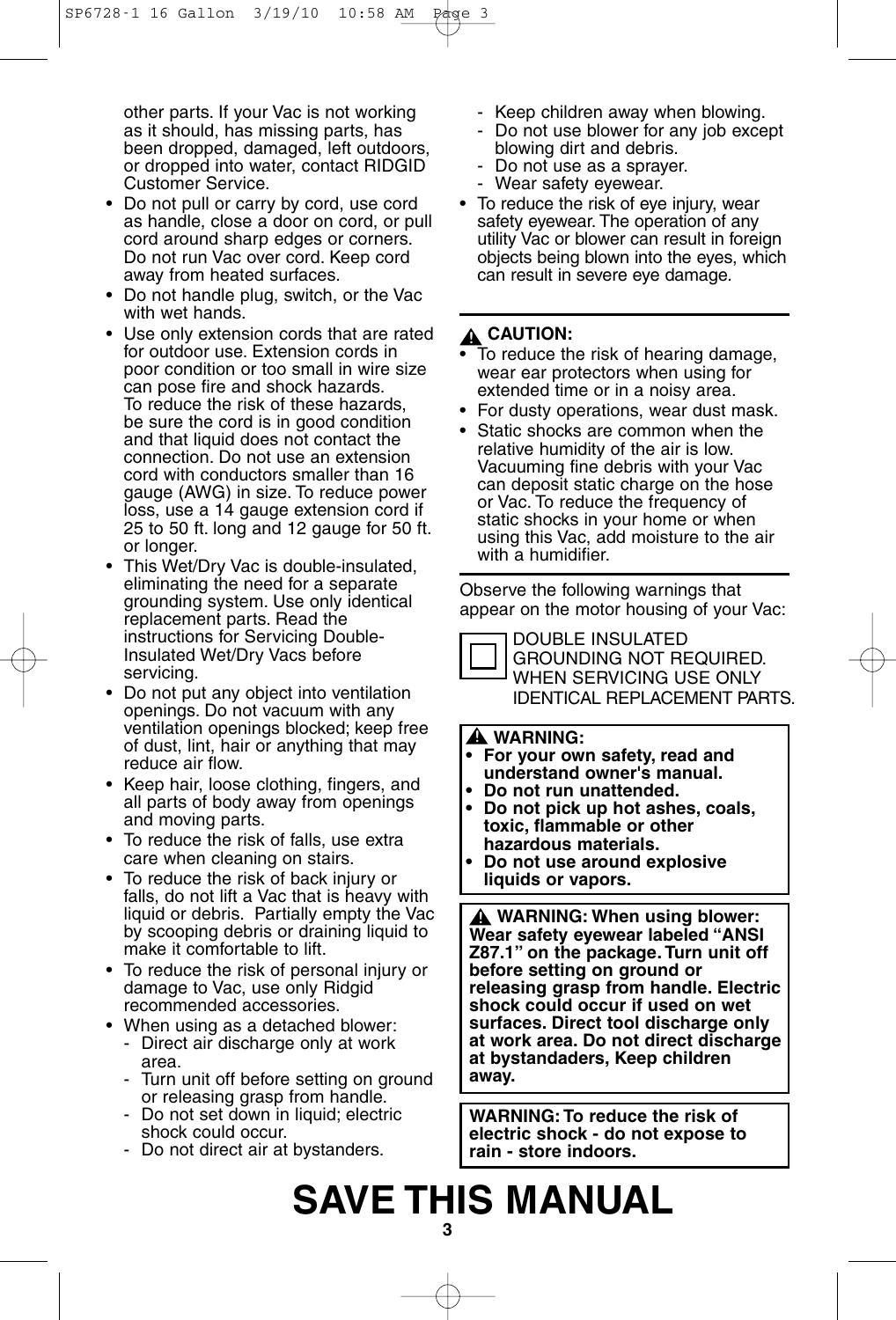other parts. If your Vac is not working as it should, has missing parts, has been dropped, damaged, left outdoors, or dropped into water, contact RIDGID Customer Service.

- Do not pull or carry by cord, use cord as handle, close a door on cord, or pull cord around sharp edges or corners. Do not run Vac over cord. Keep cord away from heated surfaces.
- Do not handle plug, switch, or the Vac with wet hands.
- Use only extension cords that are rated for outdoor use. Extension cords in poor condition or too small in wire size can pose fire and shock hazards. To reduce the risk of these hazards, be sure the cord is in good condition and that liquid does not contact the connection. Do not use an extension cord with conductors smaller than 16 gauge (AWG) in size. To reduce power loss, use a 14 gauge extension cord if 25 to 50 ft. long and 12 gauge for 50 ft. or longer.
- This Wet/Dry Vac is double-insulated, eliminating the need for a separate grounding system. Use only identical replacement parts. Read the instructions for Servicing Double-Insulated Wet/Dry Vacs before servicing.
- Do not put any object into ventilation openings. Do not vacuum with any ventilation openings blocked; keep free of dust, lint, hair or anything that may reduce air flow.
- Keep hair, loose clothing, fingers, and all parts of body away from openings and moving parts.
- To reduce the risk of falls, use extra care when cleaning on stairs.
- To reduce the risk of back injury or falls, do not lift a Vac that is heavy with liquid or debris. Partially empty the Vac by scooping debris or draining liquid to make it comfortable to lift.
- To reduce the risk of personal injury or damage to Vac, use only Ridgid recommended accessories.
- When using as a detached blower:
  - Direct air discharge only at work area.
  - Turn unit off before setting on ground or releasing grasp from handle.
  - Do not set down in liquid; electric shock could occur.
  - Do not direct air at bystanders.
  - Keep children away when blowing.
  - Do not use blower for any job except blowing dirt and debris.
  - Do not use as a sprayer.
  - Wear safety eyewear.
- To reduce the risk of eye injury, wear safety eyewear. The operation of any utility Vac or blower can result in foreign objects being blown into the eyes, which can result in severe eye damage.

**⚠ CAUTION:**

- To reduce the risk of hearing damage, wear ear protectors when using for extended time or in a noisy area.
- For dusty operations, wear dust mask.
- Static shocks are common when the relative humidity of the air is low. Vacuuming fine debris with your Vac can deposit static charge on the hose or Vac. To reduce the frequency of static shocks in your home or when using this Vac, add moisture to the air with a humidifier.

Observe the following warnings that appear on the motor housing of your Vac:

DOUBLE INSULATED GROUNDING NOT REQUIRED. WHEN SERVICING USE ONLY IDENTICAL REPLACEMENT PARTS.

**⚠ WARNING:**

- **For your own safety, read and understand owner's manual.**
- **Do not run unattended.**
- **Do not pick up hot ashes, coals, toxic, flammable or other hazardous materials.**
- **Do not use around explosive liquids or vapors.**

**⚠ WARNING: When using blower: Wear safety eyewear labeled "ANSI Z87.1" on the package. Turn unit off before setting on ground or releasing grasp from handle. Electric shock could occur if used on wet surfaces. Direct tool discharge only at work area. Do not direct discharge at bystandaders, Keep children away.**

**WARNING: To reduce the risk of electric shock - do not expose to rain - store indoors.**

# SAVE THIS MANUAL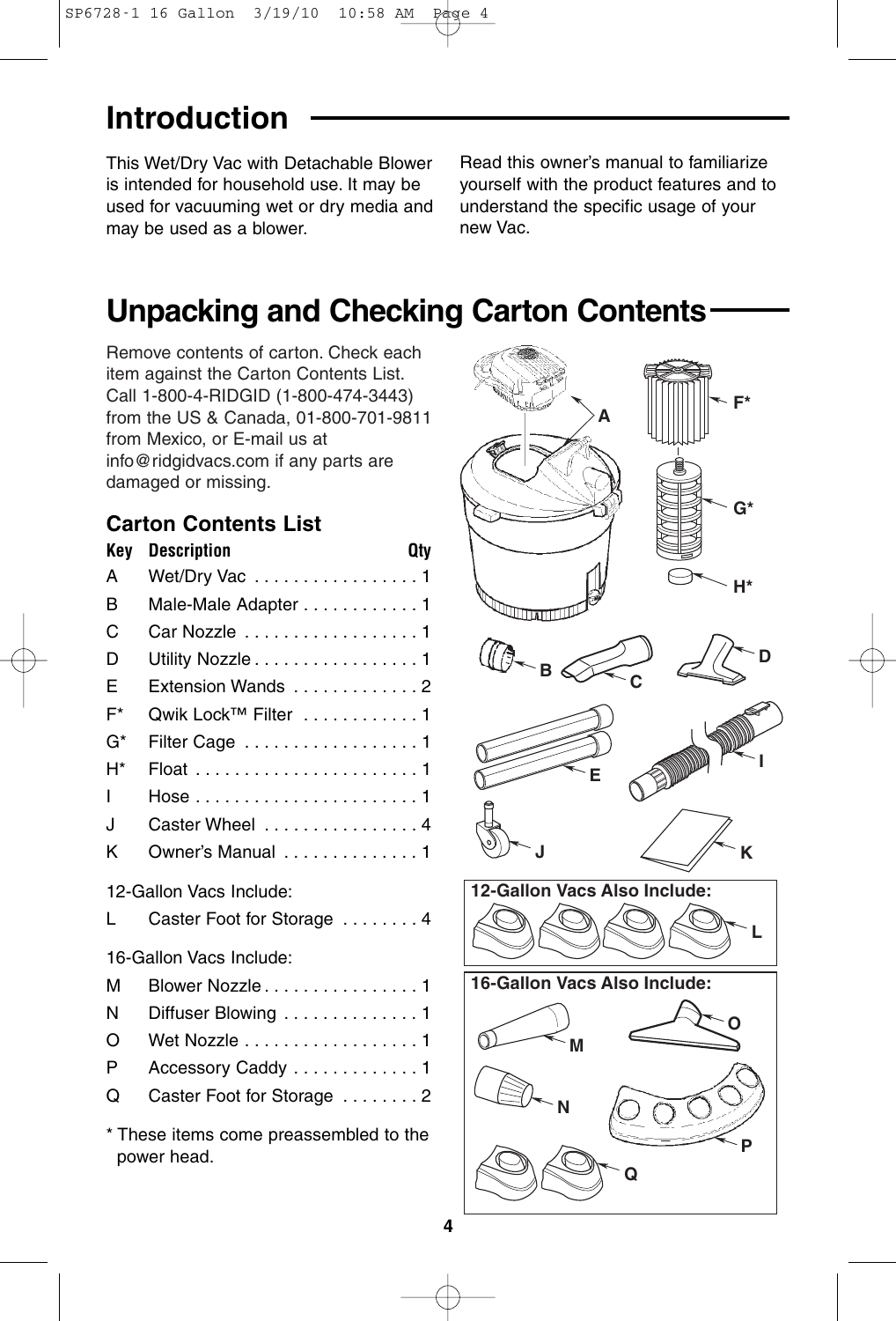# Introduction

This Wet/Dry Vac with Detachable Blower is intended for household use. It may be used for vacuuming wet or dry media and may be used as a blower.

Read this owner's manual to familiarize yourself with the product features and to understand the specific usage of your new Vac.

# Unpacking and Checking Carton Contents

Remove contents of carton. Check each item against the Carton Contents List. Call 1-800-4-RIDGID (1-800-474-3443) from the US & Canada, 01-800-701-9811 from Mexico, or E-mail us at info@ridgidvacs.com if any parts are damaged or missing.

## Carton Contents List

| Key | Description | Qty |
|---|---|---|
| A | Wet/Dry Vac | 1 |
| B | Male-Male Adapter | 1 |
| C | Car Nozzle | 1 |
| D | Utility Nozzle | 1 |
| E | Extension Wands | 2 |
| F* | Qwik Lock™ Filter | 1 |
| G* | Filter Cage | 1 |
| H* | Float | 1 |
| I | Hose | 1 |
| J | Caster Wheel | 4 |
| K | Owner's Manual | 1 |

12-Gallon Vacs Include:

| Key | Description | Qty |
|---|---|---|
| L | Caster Foot for Storage | 4 |

16-Gallon Vacs Include:

| Key | Description | Qty |
|---|---|---|
| M | Blower Nozzle | 1 |
| N | Diffuser Blowing | 1 |
| O | Wet Nozzle | 1 |
| P | Accessory Caddy | 1 |
| Q | Caster Foot for Storage | 2 |

* These items come preassembled to the power head.

**12-Gallon Vacs Also Include:**

**16-Gallon Vacs Also Include:**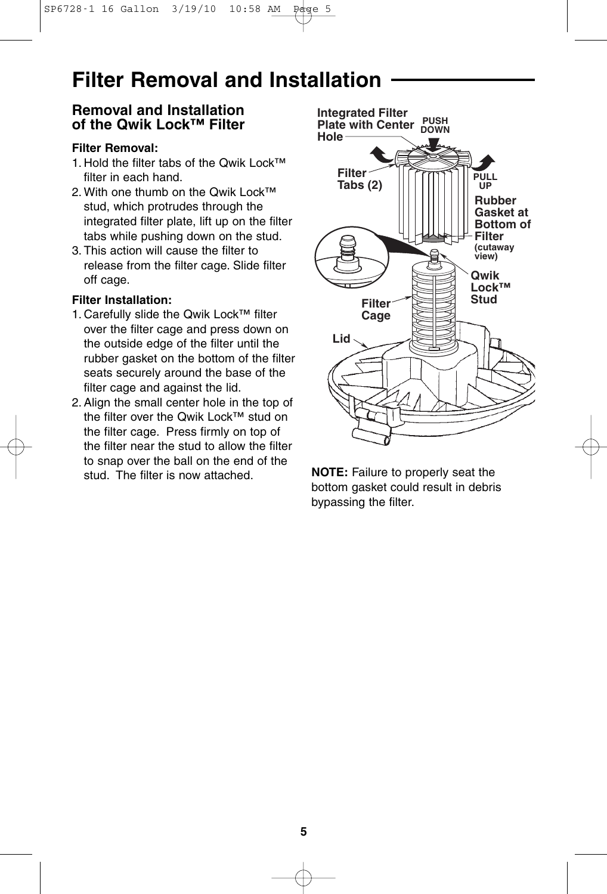# Filter Removal and Installation

## Removal and Installation of the Qwik Lock™ Filter

**Filter Removal:**

1. Hold the filter tabs of the Qwik Lock™ filter in each hand.
2. With one thumb on the Qwik Lock™ stud, which protrudes through the integrated filter plate, lift up on the filter tabs while pushing down on the stud.
3. This action will cause the filter to release from the filter cage. Slide filter off cage.

**Filter Installation:**

1. Carefully slide the Qwik Lock™ filter over the filter cage and press down on the outside edge of the filter until the rubber gasket on the bottom of the filter seats securely around the base of the filter cage and against the lid.
2. Align the small center hole in the top of the filter over the Qwik Lock™ stud on the filter cage. Press firmly on top of the filter near the stud to allow the filter to snap over the ball on the end of the stud. The filter is now attached.

Integrated Filter Plate with Center Hole
PUSH DOWN
PULL UP
Filter Tabs (2)
Rubber Gasket at Bottom of Filter (cutaway view)
Qwik Lock™ Stud
Filter Cage
Lid

**NOTE:** Failure to properly seat the bottom gasket could result in debris bypassing the filter.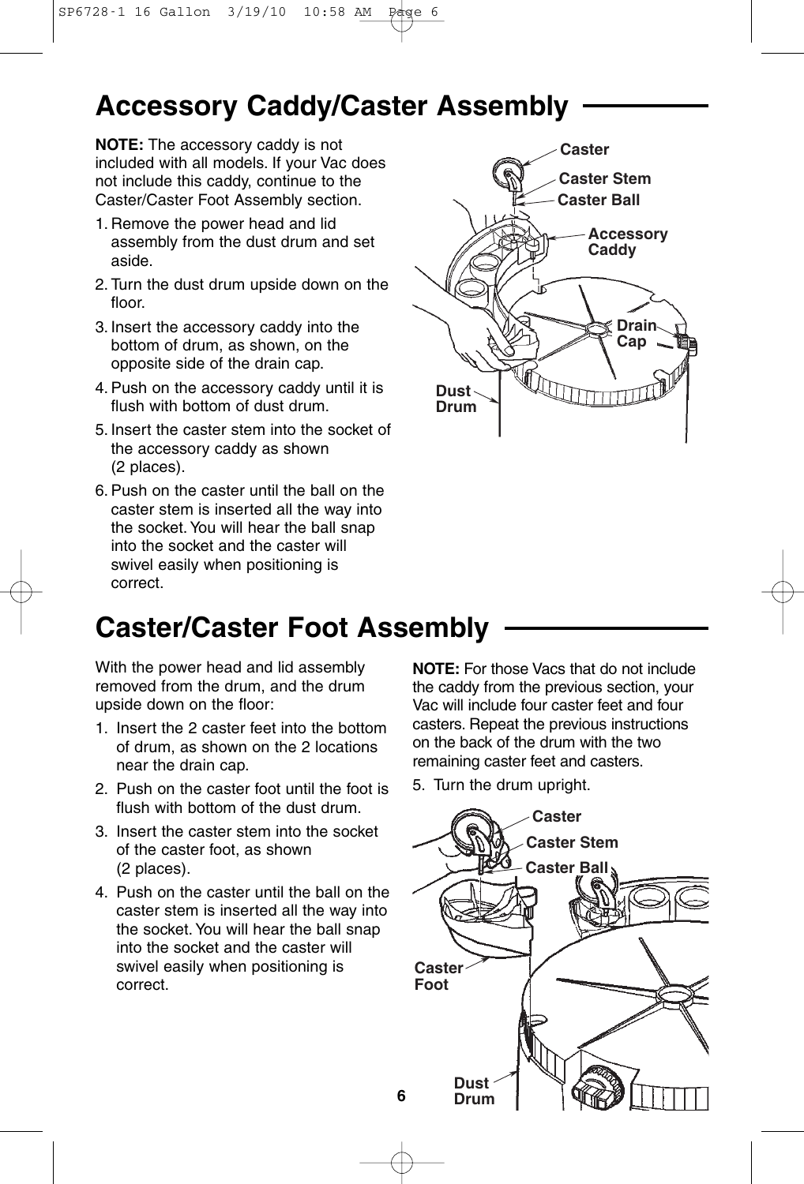## Accessory Caddy/Caster Assembly

**NOTE:** The accessory caddy is not included with all models. If your Vac does not include this caddy, continue to the Caster/Caster Foot Assembly section.

1. Remove the power head and lid assembly from the dust drum and set aside.
2. Turn the dust drum upside down on the floor.
3. Insert the accessory caddy into the bottom of drum, as shown, on the opposite side of the drain cap.
4. Push on the accessory caddy until it is flush with bottom of dust drum.
5. Insert the caster stem into the socket of the accessory caddy as shown (2 places).
6. Push on the caster until the ball on the caster stem is inserted all the way into the socket. You will hear the ball snap into the socket and the caster will swivel easily when positioning is correct.

Caster
Caster Stem
Caster Ball
Accessory Caddy
Drain Cap
Dust Drum

## Caster/Caster Foot Assembly

With the power head and lid assembly removed from the drum, and the drum upside down on the floor:

1. Insert the 2 caster feet into the bottom of drum, as shown on the 2 locations near the drain cap.
2. Push on the caster foot until the foot is flush with bottom of the dust drum.
3. Insert the caster stem into the socket of the caster foot, as shown (2 places).
4. Push on the caster until the ball on the caster stem is inserted all the way into the socket. You will hear the ball snap into the socket and the caster will swivel easily when positioning is correct.

**NOTE:** For those Vacs that do not include the caddy from the previous section, your Vac will include four caster feet and four casters. Repeat the previous instructions on the back of the drum with the two remaining caster feet and casters.

5. Turn the drum upright.

Caster
Caster Stem
Caster Ball
Caster Foot
Dust Drum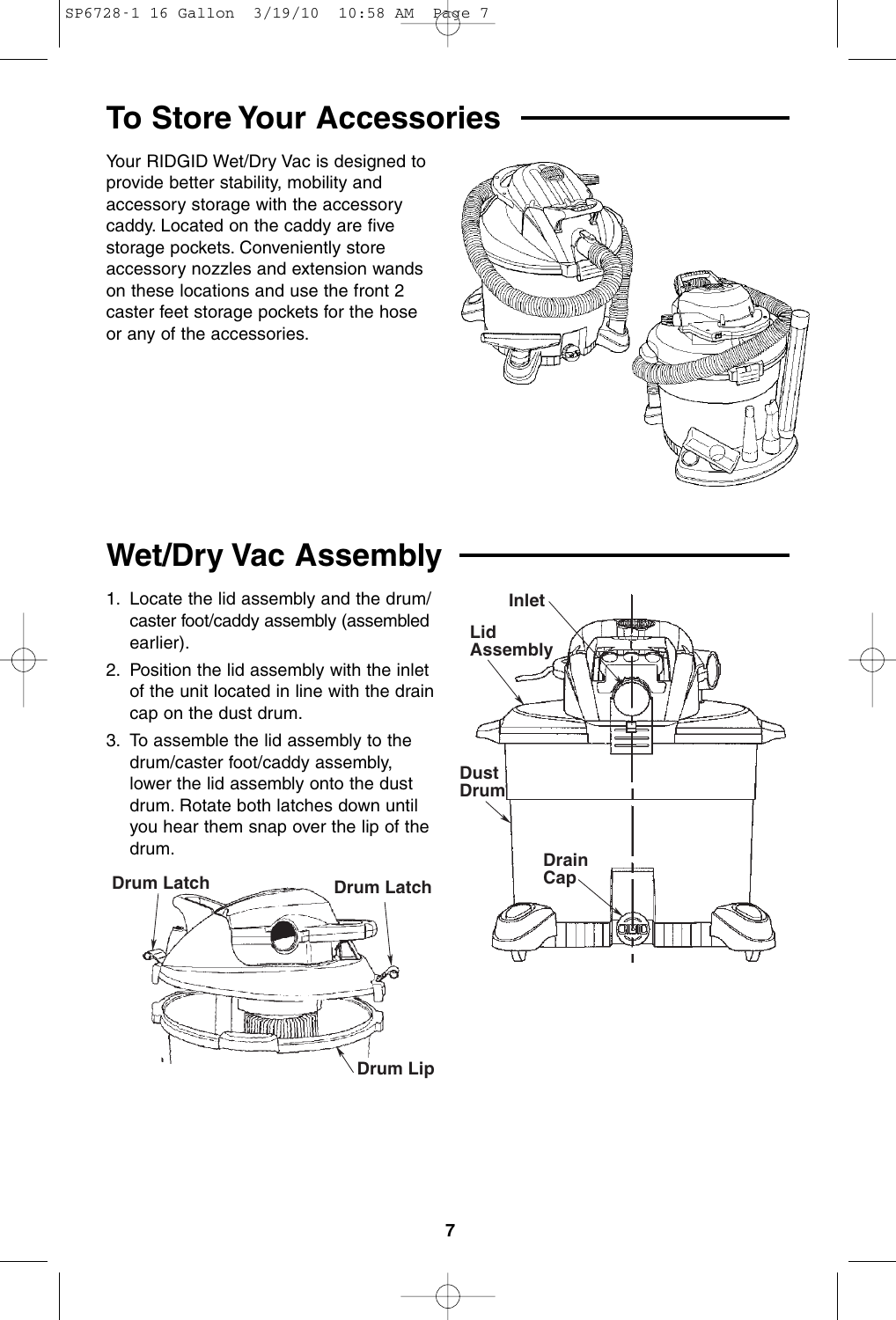## To Store Your Accessories

Your RIDGID Wet/Dry Vac is designed to provide better stability, mobility and accessory storage with the accessory caddy. Located on the caddy are five storage pockets. Conveniently store accessory nozzles and extension wands on these locations and use the front 2 caster feet storage pockets for the hose or any of the accessories.

## Wet/Dry Vac Assembly

1. Locate the lid assembly and the drum/caster foot/caddy assembly (assembled earlier).
2. Position the lid assembly with the inlet of the unit located in line with the drain cap on the dust drum.
3. To assemble the lid assembly to the drum/caster foot/caddy assembly, lower the lid assembly onto the dust drum. Rotate both latches down until you hear them snap over the lip of the drum.

Drum Latch
Drum Latch
Drum Lip

Inlet
Lid Assembly
Dust Drum
Drain Cap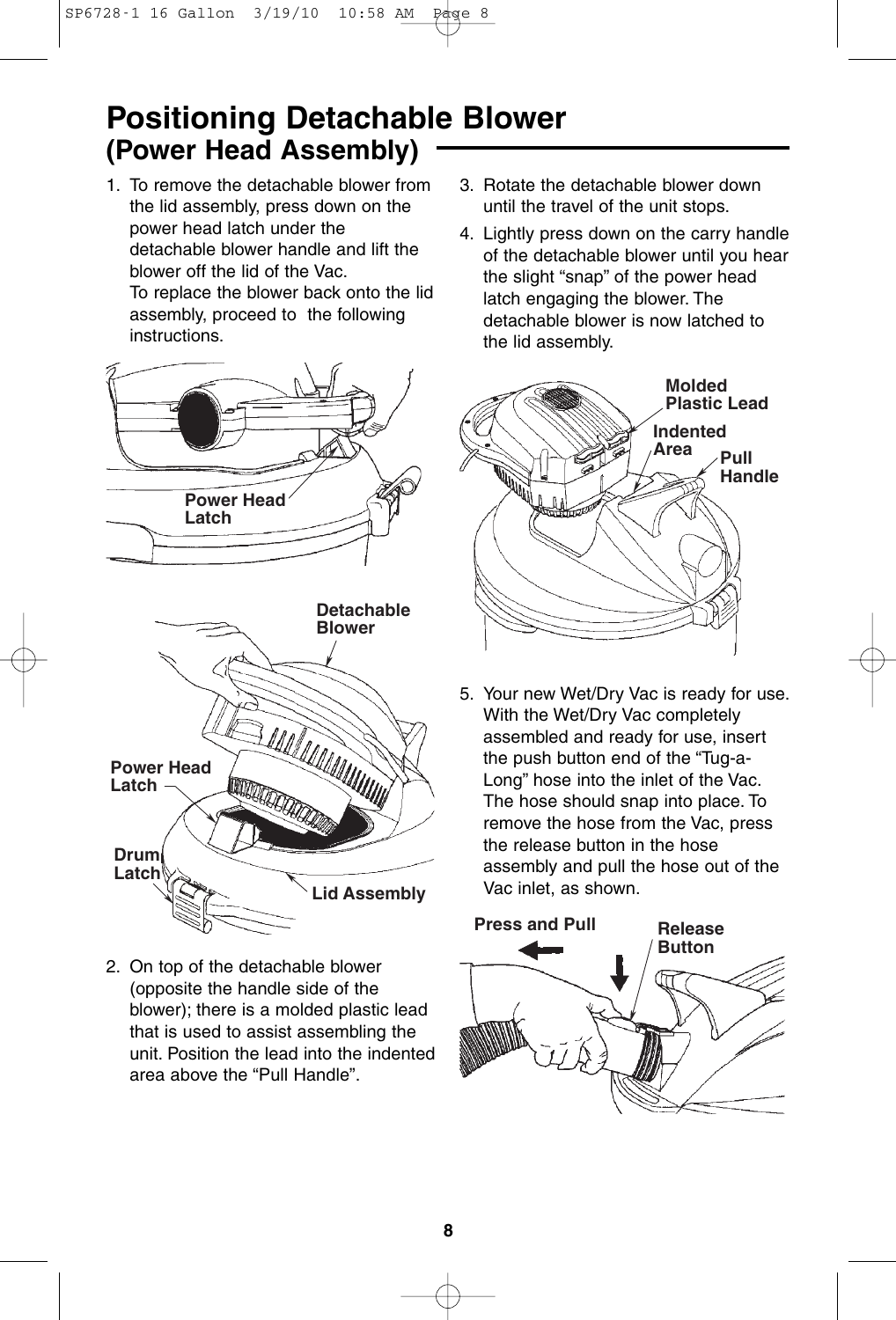# Positioning Detachable Blower
## (Power Head Assembly)

1. To remove the detachable blower from the lid assembly, press down on the power head latch under the detachable blower handle and lift the blower off the lid of the Vac.
   To replace the blower back onto the lid assembly, proceed to the following instructions.

Power Head Latch

Detachable Blower

Power Head Latch

Drum Latch

Lid Assembly

2. On top of the detachable blower (opposite the handle side of the blower); there is a molded plastic lead that is used to assist assembling the unit. Position the lead into the indented area above the "Pull Handle".

3. Rotate the detachable blower down until the travel of the unit stops.

4. Lightly press down on the carry handle of the detachable blower until you hear the slight "snap" of the power head latch engaging the blower. The detachable blower is now latched to the lid assembly.

Molded Plastic Lead

Indented Area

Pull Handle

5. Your new Wet/Dry Vac is ready for use. With the Wet/Dry Vac completely assembled and ready for use, insert the push button end of the "Tug-a-Long" hose into the inlet of the Vac. The hose should snap into place. To remove the hose from the Vac, press the release button in the hose assembly and pull the hose out of the Vac inlet, as shown.

Press and Pull

Release Button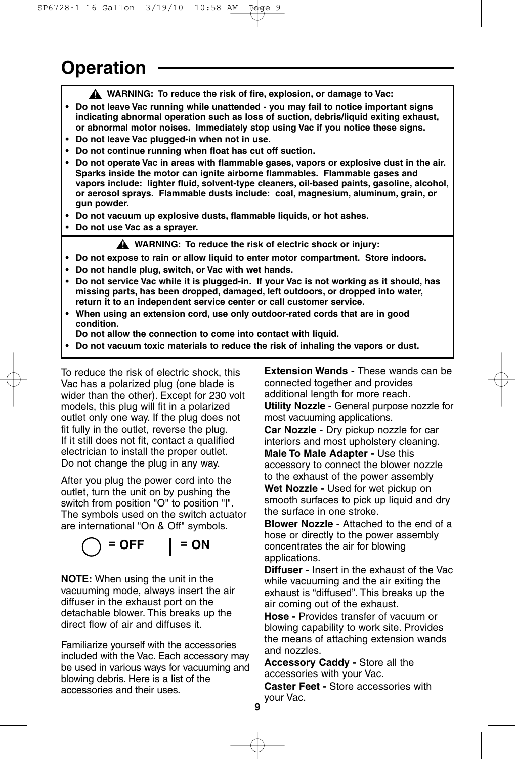# Operation

**⚠ WARNING: To reduce the risk of fire, explosion, or damage to Vac:**

- **Do not leave Vac running while unattended - you may fail to notice important signs indicating abnormal operation such as loss of suction, debris/liquid exiting exhaust, or abnormal motor noises. Immediately stop using Vac if you notice these signs.**
- **Do not leave Vac plugged-in when not in use.**
- **Do not continue running when float has cut off suction.**
- **Do not operate Vac in areas with flammable gases, vapors or explosive dust in the air. Sparks inside the motor can ignite airborne flammables. Flammable gases and vapors include: lighter fluid, solvent-type cleaners, oil-based paints, gasoline, alcohol, or aerosol sprays. Flammable dusts include: coal, magnesium, aluminum, grain, or gun powder.**
- **Do not vacuum up explosive dusts, flammable liquids, or hot ashes.**
- **Do not use Vac as a sprayer.**

**⚠ WARNING: To reduce the risk of electric shock or injury:**

- **Do not expose to rain or allow liquid to enter motor compartment. Store indoors.**
- **Do not handle plug, switch, or Vac with wet hands.**
- **Do not service Vac while it is plugged-in. If your Vac is not working as it should, has missing parts, has been dropped, damaged, left outdoors, or dropped into water, return it to an independent service center or call customer service.**
- **When using an extension cord, use only outdoor-rated cords that are in good condition.**
  **Do not allow the connection to come into contact with liquid.**
- **Do not vacuum toxic materials to reduce the risk of inhaling the vapors or dust.**

To reduce the risk of electric shock, this Vac has a polarized plug (one blade is wider than the other). Except for 230 volt models, this plug will fit in a polarized outlet only one way. If the plug does not fit fully in the outlet, reverse the plug. If it still does not fit, contact a qualified electrician to install the proper outlet. Do not change the plug in any way.

After you plug the power cord into the outlet, turn the unit on by pushing the switch from position "O" to position "I". The symbols used on the switch actuator are international "On & Off" symbols.

**◯ = OFF** **| = ON**

**NOTE:** When using the unit in the vacuuming mode, always insert the air diffuser in the exhaust port on the detachable blower. This breaks up the direct flow of air and diffuses it.

Familiarize yourself with the accessories included with the Vac. Each accessory may be used in various ways for vacuuming and blowing debris. Here is a list of the accessories and their uses.

**Extension Wands -** These wands can be connected together and provides additional length for more reach.

**Utility Nozzle -** General purpose nozzle for most vacuuming applications.

**Car Nozzle -** Dry pickup nozzle for car interiors and most upholstery cleaning.

**Male To Male Adapter -** Use this accessory to connect the blower nozzle to the exhaust of the power assembly

**Wet Nozzle -** Used for wet pickup on smooth surfaces to pick up liquid and dry the surface in one stroke.

**Blower Nozzle -** Attached to the end of a hose or directly to the power assembly concentrates the air for blowing applications.

**Diffuser -** Insert in the exhaust of the Vac while vacuuming and the air exiting the exhaust is “diffused”. This breaks up the air coming out of the exhaust.

**Hose -** Provides transfer of vacuum or blowing capability to work site. Provides the means of attaching extension wands and nozzles.

**Accessory Caddy -** Store all the accessories with your Vac.

**Caster Feet -** Store accessories with your Vac.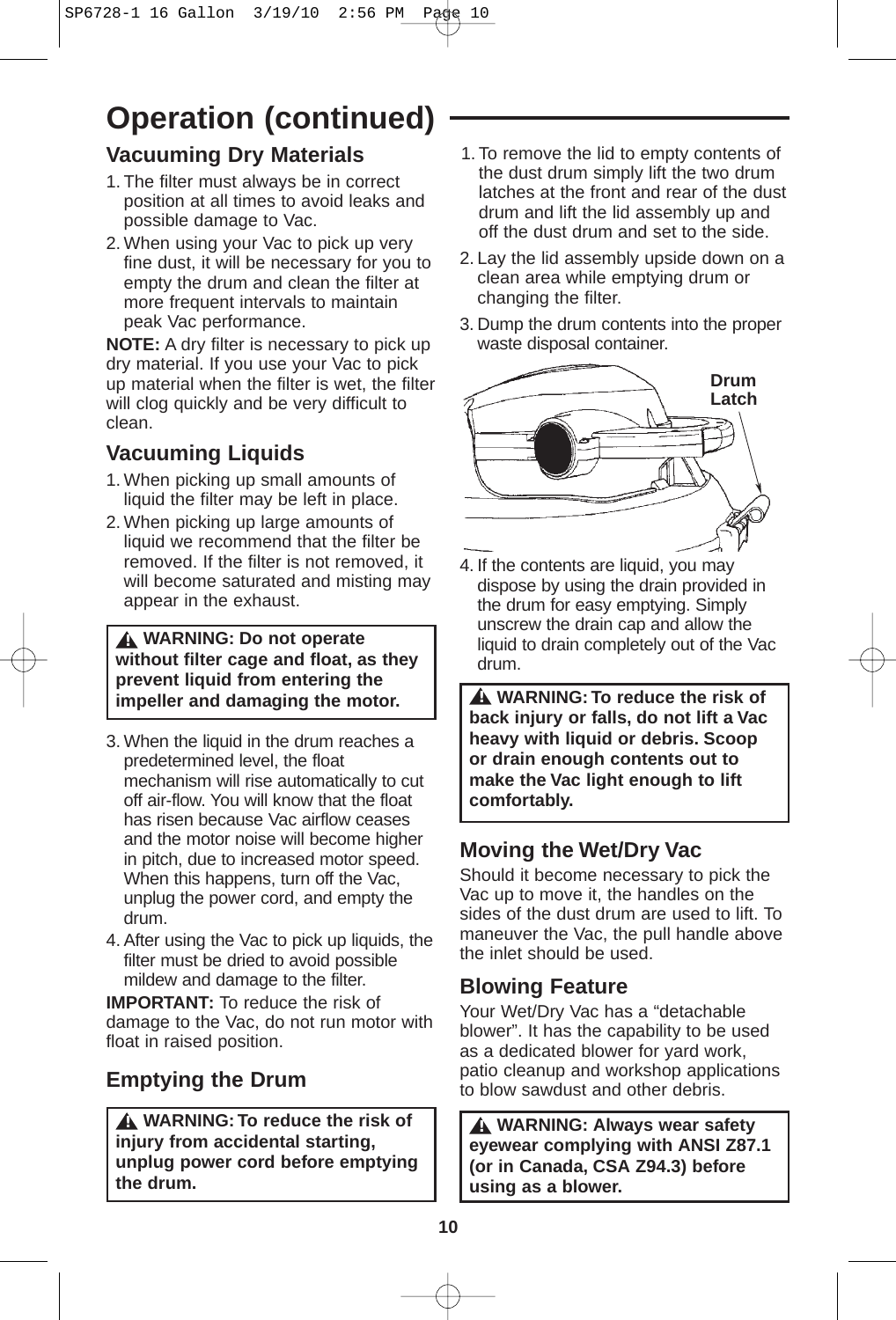# Operation (continued)

## Vacuuming Dry Materials

1. The filter must always be in correct position at all times to avoid leaks and possible damage to Vac.
2. When using your Vac to pick up very fine dust, it will be necessary for you to empty the drum and clean the filter at more frequent intervals to maintain peak Vac performance.

**NOTE:** A dry filter is necessary to pick up dry material. If you use your Vac to pick up material when the filter is wet, the filter will clog quickly and be very difficult to clean.

## Vacuuming Liquids

1. When picking up small amounts of liquid the filter may be left in place.
2. When picking up large amounts of liquid we recommend that the filter be removed. If the filter is not removed, it will become saturated and misting may appear in the exhaust.

> ⚠ **WARNING: Do not operate without filter cage and float, as they prevent liquid from entering the impeller and damaging the motor.**

3. When the liquid in the drum reaches a predetermined level, the float mechanism will rise automatically to cut off air-flow. You will know that the float has risen because Vac airflow ceases and the motor noise will become higher in pitch, due to increased motor speed. When this happens, turn off the Vac, unplug the power cord, and empty the drum.
4. After using the Vac to pick up liquids, the filter must be dried to avoid possible mildew and damage to the filter.

**IMPORTANT:** To reduce the risk of damage to the Vac, do not run motor with float in raised position.

## Emptying the Drum

> ⚠ **WARNING: To reduce the risk of injury from accidental starting, unplug power cord before emptying the drum.**

1. To remove the lid to empty contents of the dust drum simply lift the two drum latches at the front and rear of the dust drum and lift the lid assembly up and off the dust drum and set to the side.
2. Lay the lid assembly upside down on a clean area while emptying drum or changing the filter.
3. Dump the drum contents into the proper waste disposal container.

Drum Latch

4. If the contents are liquid, you may dispose by using the drain provided in the drum for easy emptying. Simply unscrew the drain cap and allow the liquid to drain completely out of the Vac drum.

> ⚠ **WARNING: To reduce the risk of back injury or falls, do not lift a Vac heavy with liquid or debris. Scoop or drain enough contents out to make the Vac light enough to lift comfortably.**

## Moving the Wet/Dry Vac

Should it become necessary to pick the Vac up to move it, the handles on the sides of the dust drum are used to lift. To maneuver the Vac, the pull handle above the inlet should be used.

## Blowing Feature

Your Wet/Dry Vac has a “detachable blower”. It has the capability to be used as a dedicated blower for yard work, patio cleanup and workshop applications to blow sawdust and other debris.

> ⚠ **WARNING: Always wear safety eyewear complying with ANSI Z87.1 (or in Canada, CSA Z94.3) before using as a blower.**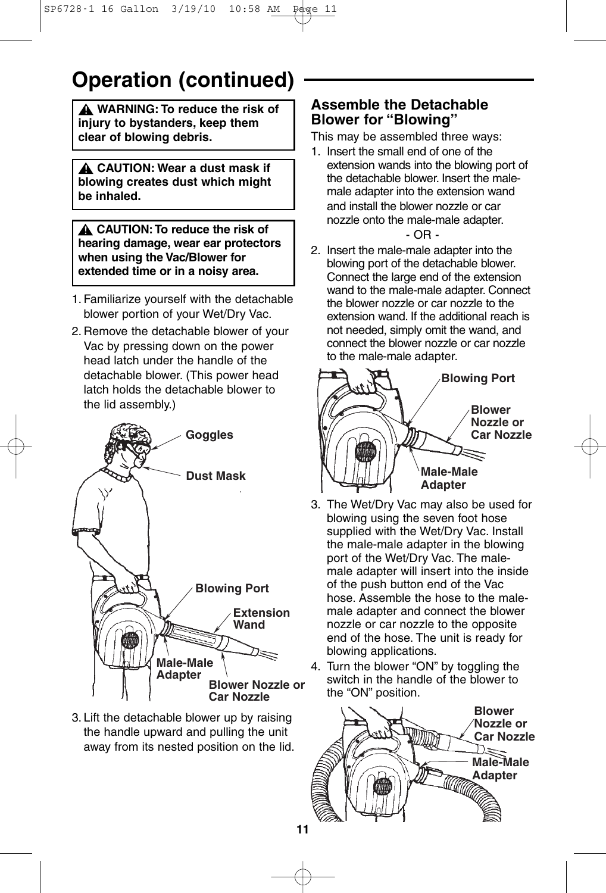# Operation (continued)

**⚠ WARNING: To reduce the risk of injury to bystanders, keep them clear of blowing debris.**

**⚠ CAUTION: Wear a dust mask if blowing creates dust which might be inhaled.**

**⚠ CAUTION: To reduce the risk of hearing damage, wear ear protectors when using the Vac/Blower for extended time or in a noisy area.**

1. Familiarize yourself with the detachable blower portion of your Wet/Dry Vac.
2. Remove the detachable blower of your Vac by pressing down on the power head latch under the handle of the detachable blower. (This power head latch holds the detachable blower to the lid assembly.)

Goggles

Dust Mask

Blowing Port

Extension Wand

Male-Male Adapter

Blower Nozzle or Car Nozzle

3. Lift the detachable blower up by raising the handle upward and pulling the unit away from its nested position on the lid.

## Assemble the Detachable Blower for "Blowing"

This may be assembled three ways:

1. Insert the small end of one of the extension wands into the blowing port of the detachable blower. Insert the male-male adapter into the extension wand and install the blower nozzle or car nozzle onto the male-male adapter.

   - OR -

2. Insert the male-male adapter into the blowing port of the detachable blower. Connect the large end of the extension wand to the male-male adapter. Connect the blower nozzle or car nozzle to the extension wand. If the additional reach is not needed, simply omit the wand, and connect the blower nozzle or car nozzle to the male-male adapter.

Blowing Port

Blower Nozzle or Car Nozzle

Male-Male Adapter

3. The Wet/Dry Vac may also be used for blowing using the seven foot hose supplied with the Wet/Dry Vac. Install the male-male adapter in the blowing port of the Wet/Dry Vac. The male-male adapter will insert into the inside of the push button end of the Vac hose. Assemble the hose to the male-male adapter and connect the blower nozzle or car nozzle to the opposite end of the hose. The unit is ready for blowing applications.
4. Turn the blower "ON" by toggling the switch in the handle of the blower to the "ON" position.

Blower Nozzle or Car Nozzle

Male-Male Adapter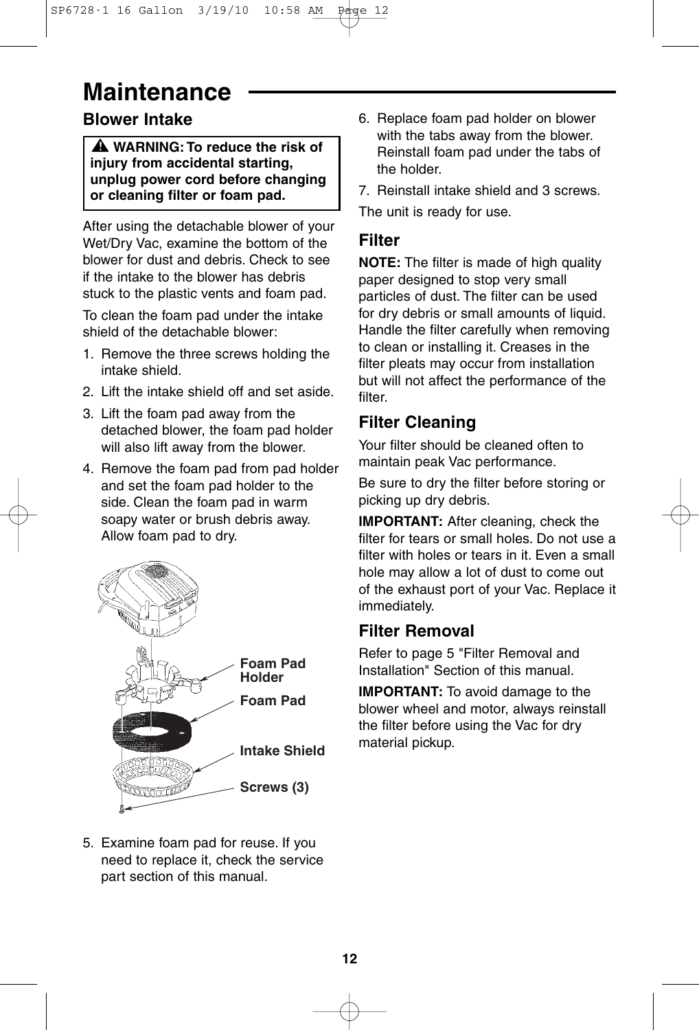# Maintenance

## Blower Intake

> ⚠ **WARNING: To reduce the risk of injury from accidental starting, unplug power cord before changing or cleaning filter or foam pad.**

After using the detachable blower of your Wet/Dry Vac, examine the bottom of the blower for dust and debris. Check to see if the intake to the blower has debris stuck to the plastic vents and foam pad.

To clean the foam pad under the intake shield of the detachable blower:

1. Remove the three screws holding the intake shield.
2. Lift the intake shield off and set aside.
3. Lift the foam pad away from the detached blower, the foam pad holder will also lift away from the blower.
4. Remove the foam pad from pad holder and set the foam pad holder to the side. Clean the foam pad in warm soapy water or brush debris away. Allow foam pad to dry.

Foam Pad Holder

Foam Pad

Intake Shield

Screws (3)

5. Examine foam pad for reuse. If you need to replace it, check the service part section of this manual.
6. Replace foam pad holder on blower with the tabs away from the blower. Reinstall foam pad under the tabs of the holder.
7. Reinstall intake shield and 3 screws.

The unit is ready for use.

## Filter

**NOTE:** The filter is made of high quality paper designed to stop very small particles of dust. The filter can be used for dry debris or small amounts of liquid. Handle the filter carefully when removing to clean or installing it. Creases in the filter pleats may occur from installation but will not affect the performance of the filter.

## Filter Cleaning

Your filter should be cleaned often to maintain peak Vac performance.

Be sure to dry the filter before storing or picking up dry debris.

**IMPORTANT:** After cleaning, check the filter for tears or small holes. Do not use a filter with holes or tears in it. Even a small hole may allow a lot of dust to come out of the exhaust port of your Vac. Replace it immediately.

## Filter Removal

Refer to page 5 "Filter Removal and Installation" Section of this manual.

**IMPORTANT:** To avoid damage to the blower wheel and motor, always reinstall the filter before using the Vac for dry material pickup.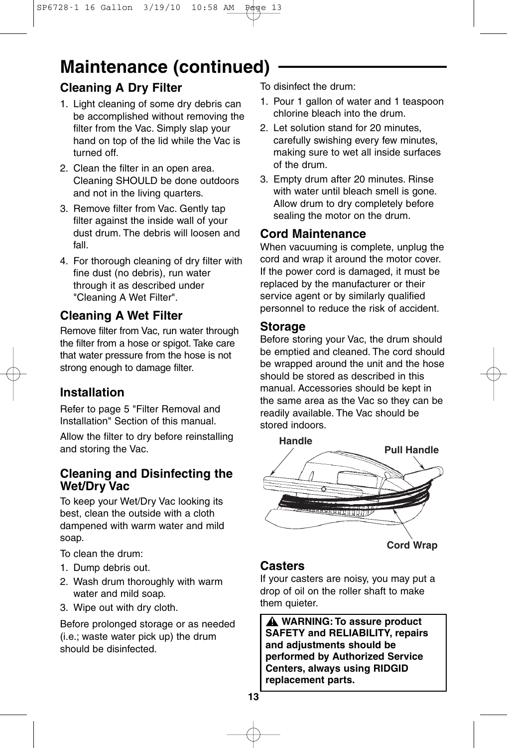# Maintenance (continued)

## Cleaning A Dry Filter

1. Light cleaning of some dry debris can be accomplished without removing the filter from the Vac. Simply slap your hand on top of the lid while the Vac is turned off.
2. Clean the filter in an open area. Cleaning SHOULD be done outdoors and not in the living quarters.
3. Remove filter from Vac. Gently tap filter against the inside wall of your dust drum. The debris will loosen and fall.
4. For thorough cleaning of dry filter with fine dust (no debris), run water through it as described under "Cleaning A Wet Filter".

## Cleaning A Wet Filter

Remove filter from Vac, run water through the filter from a hose or spigot. Take care that water pressure from the hose is not strong enough to damage filter.

## Installation

Refer to page 5 "Filter Removal and Installation" Section of this manual.

Allow the filter to dry before reinstalling and storing the Vac.

## Cleaning and Disinfecting the Wet/Dry Vac

To keep your Wet/Dry Vac looking its best, clean the outside with a cloth dampened with warm water and mild soap.

To clean the drum:

1. Dump debris out.
2. Wash drum thoroughly with warm water and mild soap.
3. Wipe out with dry cloth.

Before prolonged storage or as needed (i.e.; waste water pick up) the drum should be disinfected.

To disinfect the drum:

1. Pour 1 gallon of water and 1 teaspoon chlorine bleach into the drum.
2. Let solution stand for 20 minutes, carefully swishing every few minutes, making sure to wet all inside surfaces of the drum.
3. Empty drum after 20 minutes. Rinse with water until bleach smell is gone. Allow drum to dry completely before sealing the motor on the drum.

## Cord Maintenance

When vacuuming is complete, unplug the cord and wrap it around the motor cover. If the power cord is damaged, it must be replaced by the manufacturer or their service agent or by similarly qualified personnel to reduce the risk of accident.

## Storage

Before storing your Vac, the drum should be emptied and cleaned. The cord should be wrapped around the unit and the hose should be stored as described in this manual. Accessories should be kept in the same area as the Vac so they can be readily available. The Vac should be stored indoors.

Handle

Pull Handle

Cord Wrap

## Casters

If your casters are noisy, you may put a drop of oil on the roller shaft to make them quieter.

**⚠ WARNING: To assure product SAFETY and RELIABILITY, repairs and adjustments should be performed by Authorized Service Centers, always using RIDGID replacement parts.**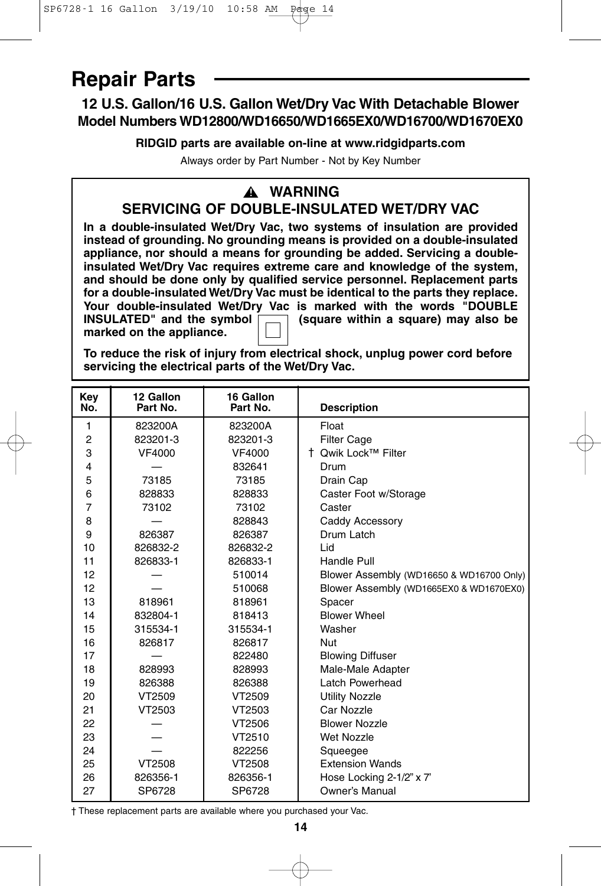# Repair Parts

## 12 U.S. Gallon/16 U.S. Gallon Wet/Dry Vac With Detachable Blower
## Model Numbers WD12800/WD16650/WD1665EX0/WD16700/WD1670EX0

**RIDGID parts are available on-line at www.ridgidparts.com**

Always order by Part Number - Not by Key Number

> ⚠ **WARNING**
>
> **SERVICING OF DOUBLE-INSULATED WET/DRY VAC**
>
> **In a double-insulated Wet/Dry Vac, two systems of insulation are provided instead of grounding. No grounding means is provided on a double-insulated appliance, nor should a means for grounding be added. Servicing a double-insulated Wet/Dry Vac requires extreme care and knowledge of the system, and should be done only by qualified service personnel. Replacement parts for a double-insulated Wet/Dry Vac must be identical to the parts they replace. Your double-insulated Wet/Dry Vac is marked with the words "DOUBLE INSULATED" and the symbol ▣ (square within a square) may also be marked on the appliance.**
>
> **To reduce the risk of injury from electrical shock, unplug power cord before servicing the electrical parts of the Wet/Dry Vac.**

| Key No. | 12 Gallon Part No. | 16 Gallon Part No. | Description |
|---|---|---|---|
| 1 | 823200A | 823200A | Float |
| 2 | 823201-3 | 823201-3 | Filter Cage |
| 3 | VF4000 | VF4000 | † Qwik Lock™ Filter |
| 4 | — | 832641 | Drum |
| 5 | 73185 | 73185 | Drain Cap |
| 6 | 828833 | 828833 | Caster Foot w/Storage |
| 7 | 73102 | 73102 | Caster |
| 8 | — | 828843 | Caddy Accessory |
| 9 | 826387 | 826387 | Drum Latch |
| 10 | 826832-2 | 826832-2 | Lid |
| 11 | 826833-1 | 826833-1 | Handle Pull |
| 12 | — | 510014 | Blower Assembly (WD16650 & WD16700 Only) |
| 12 | — | 510068 | Blower Assembly (WD1665EX0 & WD1670EX0) |
| 13 | 818961 | 818961 | Spacer |
| 14 | 832804-1 | 818413 | Blower Wheel |
| 15 | 315534-1 | 315534-1 | Washer |
| 16 | 826817 | 826817 | Nut |
| 17 | — | 822480 | Blowing Diffuser |
| 18 | 828993 | 828993 | Male-Male Adapter |
| 19 | 826388 | 826388 | Latch Powerhead |
| 20 | VT2509 | VT2509 | Utility Nozzle |
| 21 | VT2503 | VT2503 | Car Nozzle |
| 22 | — | VT2506 | Blower Nozzle |
| 23 | — | VT2510 | Wet Nozzle |
| 24 | — | 822256 | Squeegee |
| 25 | VT2508 | VT2508 | Extension Wands |
| 26 | 826356-1 | 826356-1 | Hose Locking 2-1/2" x 7' |
| 27 | SP6728 | SP6728 | Owner's Manual |

† These replacement parts are available where you purchased your Vac.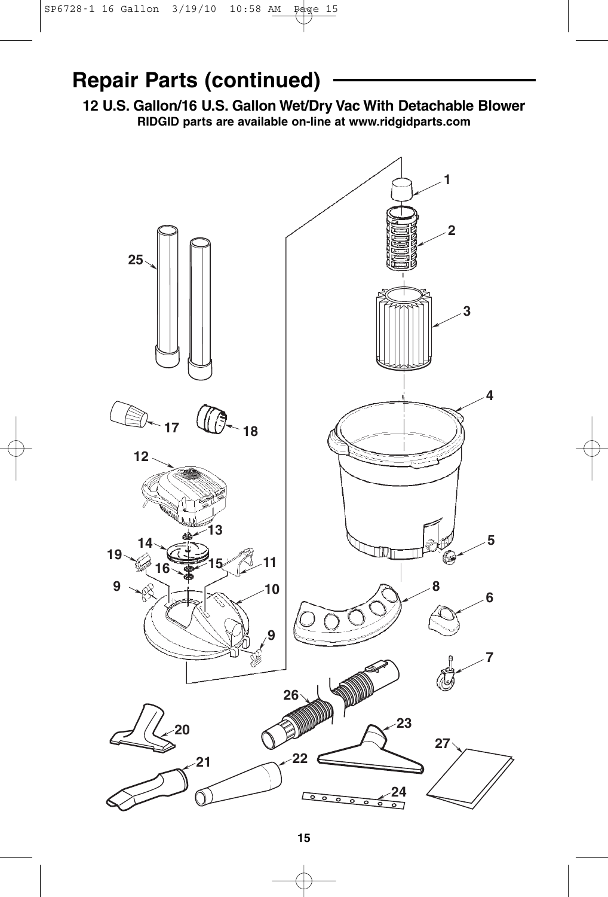## Repair Parts (continued)

**12 U.S. Gallon/16 U.S. Gallon Wet/Dry Vac With Detachable Blower**

**RIDGID parts are available on-line at www.ridgidparts.com**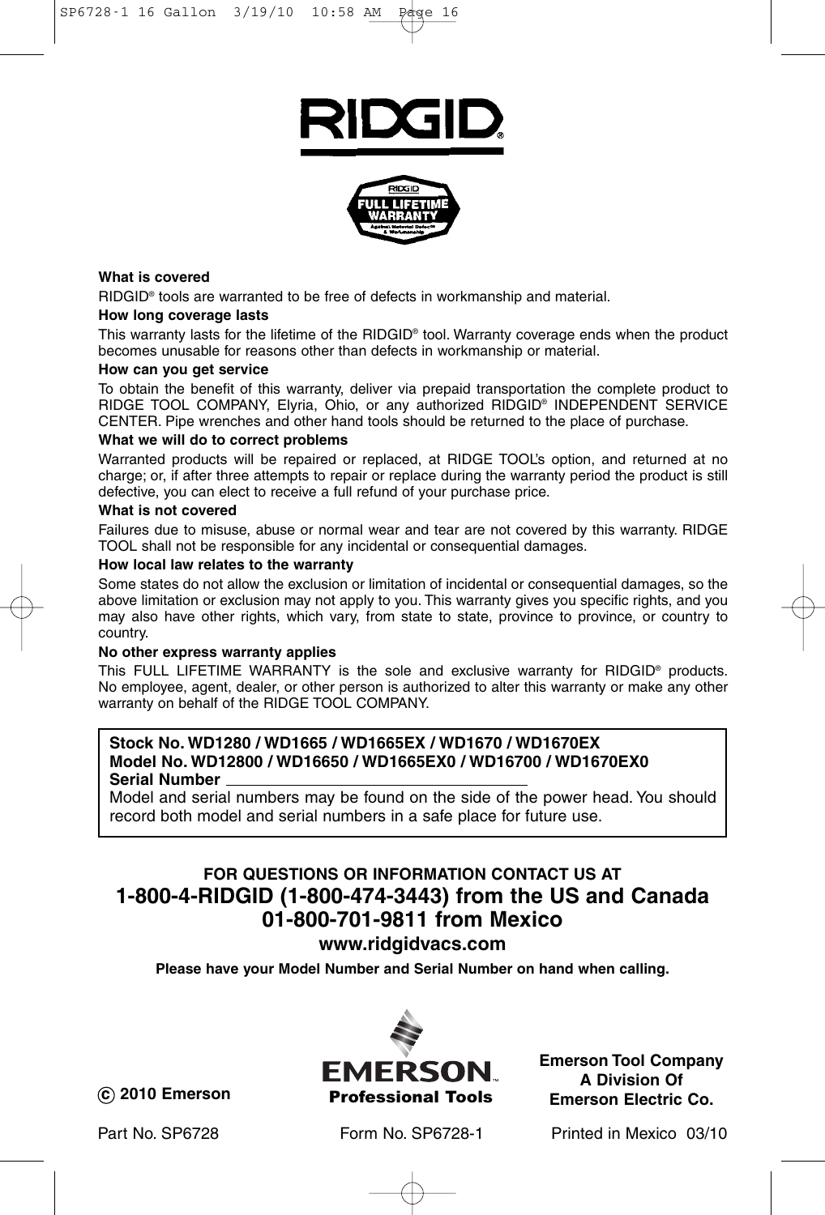RIDGID®

FULL LIFETIME WARRANTY

#### What is covered

RIDGID® tools are warranted to be free of defects in workmanship and material.

#### How long coverage lasts

This warranty lasts for the lifetime of the RIDGID® tool. Warranty coverage ends when the product becomes unusable for reasons other than defects in workmanship or material.

#### How can you get service

To obtain the benefit of this warranty, deliver via prepaid transportation the complete product to RIDGE TOOL COMPANY, Elyria, Ohio, or any authorized RIDGID® INDEPENDENT SERVICE CENTER. Pipe wrenches and other hand tools should be returned to the place of purchase.

#### What we will do to correct problems

Warranted products will be repaired or replaced, at RIDGE TOOL's option, and returned at no charge; or, if after three attempts to repair or replace during the warranty period the product is still defective, you can elect to receive a full refund of your purchase price.

#### What is not covered

Failures due to misuse, abuse or normal wear and tear are not covered by this warranty. RIDGE TOOL shall not be responsible for any incidental or consequential damages.

#### How local law relates to the warranty

Some states do not allow the exclusion or limitation of incidental or consequential damages, so the above limitation or exclusion may not apply to you. This warranty gives you specific rights, and you may also have other rights, which vary, from state to state, province to province, or country to country.

#### No other express warranty applies

This FULL LIFETIME WARRANTY is the sole and exclusive warranty for RIDGID® products. No employee, agent, dealer, or other person is authorized to alter this warranty or make any other warranty on behalf of the RIDGE TOOL COMPANY.

**Stock No. WD1280 / WD1665 / WD1665EX / WD1670 / WD1670EX**
**Model No. WD12800 / WD16650 / WD1665EX0 / WD16700 / WD1670EX0**
**Serial Number** ______________________________

Model and serial numbers may be found on the side of the power head. You should record both model and serial numbers in a safe place for future use.

**FOR QUESTIONS OR INFORMATION CONTACT US AT**

## 1-800-4-RIDGID (1-800-474-3443) from the US and Canada

## 01-800-701-9811 from Mexico

### www.ridgidvacs.com

**Please have your Model Number and Serial Number on hand when calling.**

**© 2010 Emerson**

EMERSON™ **Professional Tools**

**Emerson Tool Company**
**A Division Of**
**Emerson Electric Co.**

Part No. SP6728    Form No. SP6728-1    Printed in Mexico 03/10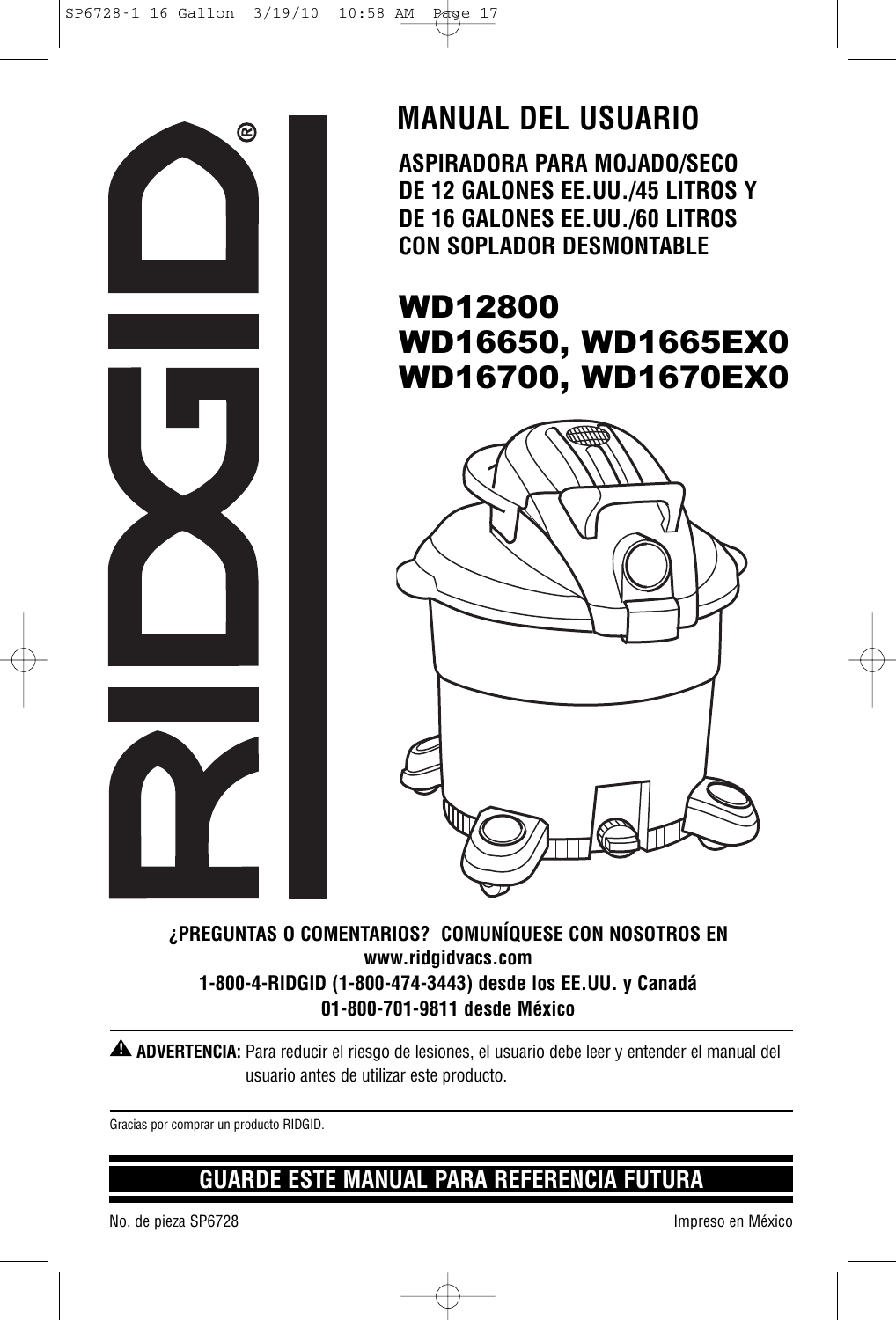# MANUAL DEL USUARIO

**ASPIRADORA PARA MOJADO/SECO DE 12 GALONES EE.UU./45 LITROS Y DE 16 GALONES EE.UU./60 LITROS CON SOPLADOR DESMONTABLE**

## WD12800
## WD16650, WD1665EX0
## WD16700, WD1670EX0

**¿PREGUNTAS O COMENTARIOS? COMUNÍQUESE CON NOSOTROS EN**
**www.ridgidvacs.com**
**1-800-4-RIDGID (1-800-474-3443) desde los EE.UU. y Canadá**
**01-800-701-9811 desde México**

⚠ **ADVERTENCIA:** Para reducir el riesgo de lesiones, el usuario debe leer y entender el manual del usuario antes de utilizar este producto.

Gracias por comprar un producto RIDGID.

## GUARDE ESTE MANUAL PARA REFERENCIA FUTURA

No. de pieza SP6728

Impreso en México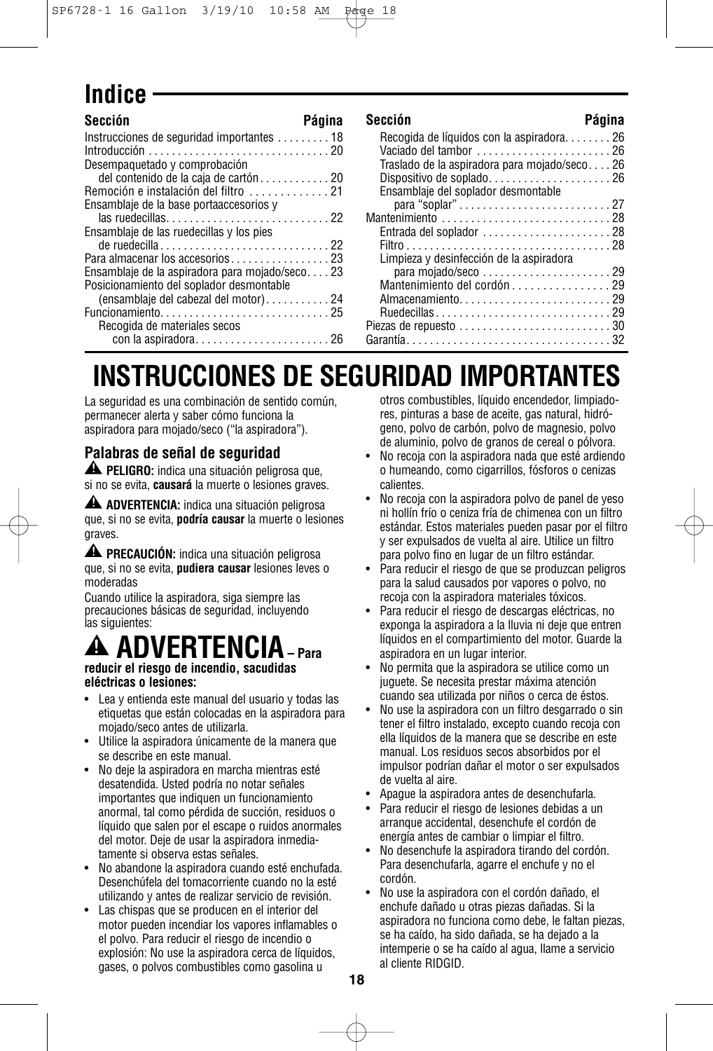# Indice

| Sección | Página |
|---|---|
| Instrucciones de seguridad importantes | 18 |
| Introducción | 20 |
| Desempaquetado y comprobación del contenido de la caja de cartón | 20 |
| Remoción e instalación del filtro | 21 |
| Ensamblaje de la base portaaccesorios y las ruedecillas | 22 |
| Ensamblaje de las ruedecillas y los pies de ruedecilla | 22 |
| Para almacenar los accesorios | 23 |
| Ensamblaje de la aspiradora para mojado/seco | 23 |
| Posicionamiento del soplador desmontable (ensamblaje del cabezal del motor) | 24 |
| Funcionamiento | 25 |
| Recogida de materiales secos con la aspiradora | 26 |
| Recogida de líquidos con la aspiradora | 26 |
| Vaciado del tambor | 26 |
| Traslado de la aspiradora para mojado/seco | 26 |
| Dispositivo de soplado | 26 |
| Ensamblaje del soplador desmontable para "soplar" | 27 |
| Mantenimiento | 28 |
| Entrada del soplador | 28 |
| Filtro | 28 |
| Limpieza y desinfección de la aspiradora para mojado/seco | 29 |
| Mantenimiento del cordón | 29 |
| Almacenamiento | 29 |
| Ruedecillas | 29 |
| Piezas de repuesto | 30 |
| Garantía | 32 |

# INSTRUCCIONES DE SEGURIDAD IMPORTANTES

La seguridad es una combinación de sentido común, permanecer alerta y saber cómo funciona la aspiradora para mojado/seco ("la aspiradora").

## Palabras de señal de seguridad

⚠ **PELIGRO:** indica una situación peligrosa que, si no se evita, **causará** la muerte o lesiones graves.

⚠ **ADVERTENCIA:** indica una situación peligrosa que, si no se evita, **podría causar** la muerte o lesiones graves.

⚠ **PRECAUCIÓN:** indica una situación peligrosa que, si no se evita, **pudiera causar** lesiones leves o moderadas

Cuando utilice la aspiradora, siga siempre las precauciones básicas de seguridad, incluyendo las siguientes:

## ⚠ ADVERTENCIA – Para reducir el riesgo de incendio, sacudidas eléctricas o lesiones:

- Lea y entienda este manual del usuario y todas las etiquetas que están colocadas en la aspiradora para mojado/seco antes de utilizarla.
- Utilice la aspiradora únicamente de la manera que se describe en este manual.
- No deje la aspiradora en marcha mientras esté desatendida. Usted podría no notar señales importantes que indiquen un funcionamiento anormal, tal como pérdida de succión, residuos o líquido que salen por el escape o ruidos anormales del motor. Deje de usar la aspiradora inmediatamente si observa estas señales.
- No abandone la aspiradora cuando esté enchufada. Desenchúfela del tomacorriente cuando no la esté utilizando y antes de realizar servicio de revisión.
- Las chispas que se producen en el interior del motor pueden incendiar los vapores inflamables o el polvo. Para reducir el riesgo de incendio o explosión: No use la aspiradora cerca de líquidos, gases, o polvos combustibles como gasolina u otros combustibles, líquido encendedor, limpiadores, pinturas a base de aceite, gas natural, hidrógeno, polvo de carbón, polvo de magnesio, polvo de aluminio, polvo de granos de cereal o pólvora.
- No recoja con la aspiradora nada que esté ardiendo o humeando, como cigarrillos, fósforos o cenizas calientes.
- No recoja con la aspiradora polvo de panel de yeso ni hollín frío o ceniza fría de chimenea con un filtro estándar. Estos materiales pueden pasar por el filtro y ser expulsados de vuelta al aire. Utilice un filtro para polvo fino en lugar de un filtro estándar.
- Para reducir el riesgo de que se produzcan peligros para la salud causados por vapores o polvo, no recoja con la aspiradora materiales tóxicos.
- Para reducir el riesgo de descargas eléctricas, no exponga la aspiradora a la lluvia ni deje que entren líquidos en el compartimiento del motor. Guarde la aspiradora en un lugar interior.
- No permita que la aspiradora se utilice como un juguete. Se necesita prestar máxima atención cuando sea utilizada por niños o cerca de éstos.
- No use la aspiradora con un filtro desgarrado o sin tener el filtro instalado, excepto cuando recoja con ella líquidos de la manera que se describe en este manual. Los residuos secos absorbidos por el impulsor podrían dañar el motor o ser expulsados de vuelta al aire.
- Apague la aspiradora antes de desenchufarla.
- Para reducir el riesgo de lesiones debidas a un arranque accidental, desenchufe el cordón de energía antes de cambiar o limpiar el filtro.
- No desenchufe la aspiradora tirando del cordón. Para desenchufarla, agarre el enchufe y no el cordón.
- No use la aspiradora con el cordón dañado, el enchufe dañado u otras piezas dañadas. Si la aspiradora no funciona como debe, le faltan piezas, se ha caído, ha sido dañada, se ha dejado a la intemperie o se ha caído al agua, llame a servicio al cliente RIDGID.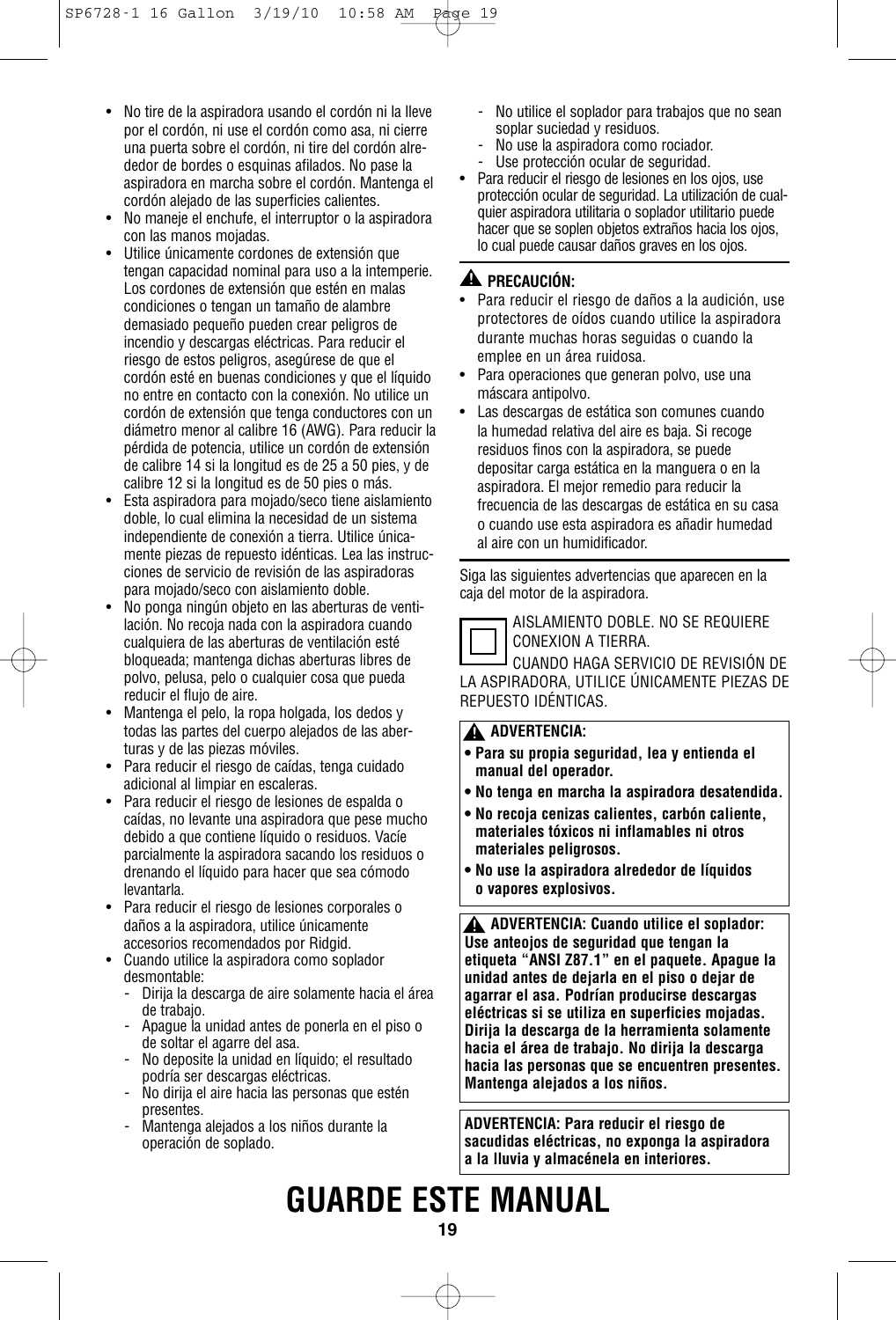- No tire de la aspiradora usando el cordón ni la lleve por el cordón, ni use el cordón como asa, ni cierre una puerta sobre el cordón, ni tire del cordón alrededor de bordes o esquinas afilados. No pase la aspiradora en marcha sobre el cordón. Mantenga el cordón alejado de las superficies calientes.
- No maneje el enchufe, el interruptor o la aspiradora con las manos mojadas.
- Utilice únicamente cordones de extensión que tengan capacidad nominal para uso a la intemperie. Los cordones de extensión que estén en malas condiciones o tengan un tamaño de alambre demasiado pequeño pueden crear peligros de incendio y descargas eléctricas. Para reducir el riesgo de estos peligros, asegúrese de que el cordón esté en buenas condiciones y que el líquido no entre en contacto con la conexión. No utilice un cordón de extensión que tenga conductores con un diámetro menor al calibre 16 (AWG). Para reducir la pérdida de potencia, utilice un cordón de extensión de calibre 14 si la longitud es de 25 a 50 pies, y de calibre 12 si la longitud es de 50 pies o más.
- Esta aspiradora para mojado/seco tiene aislamiento doble, lo cual elimina la necesidad de un sistema independiente de conexión a tierra. Utilice únicamente piezas de repuesto idénticas. Lea las instrucciones de servicio de revisión de las aspiradoras para mojado/seco con aislamiento doble.
- No ponga ningún objeto en las aberturas de ventilación. No recoja nada con la aspiradora cuando cualquiera de las aberturas de ventilación esté bloqueada; mantenga dichas aberturas libres de polvo, pelusa, pelo o cualquier cosa que pueda reducir el flujo de aire.
- Mantenga el pelo, la ropa holgada, los dedos y todas las partes del cuerpo alejados de las aberturas y de las piezas móviles.
- Para reducir el riesgo de caídas, tenga cuidado adicional al limpiar en escaleras.
- Para reducir el riesgo de lesiones de espalda o caídas, no levante una aspiradora que pese mucho debido a que contiene líquido o residuos. Vacíe parcialmente la aspiradora sacando los residuos o drenando el líquido para hacer que sea cómodo levantarla.
- Para reducir el riesgo de lesiones corporales o daños a la aspiradora, utilice únicamente accesorios recomendados por Ridgid.
- Cuando utilice la aspiradora como soplador desmontable:
  - Dirija la descarga de aire solamente hacia el área de trabajo.
  - Apague la unidad antes de ponerla en el piso o de soltar el agarre del asa.
  - No deposite la unidad en líquido; el resultado podría ser descargas eléctricas.
  - No dirija el aire hacia las personas que estén presentes.
  - Mantenga alejados a los niños durante la operación de soplado.
  - No utilice el soplador para trabajos que no sean soplar suciedad y residuos.
  - No use la aspiradora como rociador.
  - Use protección ocular de seguridad.
- Para reducir el riesgo de lesiones en los ojos, use protección ocular de seguridad. La utilización de cualquier aspiradora utilitaria o soplador utilitario puede hacer que se soplen objetos extraños hacia los ojos, lo cual puede causar daños graves en los ojos.

**⚠ PRECAUCIÓN:**

- Para reducir el riesgo de daños a la audición, use protectores de oídos cuando utilice la aspiradora durante muchas horas seguidas o cuando la emplee en un área ruidosa.
- Para operaciones que generan polvo, use una máscara antipolvo.
- Las descargas de estática son comunes cuando la humedad relativa del aire es baja. Si recoge residuos finos con la aspiradora, se puede depositar carga estática en la manguera o en la aspiradora. El mejor remedio para reducir la frecuencia de las descargas de estática en su casa o cuando use esta aspiradora es añadir humedad al aire con un humidificador.

Siga las siguientes advertencias que aparecen en la caja del motor de la aspiradora.

AISLAMIENTO DOBLE. NO SE REQUIERE CONEXION A TIERRA.
CUANDO HAGA SERVICIO DE REVISIÓN DE LA ASPIRADORA, UTILICE ÚNICAMENTE PIEZAS DE REPUESTO IDÉNTICAS.

**⚠ ADVERTENCIA:**

- **Para su propia seguridad, lea y entienda el manual del operador.**
- **No tenga en marcha la aspiradora desatendida.**
- **No recoja cenizas calientes, carbón caliente, materiales tóxicos ni inflamables ni otros materiales peligrosos.**
- **No use la aspiradora alrededor de líquidos o vapores explosivos.**

**⚠ ADVERTENCIA: Cuando utilice el soplador: Use anteojos de seguridad que tengan la etiqueta “ANSI Z87.1” en el paquete. Apague la unidad antes de dejarla en el piso o dejar de agarrar el asa. Podrían producirse descargas eléctricas si se utiliza en superficies mojadas. Dirija la descarga de la herramienta solamente hacia el área de trabajo. No dirija la descarga hacia las personas que se encuentren presentes. Mantenga alejados a los niños.**

**ADVERTENCIA: Para reducir el riesgo de sacudidas eléctricas, no exponga la aspiradora a la lluvia y almacénela en interiores.**

# GUARDE ESTE MANUAL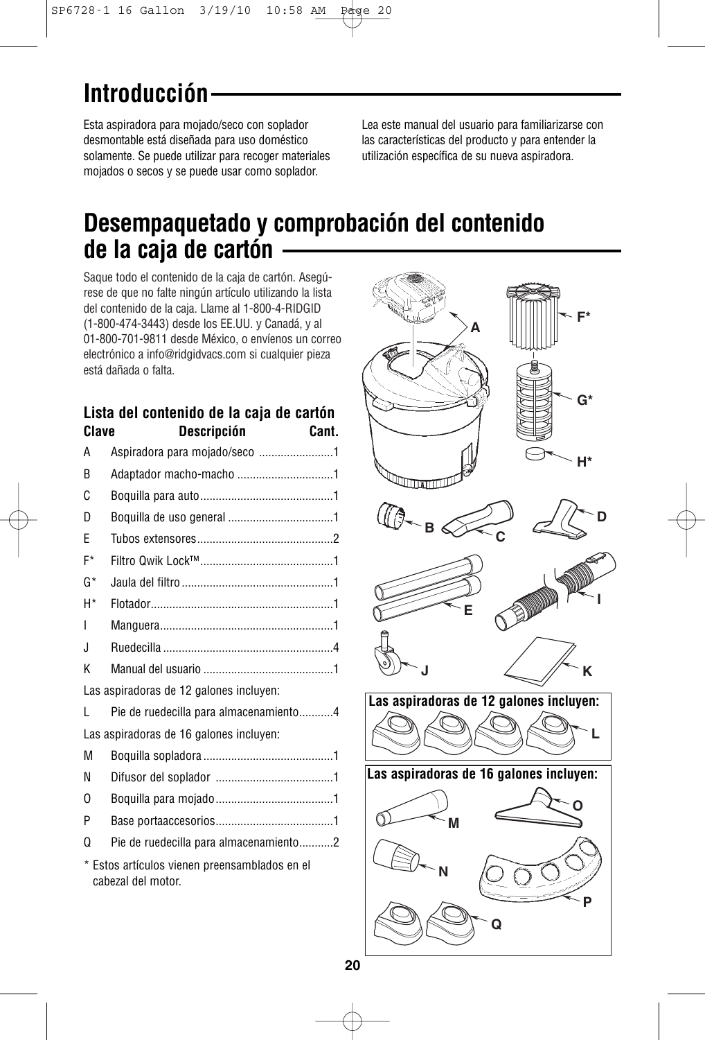# Introducción

Esta aspiradora para mojado/seco con soplador desmontable está diseñada para uso doméstico solamente. Se puede utilizar para recoger materiales mojados o secos y se puede usar como soplador.

Lea este manual del usuario para familiarizarse con las características del producto y para entender la utilización específica de su nueva aspiradora.

# Desempaquetado y comprobación del contenido de la caja de cartón

Saque todo el contenido de la caja de cartón. Asegúrese de que no falte ningún artículo utilizando la lista del contenido de la caja. Llame al 1-800-4-RIDGID (1-800-474-3443) desde los EE.UU. y Canadá, y al 01-800-701-9811 desde México, o envíenos un correo electrónico a info@ridgidvacs.com si cualquier pieza está dañada o falta.

### Lista del contenido de la caja de cartón

| Clave | Descripción | Cant. |
|---|---|---|
| A | Aspiradora para mojado/seco | 1 |
| B | Adaptador macho-macho | 1 |
| C | Boquilla para auto | 1 |
| D | Boquilla de uso general | 1 |
| E | Tubos extensores | 2 |
| F* | Filtro Qwik Lock™ | 1 |
| G* | Jaula del filtro | 1 |
| H* | Flotador | 1 |
| I | Manguera | 1 |
| J | Ruedecilla | 4 |
| K | Manual del usuario | 1 |
| Las aspiradoras de 12 galones incluyen: | | |
| L | Pie de ruedecilla para almacenamiento | 4 |
| Las aspiradoras de 16 galones incluyen: | | |
| M | Boquilla sopladora | 1 |
| N | Difusor del soplador | 1 |
| O | Boquilla para mojado | 1 |
| P | Base portaaccesorios | 1 |
| Q | Pie de ruedecilla para almacenamiento | 2 |

\* Estos artículos vienen preensamblados en el cabezal del motor.

Las aspiradoras de 12 galones incluyen:

Las aspiradoras de 16 galones incluyen: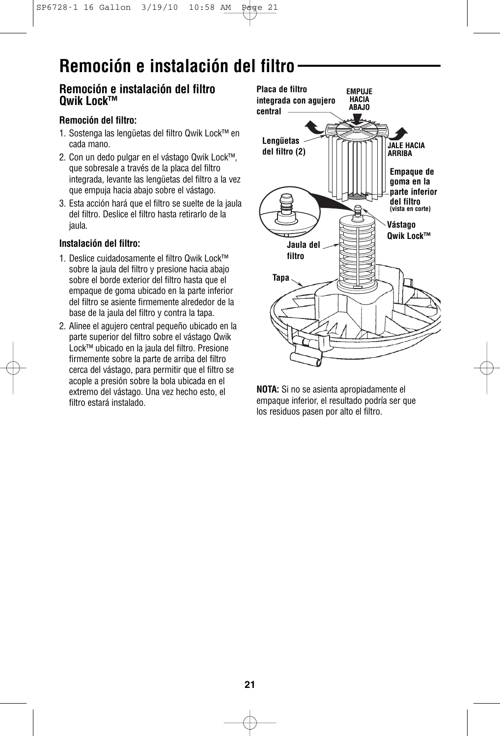# Remoción e instalación del filtro

## Remoción e instalación del filtro Qwik Lock™

### Remoción del filtro:

1. Sostenga las lengüetas del filtro Qwik Lock™ en cada mano.
2. Con un dedo pulgar en el vástago Qwik Lock™, que sobresale a través de la placa del filtro integrada, levante las lengüetas del filtro a la vez que empuja hacia abajo sobre el vástago.
3. Esta acción hará que el filtro se suelte de la jaula del filtro. Deslice el filtro hasta retirarlo de la jaula.

### Instalación del filtro:

1. Deslice cuidadosamente el filtro Qwik Lock™ sobre la jaula del filtro y presione hacia abajo sobre el borde exterior del filtro hasta que el empaque de goma ubicado en la parte inferior del filtro se asiente firmemente alrededor de la base de la jaula del filtro y contra la tapa.
2. Alinee el agujero central pequeño ubicado en la parte superior del filtro sobre el vástago Qwik Lock™ ubicado en la jaula del filtro. Presione firmemente sobre la parte de arriba del filtro cerca del vástago, para permitir que el filtro se acople a presión sobre la bola ubicada en el extremo del vástago. Una vez hecho esto, el filtro estará instalado.

Placa de filtro integrada con agujero central

EMPUJE HACIA ABAJO

Lengüetas del filtro (2)

JALE HACIA ARRIBA

Empaque de goma en la parte inferior del filtro (vista en corte)

Vástago Qwik Lock™

Jaula del filtro

Tapa

**NOTA:** Si no se asienta apropiadamente el empaque inferior, el resultado podría ser que los residuos pasen por alto el filtro.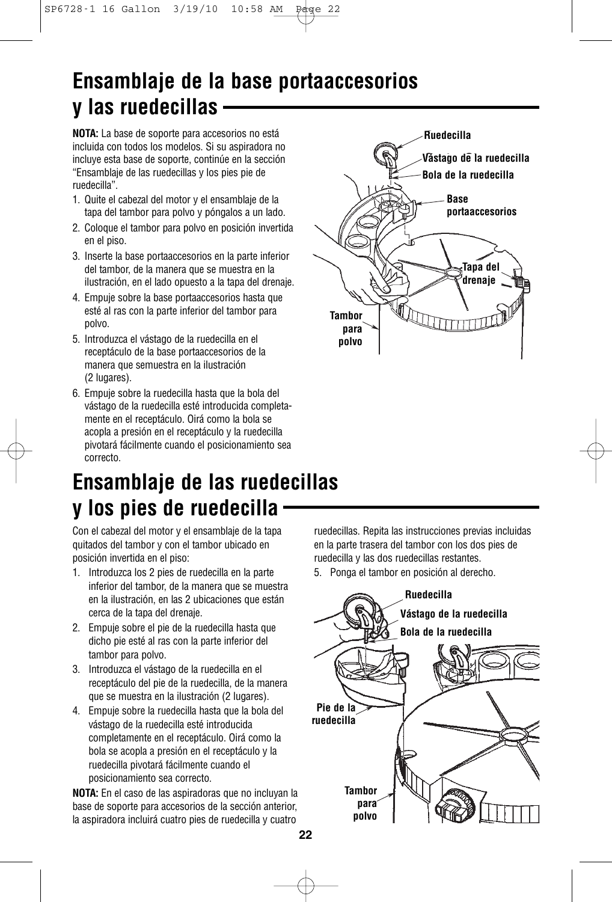# Ensamblaje de la base portaaccesorios y las ruedecillas

**NOTA:** La base de soporte para accesorios no está incluida con todos los modelos. Si su aspiradora no incluye esta base de soporte, continúe en la sección “Ensamblaje de las ruedecillas y los pies pie de ruedecilla”.

1. Quite el cabezal del motor y el ensamblaje de la tapa del tambor para polvo y póngalos a un lado.
2. Coloque el tambor para polvo en posición invertida en el piso.
3. Inserte la base portaaccesorios en la parte inferior del tambor, de la manera que se muestra en la ilustración, en el lado opuesto a la tapa del drenaje.
4. Empuje sobre la base portaaccesorios hasta que esté al ras con la parte inferior del tambor para polvo.
5. Introduzca el vástago de la ruedecilla en el receptáculo de la base portaaccesorios de la manera que semuestra en la ilustración (2 lugares).
6. Empuje sobre la ruedecilla hasta que la bola del vástago de la ruedecilla esté introducida completamente en el receptáculo. Oirá como la bola se acopla a presión en el receptáculo y la ruedecilla pivotará fácilmente cuando el posicionamiento sea correcto.

Ruedecilla
Vástago de la ruedecilla
Bola de la ruedecilla
Base portaaccesorios
Tapa del drenaje
Tambor para polvo

# Ensamblaje de las ruedecillas y los pies de ruedecilla

Con el cabezal del motor y el ensamblaje de la tapa quitados del tambor y con el tambor ubicado en posición invertida en el piso:

1. Introduzca los 2 pies de ruedecilla en la parte inferior del tambor, de la manera que se muestra en la ilustración, en las 2 ubicaciones que están cerca de la tapa del drenaje.
2. Empuje sobre el pie de la ruedecilla hasta que dicho pie esté al ras con la parte inferior del tambor para polvo.
3. Introduzca el vástago de la ruedecilla en el receptáculo del pie de la ruedecilla, de la manera que se muestra en la ilustración (2 lugares).
4. Empuje sobre la ruedecilla hasta que la bola del vástago de la ruedecilla esté introducida completamente en el receptáculo. Oirá como la bola se acopla a presión en el receptáculo y la ruedecilla pivotará fácilmente cuando el posicionamiento sea correcto.

**NOTA:** En el caso de las aspiradoras que no incluyan la base de soporte para accesorios de la sección anterior, la aspiradora incluirá cuatro pies de ruedecilla y cuatro ruedecillas. Repita las instrucciones previas incluidas en la parte trasera del tambor con los dos pies de ruedecilla y las dos ruedecillas restantes.

5. Ponga el tambor en posición al derecho.

Ruedecilla
Vástago de la ruedecilla
Bola de la ruedecilla
Pie de la ruedecilla
Tambor para polvo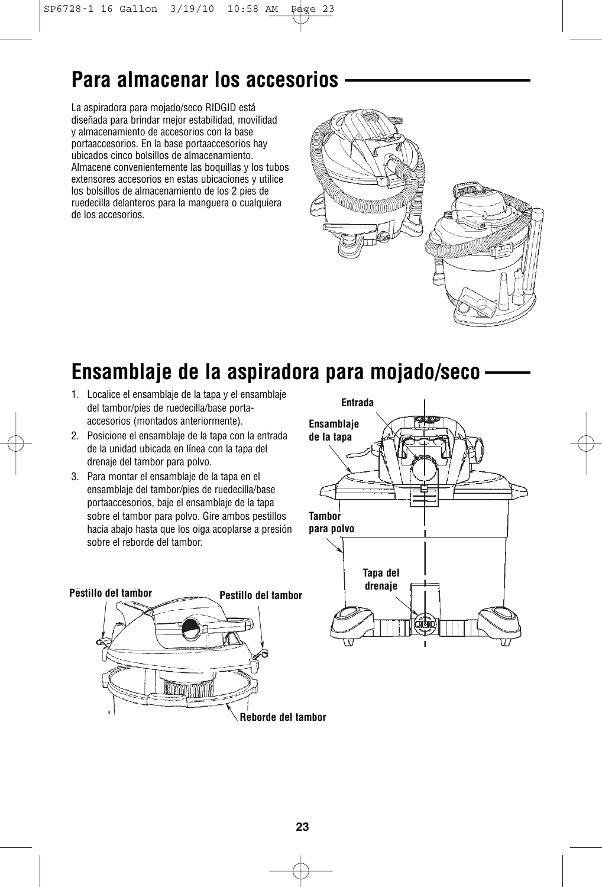# Para almacenar los accesorios

La aspiradora para mojado/seco RIDGID está diseñada para brindar mejor estabilidad, movilidad y almacenamiento de accesorios con la base portaaccesorios. En la base portaaccesorios hay ubicados cinco bolsillos de almacenamiento. Almacene convenientemente las boquillas y los tubos extensores accesorios en estas ubicaciones y utilice los bolsillos de almacenamiento de los 2 pies de ruedecilla delanteros para la manguera o cualquiera de los accesorios.

# Ensamblaje de la aspiradora para mojado/seco

1. Localice el ensamblaje de la tapa y el ensamblaje del tambor/pies de ruedecilla/base porta-accesorios (montados anteriormente).
2. Posicione el ensamblaje de la tapa con la entrada de la unidad ubicada en línea con la tapa del drenaje del tambor para polvo.
3. Para montar el ensamblaje de la tapa en el ensamblaje del tambor/pies de ruedecilla/base portaaccesorios, baje el ensamblaje de la tapa sobre el tambor para polvo. Gire ambos pestillos hacia abajo hasta que los oiga acoplarse a presión sobre el reborde del tambor.

Entrada

Ensamblaje de la tapa

Tambor para polvo

Tapa del drenaje

Pestillo del tambor

Pestillo del tambor

Reborde del tambor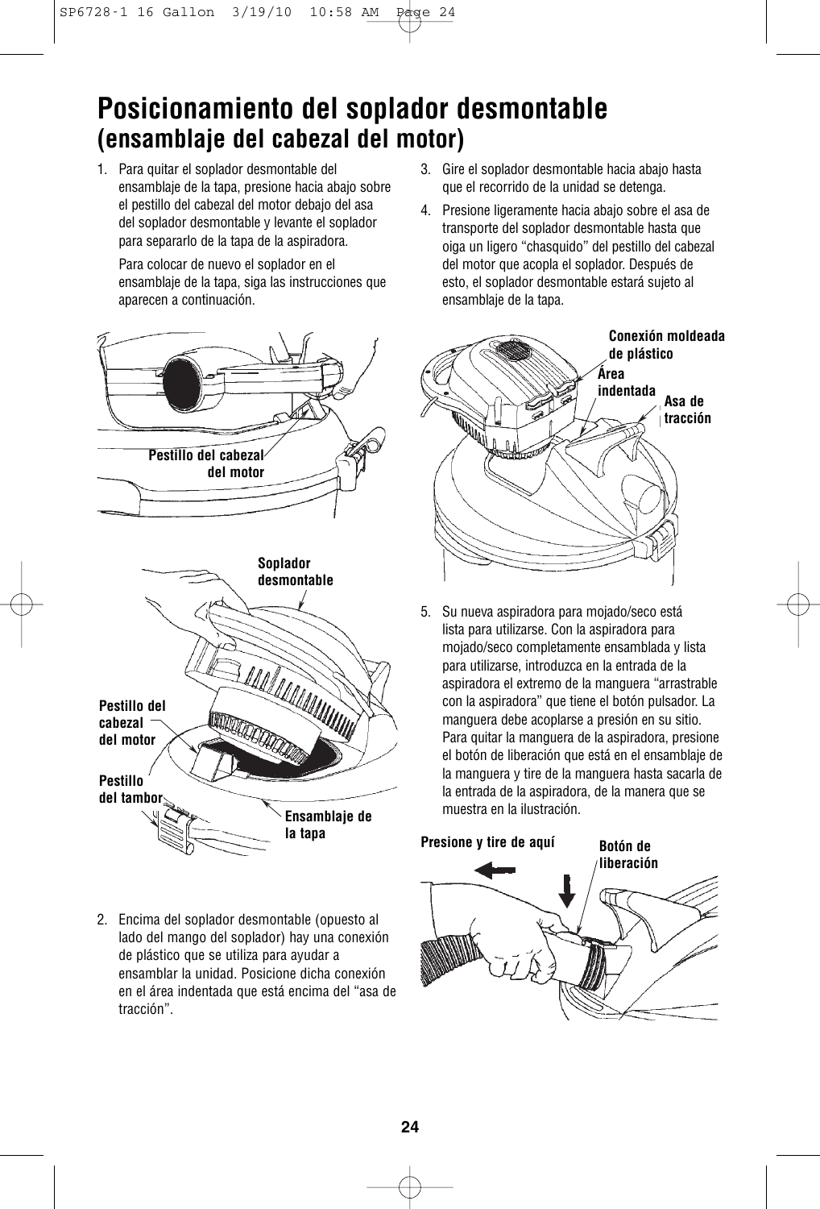# Posicionamiento del soplador desmontable
## (ensamblaje del cabezal del motor)

1. Para quitar el soplador desmontable del ensamblaje de la tapa, presione hacia abajo sobre el pestillo del cabezal del motor debajo del asa del soplador desmontable y levante el soplador para separarlo de la tapa de la aspiradora.

   Para colocar de nuevo el soplador en el ensamblaje de la tapa, siga las instrucciones que aparecen a continuación.

Pestillo del cabezal del motor

Soplador desmontable

Pestillo del cabezal del motor

Pestillo del tambor

Ensamblaje de la tapa

2. Encima del soplador desmontable (opuesto al lado del mango del soplador) hay una conexión de plástico que se utiliza para ayudar a ensamblar la unidad. Posicione dicha conexión en el área indentada que está encima del "asa de tracción".

3. Gire el soplador desmontable hacia abajo hasta que el recorrido de la unidad se detenga.

4. Presione ligeramente hacia abajo sobre el asa de transporte del soplador desmontable hasta que oiga un ligero "chasquido" del pestillo del cabezal del motor que acopla el soplador. Después de esto, el soplador desmontable estará sujeto al ensamblaje de la tapa.

Conexión moldeada de plástico

Área indentada

Asa de tracción

5. Su nueva aspiradora para mojado/seco está lista para utilizarse. Con la aspiradora para mojado/seco completamente ensamblada y lista para utilizarse, introduzca en la entrada de la aspiradora el extremo de la manguera "arrastrable con la aspiradora" que tiene el botón pulsador. La manguera debe acoplarse a presión en su sitio. Para quitar la manguera de la aspiradora, presione el botón de liberación que está en el ensamblaje de la manguera y tire de la manguera hasta sacarla de la entrada de la aspiradora, de la manera que se muestra en la ilustración.

Presione y tire de aquí

Botón de liberación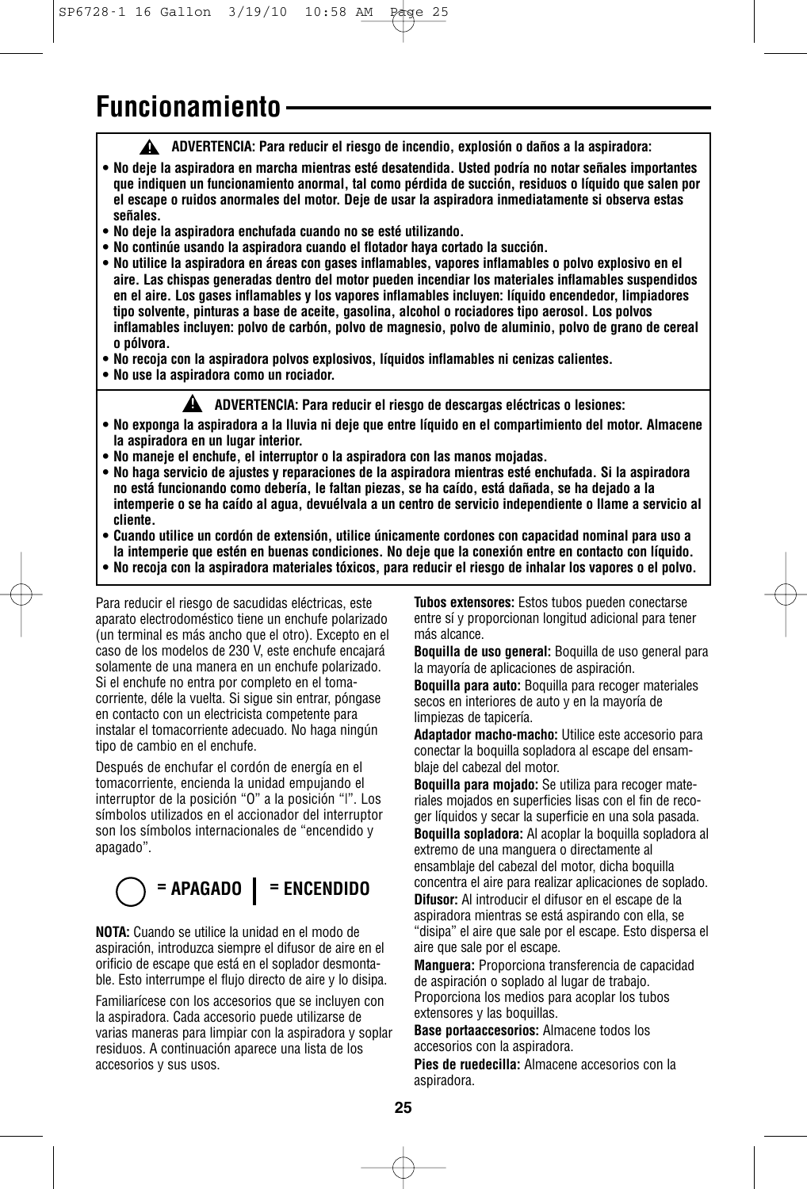# Funcionamiento

**⚠ ADVERTENCIA: Para reducir el riesgo de incendio, explosión o daños a la aspiradora:**

- **No deje la aspiradora en marcha mientras esté desatendida. Usted podría no notar señales importantes que indiquen un funcionamiento anormal, tal como pérdida de succión, residuos o líquido que salen por el escape o ruidos anormales del motor. Deje de usar la aspiradora inmediatamente si observa estas señales.**
- **No deje la aspiradora enchufada cuando no se esté utilizando.**
- **No continúe usando la aspiradora cuando el flotador haya cortado la succión.**
- **No utilice la aspiradora en áreas con gases inflamables, vapores inflamables o polvo explosivo en el aire. Las chispas generadas dentro del motor pueden incendiar los materiales inflamables suspendidos en el aire. Los gases inflamables y los vapores inflamables incluyen: líquido encendedor, limpiadores tipo solvente, pinturas a base de aceite, gasolina, alcohol o rociadores tipo aerosol. Los polvos inflamables incluyen: polvo de carbón, polvo de magnesio, polvo de aluminio, polvo de grano de cereal o pólvora.**
- **No recoja con la aspiradora polvos explosivos, líquidos inflamables ni cenizas calientes.**
- **No use la aspiradora como un rociador.**

**⚠ ADVERTENCIA: Para reducir el riesgo de descargas eléctricas o lesiones:**

- **No exponga la aspiradora a la lluvia ni deje que entre líquido en el compartimiento del motor. Almacene la aspiradora en un lugar interior.**
- **No maneje el enchufe, el interruptor o la aspiradora con las manos mojadas.**
- **No haga servicio de ajustes y reparaciones de la aspiradora mientras esté enchufada. Si la aspiradora no está funcionando como debería, le faltan piezas, se ha caído, está dañada, se ha dejado a la intemperie o se ha caído al agua, devuélvala a un centro de servicio independiente o llame a servicio al cliente.**
- **Cuando utilice un cordón de extensión, utilice únicamente cordones con capacidad nominal para uso a la intemperie que estén en buenas condiciones. No deje que la conexión entre en contacto con líquido.**
- **No recoja con la aspiradora materiales tóxicos, para reducir el riesgo de inhalar los vapores o el polvo.**

Para reducir el riesgo de sacudidas eléctricas, este aparato electrodoméstico tiene un enchufe polarizado (un terminal es más ancho que el otro). Excepto en el caso de los modelos de 230 V, este enchufe encajará solamente de una manera en un enchufe polarizado. Si el enchufe no entra por completo en el toma-corriente, déle la vuelta. Si sigue sin entrar, póngase en contacto con un electricista competente para instalar el tomacorriente adecuado. No haga ningún tipo de cambio en el enchufe.

Después de enchufar el cordón de energía en el tomacorriente, encienda la unidad empujando el interruptor de la posición "O" a la posición "I". Los símbolos utilizados en el accionador del interruptor son los símbolos internacionales de "encendido y apagado".

**◯ = APAGADO | = ENCENDIDO**

**NOTA:** Cuando se utilice la unidad en el modo de aspiración, introduzca siempre el difusor de aire en el orificio de escape que está en el soplador desmontable. Esto interrumpe el flujo directo de aire y lo disipa.

Familiarícese con los accesorios que se incluyen con la aspiradora. Cada accesorio puede utilizarse de varias maneras para limpiar con la aspiradora y soplar residuos. A continuación aparece una lista de los accesorios y sus usos.

**Tubos extensores:** Estos tubos pueden conectarse entre sí y proporcionan longitud adicional para tener más alcance.

**Boquilla de uso general:** Boquilla de uso general para la mayoría de aplicaciones de aspiración.

**Boquilla para auto:** Boquilla para recoger materiales secos en interiores de auto y en la mayoría de limpiezas de tapicería.

**Adaptador macho-macho:** Utilice este accesorio para conectar la boquilla sopladora al escape del ensamblaje del cabezal del motor.

**Boquilla para mojado:** Se utiliza para recoger materiales mojados en superficies lisas con el fin de recoger líquidos y secar la superficie en una sola pasada.

**Boquilla sopladora:** Al acoplar la boquilla sopladora al extremo de una manguera o directamente al ensamblaje del cabezal del motor, dicha boquilla concentra el aire para realizar aplicaciones de soplado.

**Difusor:** Al introducir el difusor en el escape de la aspiradora mientras se está aspirando con ella, se "disipa" el aire que sale por el escape. Esto dispersa el aire que sale por el escape.

**Manguera:** Proporciona transferencia de capacidad de aspiración o soplado al lugar de trabajo. Proporciona los medios para acoplar los tubos extensores y las boquillas.

**Base portaaccesorios:** Almacene todos los accesorios con la aspiradora.

**Pies de ruedecilla:** Almacene accesorios con la aspiradora.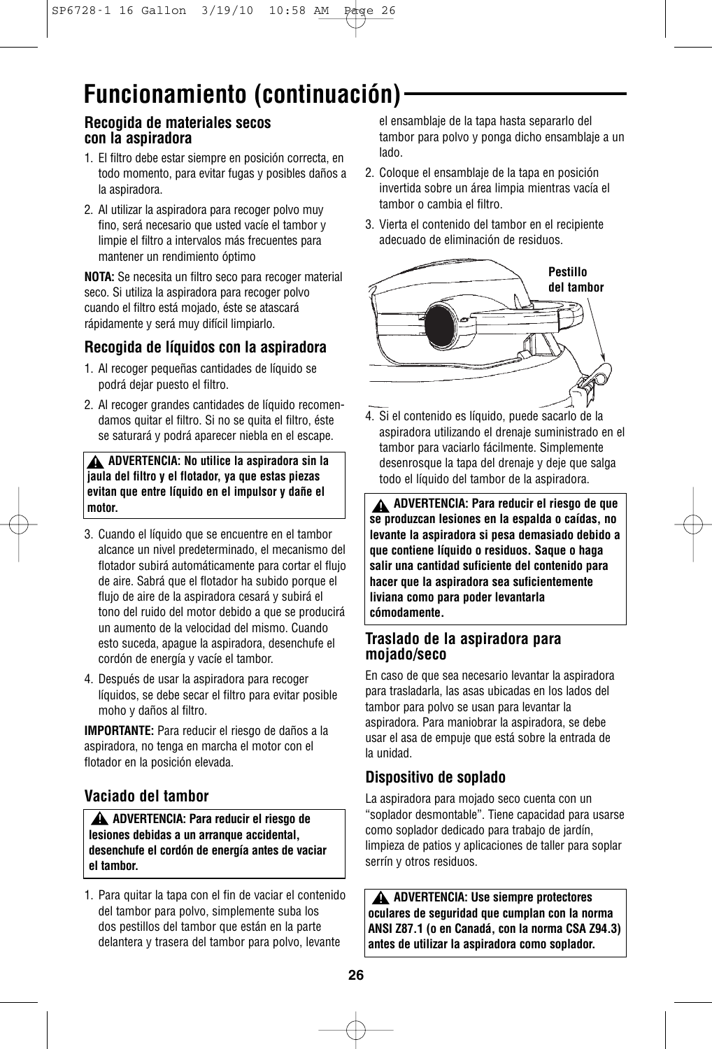# Funcionamiento (continuación)

### Recogida de materiales secos con la aspiradora

1. El filtro debe estar siempre en posición correcta, en todo momento, para evitar fugas y posibles daños a la aspiradora.
2. Al utilizar la aspiradora para recoger polvo muy fino, será necesario que usted vacíe el tambor y limpie el filtro a intervalos más frecuentes para mantener un rendimiento óptimo

**NOTA:** Se necesita un filtro seco para recoger material seco. Si utiliza la aspiradora para recoger polvo cuando el filtro está mojado, éste se atascará rápidamente y será muy difícil limpiarlo.

### Recogida de líquidos con la aspiradora

1. Al recoger pequeñas cantidades de líquido se podrá dejar puesto el filtro.
2. Al recoger grandes cantidades de líquido recomendamos quitar el filtro. Si no se quita el filtro, éste se saturará y podrá aparecer niebla en el escape.

> ⚠ **ADVERTENCIA: No utilice la aspiradora sin la jaula del filtro y el flotador, ya que estas piezas evitan que entre líquido en el impulsor y dañe el motor.**

3. Cuando el líquido que se encuentre en el tambor alcance un nivel predeterminado, el mecanismo del flotador subirá automáticamente para cortar el flujo de aire. Sabrá que el flotador ha subido porque el flujo de aire de la aspiradora cesará y subirá el tono del ruido del motor debido a que se producirá un aumento de la velocidad del mismo. Cuando esto suceda, apague la aspiradora, desenchufe el cordón de energía y vacíe el tambor.
4. Después de usar la aspiradora para recoger líquidos, se debe secar el filtro para evitar posible moho y daños al filtro.

**IMPORTANTE:** Para reducir el riesgo de daños a la aspiradora, no tenga en marcha el motor con el flotador en la posición elevada.

### Vaciado del tambor

> ⚠ **ADVERTENCIA: Para reducir el riesgo de lesiones debidas a un arranque accidental, desenchufe el cordón de energía antes de vaciar el tambor.**

1. Para quitar la tapa con el fin de vaciar el contenido del tambor para polvo, simplemente suba los dos pestillos del tambor que están en la parte delantera y trasera del tambor para polvo, levante el ensamblaje de la tapa hasta separarlo del tambor para polvo y ponga dicho ensamblaje a un lado.
2. Coloque el ensamblaje de la tapa en posición invertida sobre un área limpia mientras vacía el tambor o cambia el filtro.
3. Vierta el contenido del tambor en el recipiente adecuado de eliminación de residuos.

**Pestillo del tambor**

4. Si el contenido es líquido, puede sacarlo de la aspiradora utilizando el drenaje suministrado en el tambor para vaciarlo fácilmente. Simplemente desenrosque la tapa del drenaje y deje que salga todo el líquido del tambor de la aspiradora.

> ⚠ **ADVERTENCIA: Para reducir el riesgo de que se produzcan lesiones en la espalda o caídas, no levante la aspiradora si pesa demasiado debido a que contiene líquido o residuos. Saque o haga salir una cantidad suficiente del contenido para hacer que la aspiradora sea suficientemente liviana como para poder levantarla cómodamente.**

### Traslado de la aspiradora para mojado/seco

En caso de que sea necesario levantar la aspiradora para trasladarla, las asas ubicadas en los lados del tambor para polvo se usan para levantar la aspiradora. Para maniobrar la aspiradora, se debe usar el asa de empuje que está sobre la entrada de la unidad.

### Dispositivo de soplado

La aspiradora para mojado seco cuenta con un "soplador desmontable". Tiene capacidad para usarse como soplador dedicado para trabajo de jardín, limpieza de patios y aplicaciones de taller para soplar serrín y otros residuos.

> ⚠ **ADVERTENCIA: Use siempre protectores oculares de seguridad que cumplan con la norma ANSI Z87.1 (o en Canadá, con la norma CSA Z94.3) antes de utilizar la aspiradora como soplador.**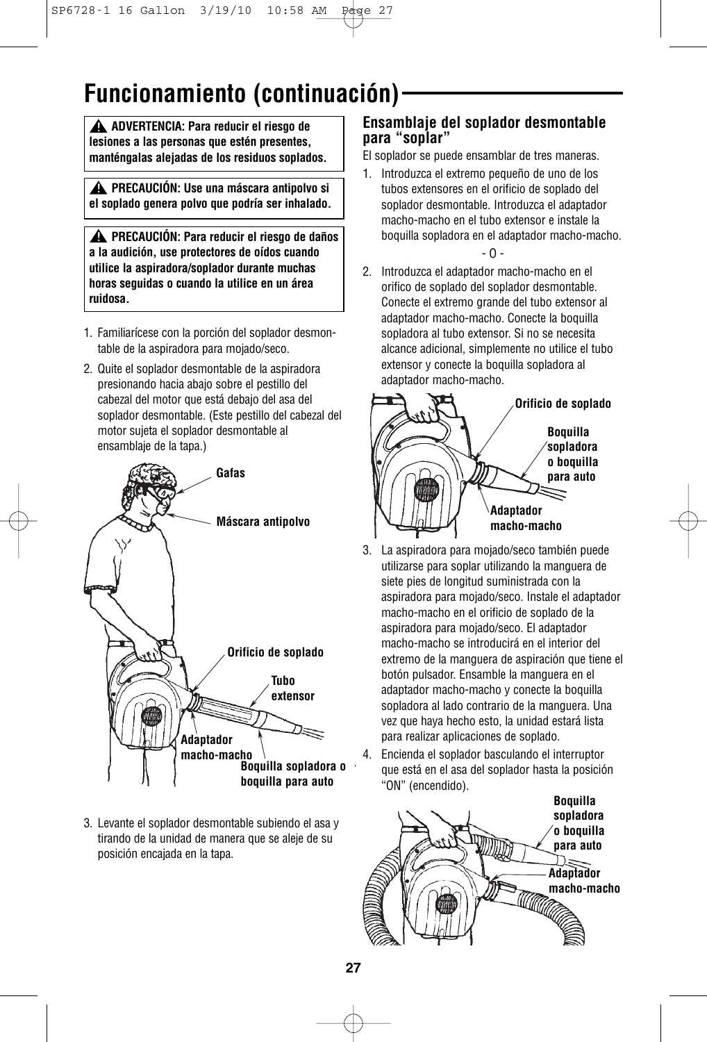# Funcionamiento (continuación)

**⚠ ADVERTENCIA: Para reducir el riesgo de lesiones a las personas que estén presentes, manténgalas alejadas de los residuos soplados.**

**⚠ PRECAUCIÓN: Use una máscara antipolvo si el soplado genera polvo que podría ser inhalado.**

**⚠ PRECAUCIÓN: Para reducir el riesgo de daños a la audición, use protectores de oídos cuando utilice la aspiradora/soplador durante muchas horas seguidas o cuando la utilice en un área ruidosa.**

1. Familiarícese con la porción del soplador desmontable de la aspiradora para mojado/seco.
2. Quite el soplador desmontable de la aspiradora presionando hacia abajo sobre el pestillo del cabezal del motor que está debajo del asa del soplador desmontable. (Este pestillo del cabezal del motor sujeta el soplador desmontable al ensamblaje de la tapa.)

Gafas

Máscara antipolvo

Orificio de soplado

Tubo extensor

Adaptador macho-macho

Boquilla sopladora o boquilla para auto

3. Levante el soplador desmontable subiendo el asa y tirando de la unidad de manera que se aleje de su posición encajada en la tapa.

## Ensamblaje del soplador desmontable para "soplar"

El soplador se puede ensamblar de tres maneras.

1. Introduzca el extremo pequeño de uno de los tubos extensores en el orificio de soplado del soplador desmontable. Introduzca el adaptador macho-macho en el tubo extensor e instale la boquilla sopladora en el adaptador macho-macho.

   - O -

2. Introduzca el adaptador macho-macho en el orifico de soplado del soplador desmontable. Conecte el extremo grande del tubo extensor al adaptador macho-macho. Conecte la boquilla sopladora al tubo extensor. Si no se necesita alcance adicional, simplemente no utilice el tubo extensor y conecte la boquilla sopladora al adaptador macho-macho.

Orificio de soplado

Boquilla sopladora o boquilla para auto

Adaptador macho-macho

3. La aspiradora para mojado/seco también puede utilizarse para soplar utilizando la manguera de siete pies de longitud suministrada con la aspiradora para mojado/seco. Instale el adaptador macho-macho en el orificio de soplado de la aspiradora para mojado/seco. El adaptador macho-macho se introducirá en el interior del extremo de la manguera de aspiración que tiene el botón pulsador. Ensamble la manguera en el adaptador macho-macho y conecte la boquilla sopladora al lado contrario de la manguera. Una vez que haya hecho esto, la unidad estará lista para realizar aplicaciones de soplado.
4. Encienda el soplador basculando el interruptor que está en el asa del soplador hasta la posición "ON" (encendido).

Boquilla sopladora o boquilla para auto

Adaptador macho-macho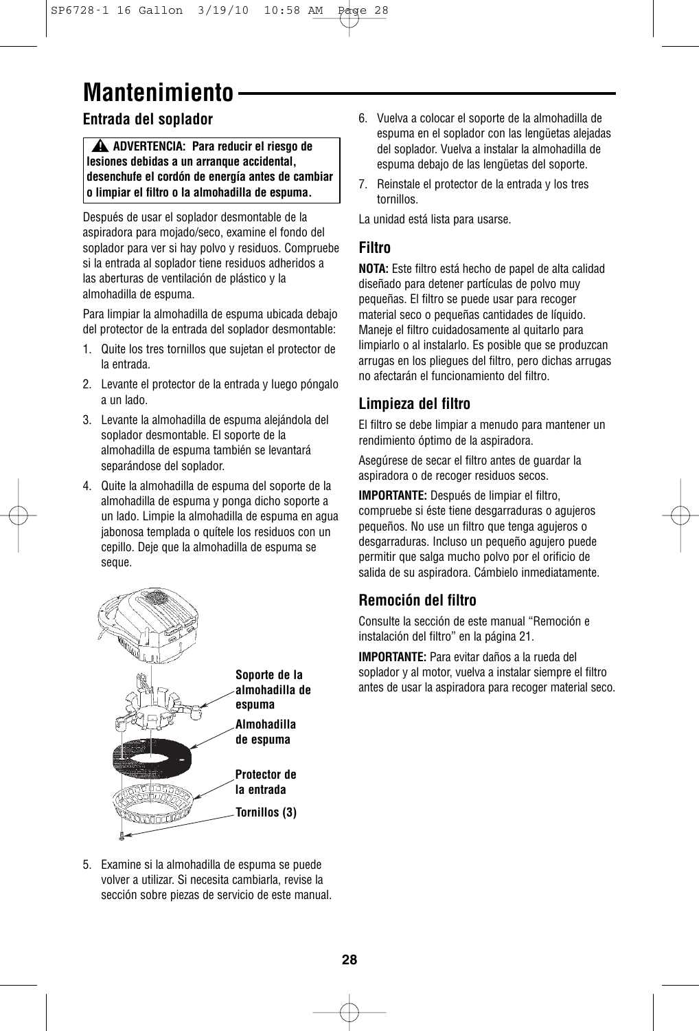# Mantenimiento

## Entrada del soplador

**⚠ ADVERTENCIA: Para reducir el riesgo de lesiones debidas a un arranque accidental, desenchufe el cordón de energía antes de cambiar o limpiar el filtro o la almohadilla de espuma.**

Después de usar el soplador desmontable de la aspiradora para mojado/seco, examine el fondo del soplador para ver si hay polvo y residuos. Compruebe si la entrada al soplador tiene residuos adheridos a las aberturas de ventilación de plástico y la almohadilla de espuma.

Para limpiar la almohadilla de espuma ubicada debajo del protector de la entrada del soplador desmontable:

1. Quite los tres tornillos que sujetan el protector de la entrada.
2. Levante el protector de la entrada y luego póngalo a un lado.
3. Levante la almohadilla de espuma alejándola del soplador desmontable. El soporte de la almohadilla de espuma también se levantará separándose del soplador.
4. Quite la almohadilla de espuma del soporte de la almohadilla de espuma y ponga dicho soporte a un lado. Limpie la almohadilla de espuma en agua jabonosa templada o quítele los residuos con un cepillo. Deje que la almohadilla de espuma se seque.

Soporte de la almohadilla de espuma

Almohadilla de espuma

Protector de la entrada

Tornillos (3)

5. Examine si la almohadilla de espuma se puede volver a utilizar. Si necesita cambiarla, revise la sección sobre piezas de servicio de este manual.
6. Vuelva a colocar el soporte de la almohadilla de espuma en el soplador con las lengüetas alejadas del soplador. Vuelva a instalar la almohadilla de espuma debajo de las lengüetas del soporte.
7. Reinstale el protector de la entrada y los tres tornillos.

La unidad está lista para usarse.

## Filtro

**NOTA:** Este filtro está hecho de papel de alta calidad diseñado para detener partículas de polvo muy pequeñas. El filtro se puede usar para recoger material seco o pequeñas cantidades de líquido. Maneje el filtro cuidadosamente al quitarlo para limpiarlo o al instalarlo. Es posible que se produzcan arrugas en los pliegues del filtro, pero dichas arrugas no afectarán el funcionamiento del filtro.

## Limpieza del filtro

El filtro se debe limpiar a menudo para mantener un rendimiento óptimo de la aspiradora.

Asegúrese de secar el filtro antes de guardar la aspiradora o de recoger residuos secos.

**IMPORTANTE:** Después de limpiar el filtro, compruebe si éste tiene desgarraduras o agujeros pequeños. No use un filtro que tenga agujeros o desgarraduras. Incluso un pequeño agujero puede permitir que salga mucho polvo por el orificio de salida de su aspiradora. Cámbielo inmediatamente.

## Remoción del filtro

Consulte la sección de este manual “Remoción e instalación del filtro” en la página 21.

**IMPORTANTE:** Para evitar daños a la rueda del soplador y al motor, vuelva a instalar siempre el filtro antes de usar la aspiradora para recoger material seco.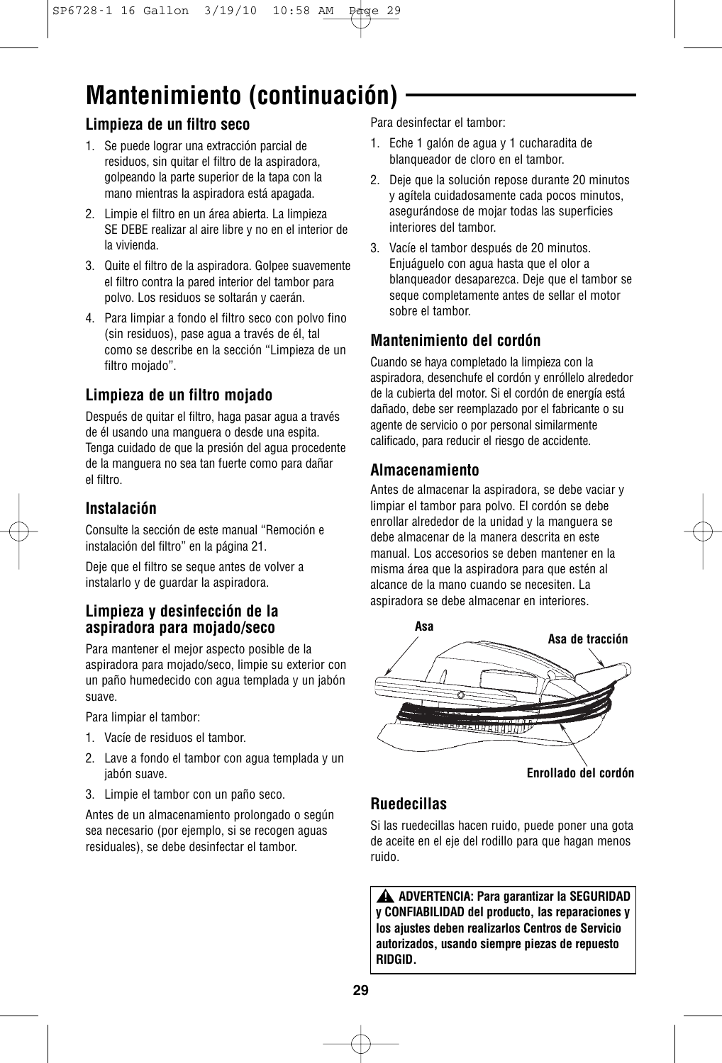# Mantenimiento (continuación)

### Limpieza de un filtro seco

1. Se puede lograr una extracción parcial de residuos, sin quitar el filtro de la aspiradora, golpeando la parte superior de la tapa con la mano mientras la aspiradora está apagada.
2. Limpie el filtro en un área abierta. La limpieza SE DEBE realizar al aire libre y no en el interior de la vivienda.
3. Quite el filtro de la aspiradora. Golpee suavemente el filtro contra la pared interior del tambor para polvo. Los residuos se soltarán y caerán.
4. Para limpiar a fondo el filtro seco con polvo fino (sin residuos), pase agua a través de él, tal como se describe en la sección “Limpieza de un filtro mojado”.

### Limpieza de un filtro mojado

Después de quitar el filtro, haga pasar agua a través de él usando una manguera o desde una espita. Tenga cuidado de que la presión del agua procedente de la manguera no sea tan fuerte como para dañar el filtro.

### Instalación

Consulte la sección de este manual “Remoción e instalación del filtro” en la página 21.

Deje que el filtro se seque antes de volver a instalarlo y de guardar la aspiradora.

### Limpieza y desinfección de la aspiradora para mojado/seco

Para mantener el mejor aspecto posible de la aspiradora para mojado/seco, limpie su exterior con un paño humedecido con agua templada y un jabón suave.

Para limpiar el tambor:

1. Vacíe de residuos el tambor.
2. Lave a fondo el tambor con agua templada y un jabón suave.
3. Limpie el tambor con un paño seco.

Antes de un almacenamiento prolongado o según sea necesario (por ejemplo, si se recogen aguas residuales), se debe desinfectar el tambor.

Para desinfectar el tambor:

1. Eche 1 galón de agua y 1 cucharadita de blanqueador de cloro en el tambor.
2. Deje que la solución repose durante 20 minutos y agítela cuidadosamente cada pocos minutos, asegurándose de mojar todas las superficies interiores del tambor.
3. Vacíe el tambor después de 20 minutos. Enjuáguelo con agua hasta que el olor a blanqueador desaparezca. Deje que el tambor se seque completamente antes de sellar el motor sobre el tambor.

### Mantenimiento del cordón

Cuando se haya completado la limpieza con la aspiradora, desenchufe el cordón y enróllelo alrededor de la cubierta del motor. Si el cordón de energía está dañado, debe ser reemplazado por el fabricante o su agente de servicio o por personal similarmente calificado, para reducir el riesgo de accidente.

### Almacenamiento

Antes de almacenar la aspiradora, se debe vaciar y limpiar el tambor para polvo. El cordón se debe enrollar alrededor de la unidad y la manguera se debe almacenar de la manera descrita en este manual. Los accesorios se deben mantener en la misma área que la aspiradora para que estén al alcance de la mano cuando se necesiten. La aspiradora se debe almacenar en interiores.

Asa

Asa de tracción

Enrollado del cordón

### Ruedecillas

Si las ruedecillas hacen ruido, puede poner una gota de aceite en el eje del rodillo para que hagan menos ruido.

**⚠ ADVERTENCIA: Para garantizar la SEGURIDAD y CONFIABILIDAD del producto, las reparaciones y los ajustes deben realizarlos Centros de Servicio autorizados, usando siempre piezas de repuesto RIDGID.**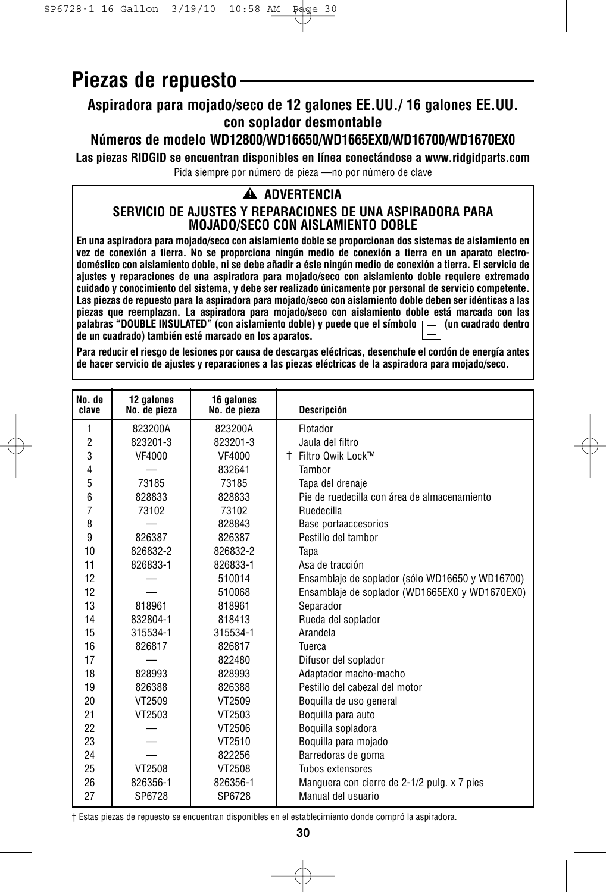# Piezas de repuesto

## Aspiradora para mojado/seco de 12 galones EE.UU./ 16 galones EE.UU. con soplador desmontable

## Números de modelo WD12800/WD16650/WD1665EX0/WD16700/WD1670EX0

**Las piezas RIDGID se encuentran disponibles en línea conectándose a www.ridgidparts.com**

Pida siempre por número de pieza —no por número de clave

**⚠ ADVERTENCIA**

**SERVICIO DE AJUSTES Y REPARACIONES DE UNA ASPIRADORA PARA MOJADO/SECO CON AISLAMIENTO DOBLE**

**En una aspiradora para mojado/seco con aislamiento doble se proporcionan dos sistemas de aislamiento en vez de conexión a tierra. No se proporciona ningún medio de conexión a tierra en un aparato electrodoméstico con aislamiento doble, ni se debe añadir a éste ningún medio de conexión a tierra. El servicio de ajustes y reparaciones de una aspiradora para mojado/seco con aislamiento doble requiere extremado cuidado y conocimiento del sistema, y debe ser realizado únicamente por personal de servicio competente. Las piezas de repuesto para la aspiradora para mojado/seco con aislamiento doble deben ser idénticas a las piezas que reemplazan. La aspiradora para mojado/seco con aislamiento doble está marcada con las palabras "DOUBLE INSULATED" (con aislamiento doble) y puede que el símbolo ▢ (un cuadrado dentro de un cuadrado) también esté marcado en los aparatos.**

**Para reducir el riesgo de lesiones por causa de descargas eléctricas, desenchufe el cordón de energía antes de hacer servicio de ajustes y reparaciones a las piezas eléctricas de la aspiradora para mojado/seco.**

| No. de clave | 12 galones No. de pieza | 16 galones No. de pieza | Descripción |
|---|---|---|---|
| 1 | 823200A | 823200A | Flotador |
| 2 | 823201-3 | 823201-3 | Jaula del filtro |
| 3 | VF4000 | VF4000 | † Filtro Qwik Lock™ |
| 4 | — | 832641 | Tambor |
| 5 | 73185 | 73185 | Tapa del drenaje |
| 6 | 828833 | 828833 | Pie de ruedecilla con área de almacenamiento |
| 7 | 73102 | 73102 | Ruedecilla |
| 8 | — | 828843 | Base portaaccesorios |
| 9 | 826387 | 826387 | Pestillo del tambor |
| 10 | 826832-2 | 826832-2 | Tapa |
| 11 | 826833-1 | 826833-1 | Asa de tracción |
| 12 | — | 510014 | Ensamblaje de soplador (sólo WD16650 y WD16700) |
| 12 | — | 510068 | Ensamblaje de soplador (WD1665EX0 y WD1670EX0) |
| 13 | 818961 | 818961 | Separador |
| 14 | 832804-1 | 818413 | Rueda del soplador |
| 15 | 315534-1 | 315534-1 | Arandela |
| 16 | 826817 | 826817 | Tuerca |
| 17 | — | 822480 | Difusor del soplador |
| 18 | 828993 | 828993 | Adaptador macho-macho |
| 19 | 826388 | 826388 | Pestillo del cabezal del motor |
| 20 | VT2509 | VT2509 | Boquilla de uso general |
| 21 | VT2503 | VT2503 | Boquilla para auto |
| 22 | — | VT2506 | Boquilla sopladora |
| 23 | — | VT2510 | Boquilla para mojado |
| 24 | — | 822256 | Barredoras de goma |
| 25 | VT2508 | VT2508 | Tubos extensores |
| 26 | 826356-1 | 826356-1 | Manguera con cierre de 2-1/2 pulg. x 7 pies |
| 27 | SP6728 | SP6728 | Manual del usuario |

† Estas piezas de repuesto se encuentran disponibles en el establecimiento donde compró la aspiradora.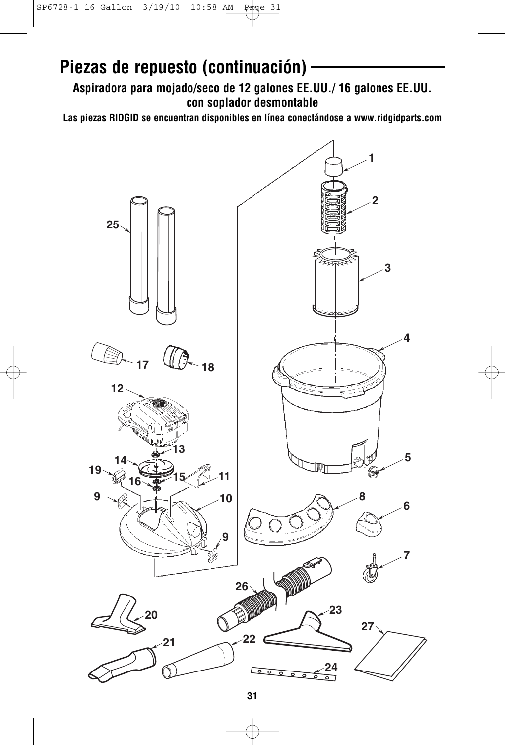# Piezas de repuesto (continuación)

**Aspiradora para mojado/seco de 12 galones EE.UU./ 16 galones EE.UU. con soplador desmontable**

**Las piezas RIDGID se encuentran disponibles en línea conectándose a www.ridgidparts.com**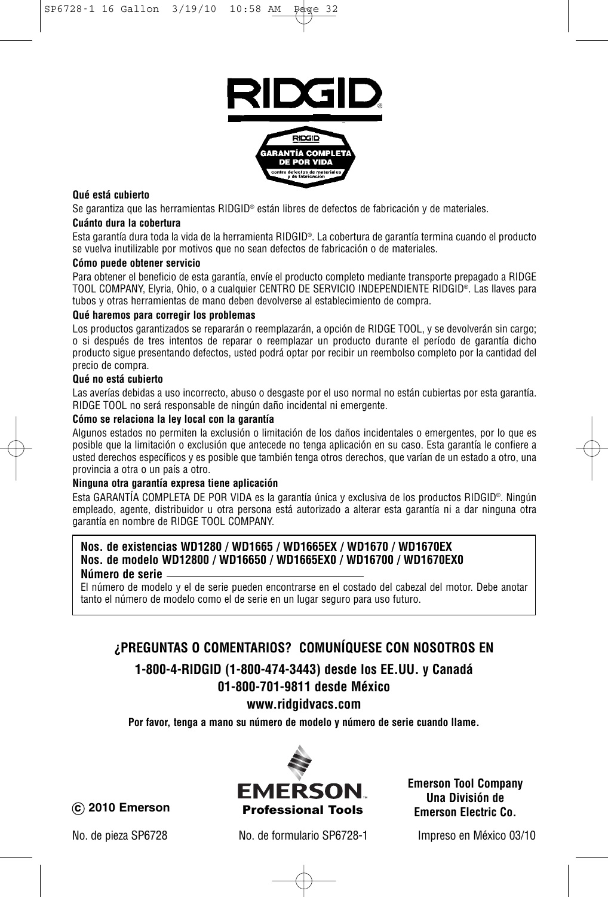RIDGID®

RIDGID

**GARANTÍA COMPLETA DE POR VIDA**

contra defectos de materiales y de fabricación

**Qué está cubierto**

Se garantiza que las herramientas RIDGID® están libres de defectos de fabricación y de materiales.

**Cuánto dura la cobertura**

Esta garantía dura toda la vida de la herramienta RIDGID®. La cobertura de garantía termina cuando el producto se vuelva inutilizable por motivos que no sean defectos de fabricación o de materiales.

**Cómo puede obtener servicio**

Para obtener el beneficio de esta garantía, envíe el producto completo mediante transporte prepagado a RIDGE TOOL COMPANY, Elyria, Ohio, o a cualquier CENTRO DE SERVICIO INDEPENDIENTE RIDGID®. Las llaves para tubos y otras herramientas de mano deben devolverse al establecimiento de compra.

**Qué haremos para corregir los problemas**

Los productos garantizados se repararán o reemplazarán, a opción de RIDGE TOOL, y se devolverán sin cargo; o si después de tres intentos de reparar o reemplazar un producto durante el período de garantía dicho producto sigue presentando defectos, usted podrá optar por recibir un reembolso completo por la cantidad del precio de compra.

**Qué no está cubierto**

Las averías debidas a uso incorrecto, abuso o desgaste por el uso normal no están cubiertas por esta garantía. RIDGE TOOL no será responsable de ningún daño incidental ni emergente.

**Cómo se relaciona la ley local con la garantía**

Algunos estados no permiten la exclusión o limitación de los daños incidentales o emergentes, por lo que es posible que la limitación o exclusión que antecede no tenga aplicación en su caso. Esta garantía le confiere a usted derechos específicos y es posible que también tenga otros derechos, que varían de un estado a otro, una provincia a otra o un país a otro.

**Ninguna otra garantía expresa tiene aplicación**

Esta GARANTÍA COMPLETA DE POR VIDA es la garantía única y exclusiva de los productos RIDGID®. Ningún empleado, agente, distribuidor u otra persona está autorizado a alterar esta garantía ni a dar ninguna otra garantía en nombre de RIDGE TOOL COMPANY.

**Nos. de existencias WD1280 / WD1665 / WD1665EX / WD1670 / WD1670EX**
**Nos. de modelo WD12800 / WD16650 / WD1665EX0 / WD16700 / WD1670EX0**
**Número de serie** ____________________

El número de modelo y el de serie pueden encontrarse en el costado del cabezal del motor. Debe anotar tanto el número de modelo como el de serie en un lugar seguro para uso futuro.

## ¿PREGUNTAS O COMENTARIOS? COMUNÍQUESE CON NOSOTROS EN

## 1-800-4-RIDGID (1-800-474-3443) desde los EE.UU. y Canadá
## 01-800-701-9811 desde México
## www.ridgidvacs.com

**Por favor, tenga a mano su número de modelo y número de serie cuando llame.**

**© 2010 Emerson**

**EMERSON™ Professional Tools**

**Emerson Tool Company**
**Una División de**
**Emerson Electric Co.**

No. de pieza SP6728 No. de formulario SP6728-1 Impreso en México 03/10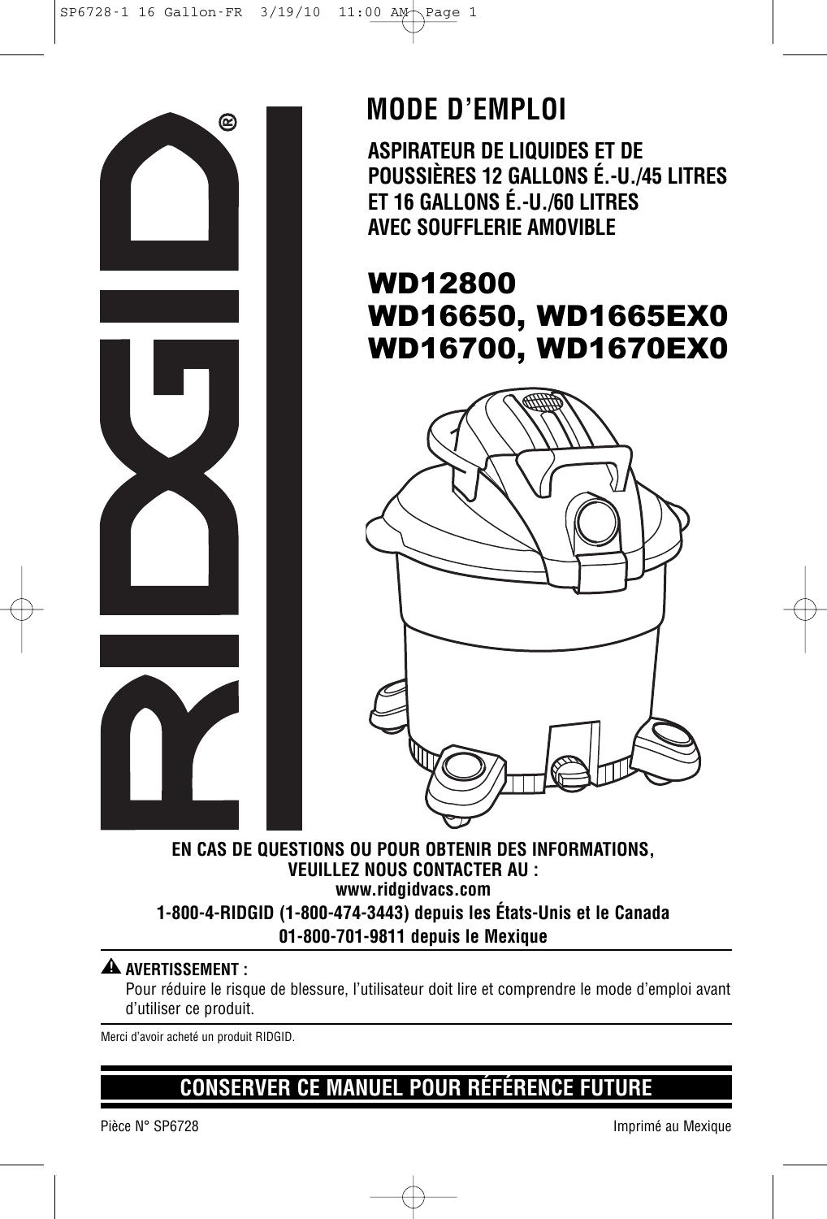# MODE D'EMPLOI

**ASPIRATEUR DE LIQUIDES ET DE POUSSIÈRES 12 GALLONS É.-U./45 LITRES ET 16 GALLONS É.-U./60 LITRES AVEC SOUFFLERIE AMOVIBLE**

## WD12800
## WD16650, WD1665EX0
## WD16700, WD1670EX0

**EN CAS DE QUESTIONS OU POUR OBTENIR DES INFORMATIONS, VEUILLEZ NOUS CONTACTER AU :**
**www.ridgidvacs.com**
**1-800-4-RIDGID (1-800-474-3443) depuis les États-Unis et le Canada**
**01-800-701-9811 depuis le Mexique**

⚠ **AVERTISSEMENT :**
Pour réduire le risque de blessure, l'utilisateur doit lire et comprendre le mode d'emploi avant d'utiliser ce produit.

Merci d'avoir acheté un produit RIDGID.

## CONSERVER CE MANUEL POUR RÉFÉRENCE FUTURE

Pièce N° SP6728

Imprimé au Mexique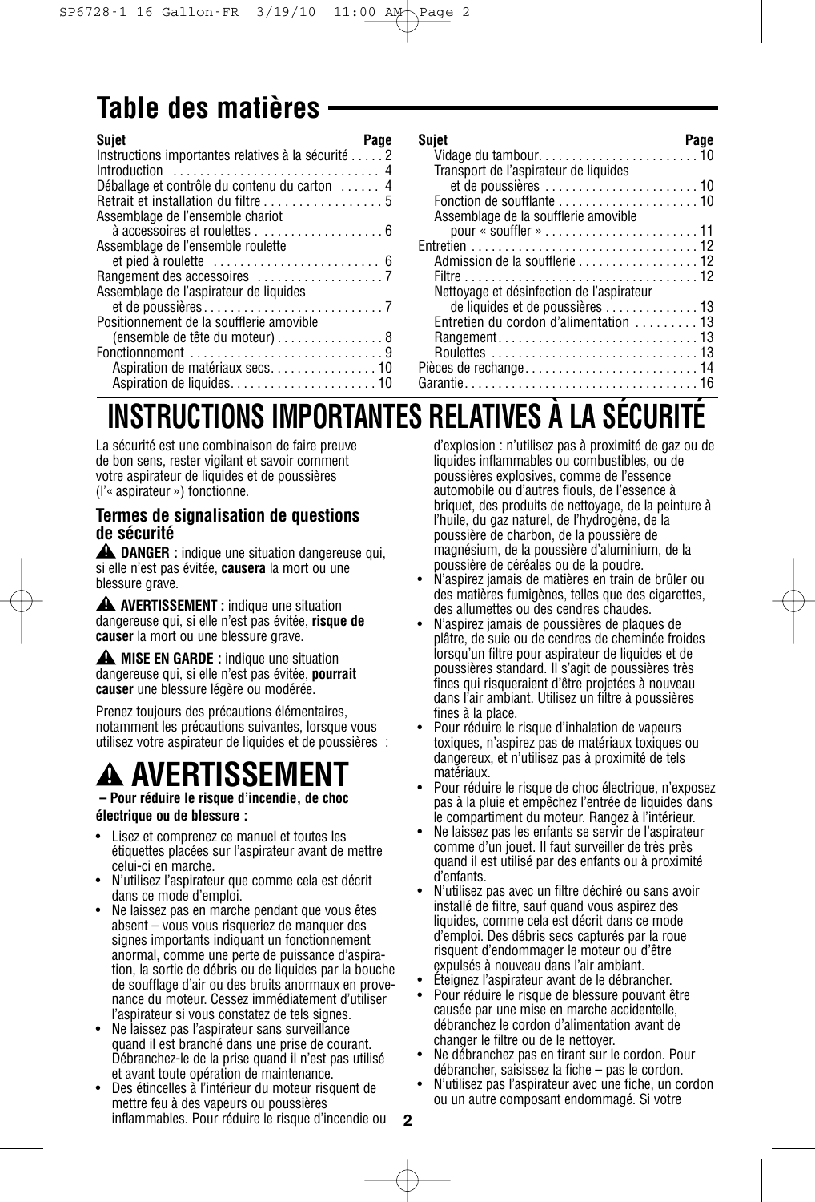# Table des matières

| Sujet | Page |
|---|---|
| Instructions importantes relatives à la sécurité | 2 |
| Introduction | 4 |
| Déballage et contrôle du contenu du carton | 4 |
| Retrait et installation du filtre | 5 |
| Assemblage de l'ensemble chariot à accessoires et roulettes | 6 |
| Assemblage de l'ensemble roulette et pied à roulette | 6 |
| Rangement des accessoires | 7 |
| Assemblage de l'aspirateur de liquides et de poussières | 7 |
| Positionnement de la soufflerie amovible (ensemble de tête du moteur) | 8 |
| Fonctionnement | 9 |
| Aspiration de matériaux secs | 10 |
| Aspiration de liquides | 10 |
| Vidage du tambour | 10 |
| Transport de l'aspirateur de liquides et de poussières | 10 |
| Fonction de soufflante | 10 |
| Assemblage de la soufflerie amovible pour « souffler » | 11 |
| Entretien | 12 |
| Admission de la soufflerie | 12 |
| Filtre | 12 |
| Nettoyage et désinfection de l'aspirateur de liquides et de poussières | 13 |
| Entretien du cordon d'alimentation | 13 |
| Rangement | 13 |
| Roulettes | 13 |
| Pièces de rechange | 14 |
| Garantie | 16 |

# INSTRUCTIONS IMPORTANTES RELATIVES À LA SÉCURITÉ

La sécurité est une combinaison de faire preuve de bon sens, rester vigilant et savoir comment votre aspirateur de liquides et de poussières (l'« aspirateur ») fonctionne.

## Termes de signalisation de questions de sécurité

⚠ **DANGER :** indique une situation dangereuse qui, si elle n'est pas évitée, **causera** la mort ou une blessure grave.

⚠ **AVERTISSEMENT :** indique une situation dangereuse qui, si elle n'est pas évitée, **risque de causer** la mort ou une blessure grave.

⚠ **MISE EN GARDE :** indique une situation dangereuse qui, si elle n'est pas évitée, **pourrait causer** une blessure légère ou modérée.

Prenez toujours des précautions élémentaires, notamment les précautions suivantes, lorsque vous utilisez votre aspirateur de liquides et de poussières :

# ⚠ AVERTISSEMENT

**– Pour réduire le risque d'incendie, de choc électrique ou de blessure :**

- Lisez et comprenez ce manuel et toutes les étiquettes placées sur l'aspirateur avant de mettre celui-ci en marche.
- N'utilisez l'aspirateur que comme cela est décrit dans ce mode d'emploi.
- Ne laissez pas en marche pendant que vous êtes absent – vous vous risqueriez de manquer des signes importants indiquant un fonctionnement anormal, comme une perte de puissance d'aspiration, la sortie de débris ou de liquides par la bouche de soufflage d'air ou des bruits anormaux en provenance du moteur. Cessez immédiatement d'utiliser l'aspirateur si vous constatez de tels signes.
- Ne laissez pas l'aspirateur sans surveillance quand il est branché dans une prise de courant. Débranchez-le de la prise quand il n'est pas utilisé et avant toute opération de maintenance.
- Des étincelles à l'intérieur du moteur risquent de mettre feu à des vapeurs ou poussières inflammables. Pour réduire le risque d'incendie ou d'explosion : n'utilisez pas à proximité de gaz ou de liquides inflammables ou combustibles, ou de poussières explosives, comme de l'essence automobile ou d'autres fiouls, de l'essence à briquet, des produits de nettoyage, de la peinture à l'huile, du gaz naturel, de l'hydrogène, de la poussière de charbon, de la poussière de magnésium, de la poussière d'aluminium, de la poussière de céréales ou de la poudre.
- N'aspirez jamais de matières en train de brûler ou des matières fumigènes, telles que des cigarettes, des allumettes ou des cendres chaudes.
- N'aspirez jamais de poussières de plaques de plâtre, de suie ou de cendres de cheminée froides lorsqu'un filtre pour aspirateur de liquides et de poussières standard. Il s'agit de poussières très fines qui risqueraient d'être projetées à nouveau dans l'air ambiant. Utilisez un filtre à poussières fines à la place.
- Pour réduire le risque d'inhalation de vapeurs toxiques, n'aspirez pas de matériaux toxiques ou dangereux, et n'utilisez pas à proximité de tels matériaux.
- Pour réduire le risque de choc électrique, n'exposez pas à la pluie et empêchez l'entrée de liquides dans le compartiment du moteur. Rangez à l'intérieur.
- Ne laissez pas les enfants se servir de l'aspirateur comme d'un jouet. Il faut surveiller de très près quand il est utilisé par des enfants ou à proximité d'enfants.
- N'utilisez pas avec un filtre déchiré ou sans avoir installé de filtre, sauf quand vous aspirez des liquides, comme cela est décrit dans ce mode d'emploi. Des débris secs capturés par la roue risquent d'endommager le moteur ou d'être expulsés à nouveau dans l'air ambiant.
- Éteignez l'aspirateur avant de le débrancher.
- Pour réduire le risque de blessure pouvant être causée par une mise en marche accidentelle, débranchez le cordon d'alimentation avant de changer le filtre ou de le nettoyer.
- Ne débranchez pas en tirant sur le cordon. Pour débrancher, saisissez la fiche – pas le cordon.
- N'utilisez pas l'aspirateur avec une fiche, un cordon ou un autre composant endommagé. Si votre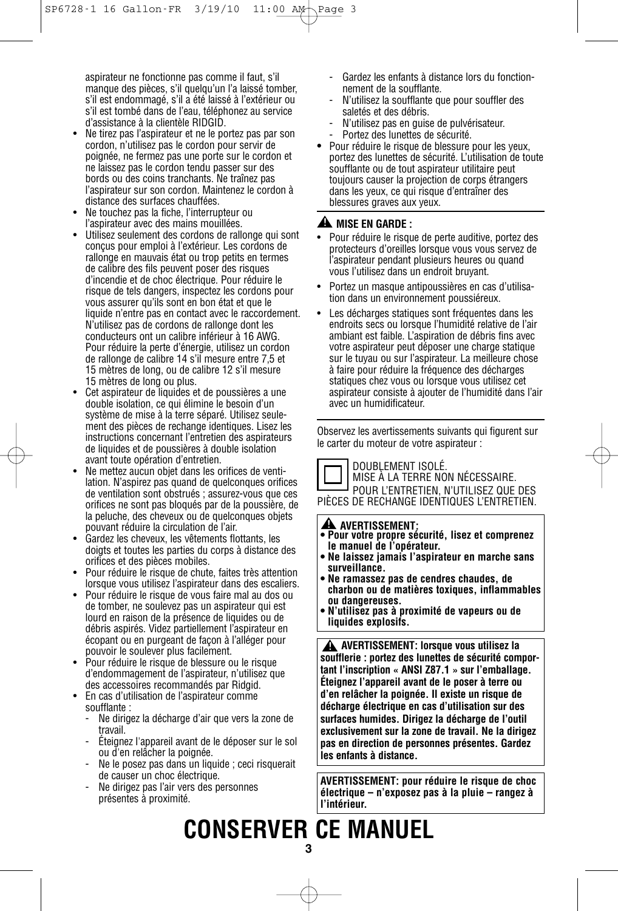aspirateur ne fonctionne pas comme il faut, s'il manque des pièces, s'il quelqu'un l'a laissé tomber, s'il est endommagé, s'il a été laissé à l'extérieur ou s'il est tombé dans de l'eau, téléphonez au service d'assistance à la clientèle RIDGID.

- Ne tirez pas l'aspirateur et ne le portez pas par son cordon, n'utilisez pas le cordon pour servir de poignée, ne fermez pas une porte sur le cordon et ne laissez pas le cordon tendu passer sur des bords ou des coins tranchants. Ne traînez pas l'aspirateur sur son cordon. Maintenez le cordon à distance des surfaces chauffées.
- Ne touchez pas la fiche, l'interrupteur ou l'aspirateur avec des mains mouillées.
- Utilisez seulement des cordons de rallonge qui sont conçus pour emploi à l'extérieur. Les cordons de rallonge en mauvais état ou trop petits en termes de calibre des fils peuvent poser des risques d'incendie et de choc électrique. Pour réduire le risque de tels dangers, inspectez les cordons pour vous assurer qu'ils sont en bon état et que le liquide n'entre pas en contact avec le raccordement. N'utilisez pas de cordons de rallonge dont les conducteurs ont un calibre inférieur à 16 AWG. Pour réduire la perte d'énergie, utilisez un cordon de rallonge de calibre 14 s'il mesure entre 7,5 et 15 mètres de long, ou de calibre 12 s'il mesure 15 mètres de long ou plus.
- Cet aspirateur de liquides et de poussières a une double isolation, ce qui élimine le besoin d'un système de mise à la terre séparé. Utilisez seulement des pièces de rechange identiques. Lisez les instructions concernant l'entretien des aspirateurs de liquides et de poussières à double isolation avant toute opération d'entretien.
- Ne mettez aucun objet dans les orifices de ventilation. N'aspirez pas quand de quelconques orifices de ventilation sont obstrués ; assurez-vous que ces orifices ne sont pas bloqués par de la poussière, de la peluche, des cheveux ou de quelconques objets pouvant réduire la circulation de l'air.
- Gardez les cheveux, les vêtements flottants, les doigts et toutes les parties du corps à distance des orifices et des pièces mobiles.
- Pour réduire le risque de chute, faites très attention lorsque vous utilisez l'aspirateur dans des escaliers.
- Pour réduire le risque de vous faire mal au dos ou de tomber, ne soulevez pas un aspirateur qui est lourd en raison de la présence de liquides ou de débris aspirés. Videz partiellement l'aspirateur en écopant ou en purgeant de façon à l'alléger pour pouvoir le soulever plus facilement.
- Pour réduire le risque de blessure ou le risque d'endommagement de l'aspirateur, n'utilisez que des accessoires recommandés par Ridgid.
- En cas d'utilisation de l'aspirateur comme soufflante :
  - Ne dirigez la décharge d'air que vers la zone de travail.
  - Éteignez l'appareil avant de le déposer sur le sol ou d'en relâcher la poignée.
  - Ne le posez pas dans un liquide ; ceci risquerait de causer un choc électrique.
  - Ne dirigez pas l'air vers des personnes présentes à proximité.
  - Gardez les enfants à distance lors du fonctionnement de la soufflante.
  - N'utilisez la soufflante que pour souffler des saletés et des débris.
  - N'utilisez pas en guise de pulvérisateur.
  - Portez des lunettes de sécurité.
- Pour réduire le risque de blessure pour les yeux, portez des lunettes de sécurité. L'utilisation de toute soufflante ou de tout aspirateur utilitaire peut toujours causer la projection de corps étrangers dans les yeux, ce qui risque d'entraîner des blessures graves aux yeux.

**⚠ MISE EN GARDE :**

- Pour réduire le risque de perte auditive, portez des protecteurs d'oreilles lorsque vous vous servez de l'aspirateur pendant plusieurs heures ou quand vous l'utilisez dans un endroit bruyant.
- Portez un masque antipoussières en cas d'utilisation dans un environnement poussiéreux.
- Les décharges statiques sont fréquentes dans les endroits secs ou lorsque l'humidité relative de l'air ambiant est faible. L'aspiration de débris fins avec votre aspirateur peut déposer une charge statique sur le tuyau ou sur l'aspirateur. La meilleure chose à faire pour réduire la fréquence des décharges statiques chez vous ou lorsque vous utilisez cet aspirateur consiste à ajouter de l'humidité dans l'air avec un humidificateur.

Observez les avertissements suivants qui figurent sur le carter du moteur de votre aspirateur :

DOUBLEMENT ISOLÉ.
MISE À LA TERRE NON NÉCESSAIRE.
POUR L'ENTRETIEN, N'UTILISEZ QUE DES PIÈCES DE RECHANGE IDENTIQUES L'ENTRETIEN.

**⚠ AVERTISSEMENT:**

- **Pour votre propre sécurité, lisez et comprenez le manuel de l'opérateur.**
- **Ne laissez jamais l'aspirateur en marche sans surveillance.**
- **Ne ramassez pas de cendres chaudes, de charbon ou de matières toxiques, inflammables ou dangereuses.**
- **N'utilisez pas à proximité de vapeurs ou de liquides explosifs.**

**⚠ AVERTISSEMENT: lorsque vous utilisez la soufflerie : portez des lunettes de sécurité comportant l'inscription « ANSI Z87.1 » sur l'emballage. Éteignez l'appareil avant de le poser à terre ou d'en relâcher la poignée. Il existe un risque de décharge électrique en cas d'utilisation sur des surfaces humides. Dirigez la décharge de l'outil exclusivement sur la zone de travail. Ne la dirigez pas en direction de personnes présentes. Gardez les enfants à distance.**

**AVERTISSEMENT: pour réduire le risque de choc électrique – n'exposez pas à la pluie – rangez à l'intérieur.**

# CONSERVER CE MANUEL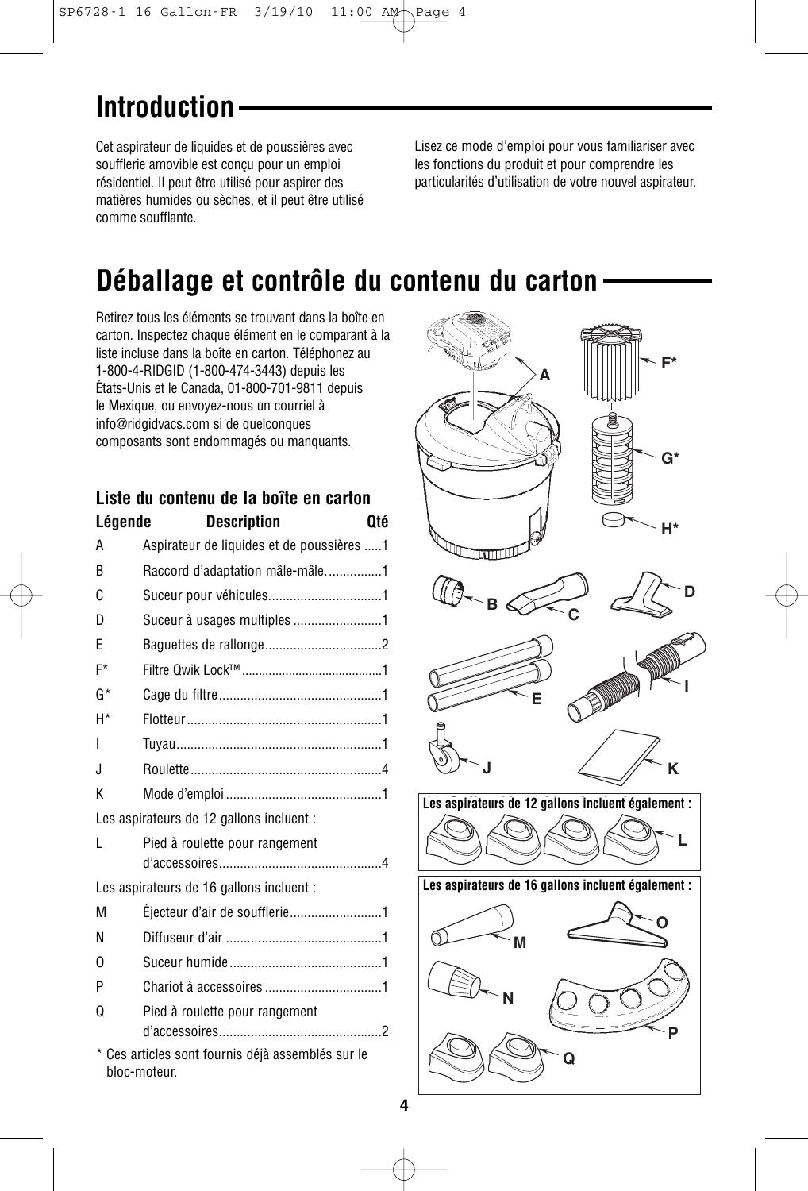# Introduction

Cet aspirateur de liquides et de poussières avec soufflerie amovible est conçu pour un emploi résidentiel. Il peut être utilisé pour aspirer des matières humides ou sèches, et il peut être utilisé comme soufflante.

Lisez ce mode d'emploi pour vous familiariser avec les fonctions du produit et pour comprendre les particularités d'utilisation de votre nouvel aspirateur.

# Déballage et contrôle du contenu du carton

Retirez tous les éléments se trouvant dans la boîte en carton. Inspectez chaque élément en le comparant à la liste incluse dans la boîte en carton. Téléphonez au 1-800-4-RIDGID (1-800-474-3443) depuis les États-Unis et le Canada, 01-800-701-9811 depuis le Mexique, ou envoyez-nous un courriel à info@ridgidvacs.com si de quelconques composants sont endommagés ou manquants.

### Liste du contenu de la boîte en carton

| Légende | Description | Qté |
|---|---|---|
| A | Aspirateur de liquides et de poussières | 1 |
| B | Raccord d'adaptation mâle-mâle. | 1 |
| C | Suceur pour véhicules | 1 |
| D | Suceur à usages multiples | 1 |
| E | Baguettes de rallonge | 2 |
| F* | Filtre Qwik Lock™ | 1 |
| G* | Cage du filtre | 1 |
| H* | Flotteur | 1 |
| I | Tuyau | 1 |
| J | Roulette | 4 |
| K | Mode d'emploi | 1 |
| Les aspirateurs de 12 gallons incluent : | | |
| L | Pied à roulette pour rangement d'accessoires | 4 |
| Les aspirateurs de 16 gallons incluent : | | |
| M | Éjecteur d'air de soufflerie | 1 |
| N | Diffuseur d'air | 1 |
| O | Suceur humide | 1 |
| P | Chariot à accessoires | 1 |
| Q | Pied à roulette pour rangement d'accessoires | 2 |

\* Ces articles sont fournis déjà assemblés sur le bloc-moteur.

A F* G* H* B C D E I J K

Les aspirateurs de 12 gallons incluent également :

L

Les aspirateurs de 16 gallons incluent également :

M O N P Q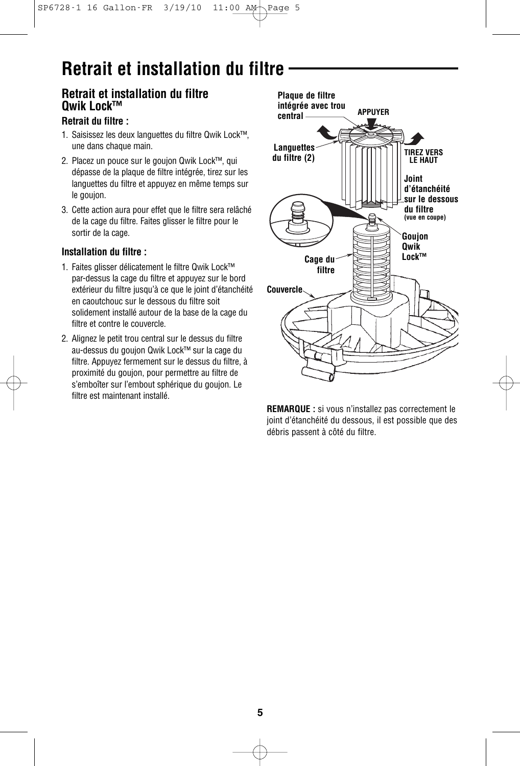# Retrait et installation du filtre

## Retrait et installation du filtre Qwik Lock™

### Retrait du filtre :

1. Saisissez les deux languettes du filtre Qwik Lock™, une dans chaque main.
2. Placez un pouce sur le goujon Qwik Lock™, qui dépasse de la plaque de filtre intégrée, tirez sur les languettes du filtre et appuyez en même temps sur le goujon.
3. Cette action aura pour effet que le filtre sera relâché de la cage du filtre. Faites glisser le filtre pour le sortir de la cage.

### Installation du filtre :

1. Faites glisser délicatement le filtre Qwik Lock™ par-dessus la cage du filtre et appuyez sur le bord extérieur du filtre jusqu'à ce que le joint d'étanchéité en caoutchouc sur le dessous du filtre soit solidement installé autour de la base de la cage du filtre et contre le couvercle.
2. Alignez le petit trou central sur le dessus du filtre au-dessus du goujon Qwik Lock™ sur la cage du filtre. Appuyez fermement sur le dessus du filtre, à proximité du goujon, pour permettre au filtre de s'emboîter sur l'embout sphérique du goujon. Le filtre est maintenant installé.

Plaque de filtre intégrée avec trou central
APPUYER
Languettes du filtre (2)
TIREZ VERS LE HAUT
Joint d'étanchéité sur le dessous du filtre (vue en coupe)
Goujon Qwik Lock™
Cage du filtre
Couvercle

**REMARQUE :** si vous n'installez pas correctement le joint d'étanchéité du dessous, il est possible que des débris passent à côté du filtre.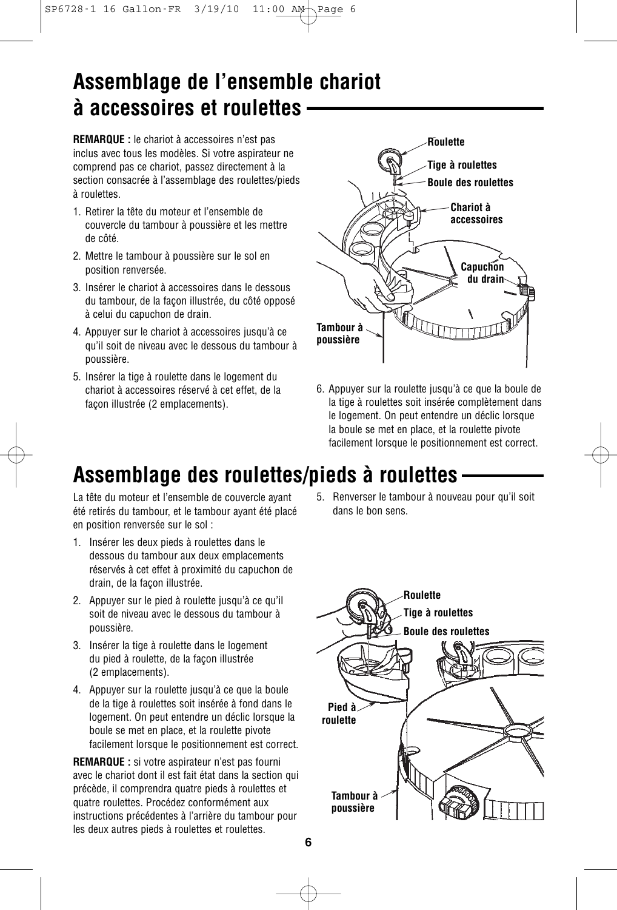# Assemblage de l'ensemble chariot à accessoires et roulettes

**REMARQUE :** le chariot à accessoires n'est pas inclus avec tous les modèles. Si votre aspirateur ne comprend pas ce chariot, passez directement à la section consacrée à l'assemblage des roulettes/pieds à roulettes.

1. Retirer la tête du moteur et l'ensemble de couvercle du tambour à poussière et les mettre de côté.
2. Mettre le tambour à poussière sur le sol en position renversée.
3. Insérer le chariot à accessoires dans le dessous du tambour, de la façon illustrée, du côté opposé à celui du capuchon de drain.
4. Appuyer sur le chariot à accessoires jusqu'à ce qu'il soit de niveau avec le dessous du tambour à poussière.
5. Insérer la tige à roulette dans le logement du chariot à accessoires réservé à cet effet, de la façon illustrée (2 emplacements).

Roulette
Tige à roulettes
Boule des roulettes
Chariot à accessoires
Capuchon du drain
Tambour à poussière

6. Appuyer sur la roulette jusqu'à ce que la boule de la tige à roulettes soit insérée complètement dans le logement. On peut entendre un déclic lorsque la boule se met en place, et la roulette pivote facilement lorsque le positionnement est correct.

# Assemblage des roulettes/pieds à roulettes

La tête du moteur et l'ensemble de couvercle ayant été retirés du tambour, et le tambour ayant été placé en position renversée sur le sol :

1. Insérer les deux pieds à roulettes dans le dessous du tambour aux deux emplacements réservés à cet effet à proximité du capuchon de drain, de la façon illustrée.
2. Appuyer sur le pied à roulette jusqu'à ce qu'il soit de niveau avec le dessous du tambour à poussière.
3. Insérer la tige à roulette dans le logement du pied à roulette, de la façon illustrée (2 emplacements).
4. Appuyer sur la roulette jusqu'à ce que la boule de la tige à roulettes soit insérée à fond dans le logement. On peut entendre un déclic lorsque la boule se met en place, et la roulette pivote facilement lorsque le positionnement est correct.

**REMARQUE :** si votre aspirateur n'est pas fourni avec le chariot dont il est fait état dans la section qui précède, il comprendra quatre pieds à roulettes et quatre roulettes. Procédez conformément aux instructions précédentes à l'arrière du tambour pour les deux autres pieds à roulettes et roulettes.

5. Renverser le tambour à nouveau pour qu'il soit dans le bon sens.

Roulette
Tige à roulettes
Boule des roulettes
Pied à roulette
Tambour à poussière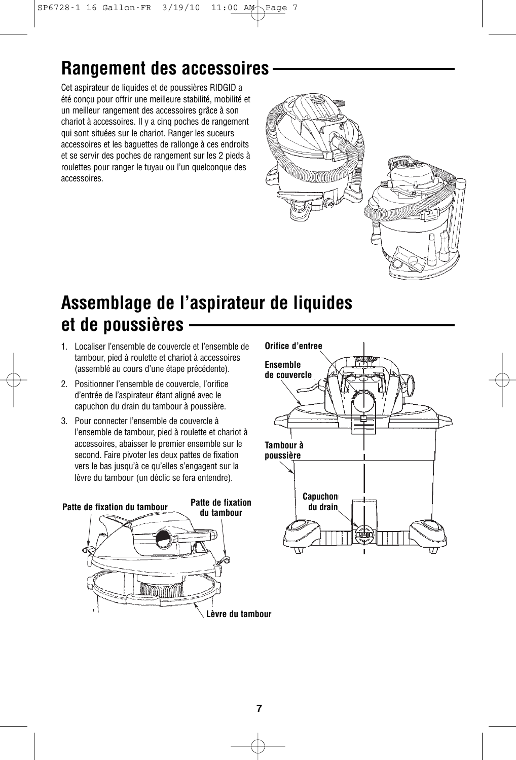# Rangement des accessoires

Cet aspirateur de liquides et de poussières RIDGID a été conçu pour offrir une meilleure stabilité, mobilité et un meilleur rangement des accessoires grâce à son chariot à accessoires. Il y a cinq poches de rangement qui sont situées sur le chariot. Ranger les suceurs accessoires et les baguettes de rallonge à ces endroits et se servir des poches de rangement sur les 2 pieds à roulettes pour ranger le tuyau ou l'un quelconque des accessoires.

# Assemblage de l'aspirateur de liquides et de poussières

1. Localiser l'ensemble de couvercle et l'ensemble de tambour, pied à roulette et chariot à accessoires (assemblé au cours d'une étape précédente).
2. Positionner l'ensemble de couvercle, l'orifice d'entrée de l'aspirateur étant aligné avec le capuchon du drain du tambour à poussière.
3. Pour connecter l'ensemble de couvercle à l'ensemble de tambour, pied à roulette et chariot à accessoires, abaisser le premier ensemble sur le second. Faire pivoter les deux pattes de fixation vers le bas jusqu'à ce qu'elles s'engagent sur la lèvre du tambour (un déclic se fera entendre).

**Patte de fixation du tambour**
**Patte de fixation du tambour**
**Lèvre du tambour**

**Orifice d'entree**
**Ensemble de couvercle**
**Tambour à poussière**
**Capuchon du drain**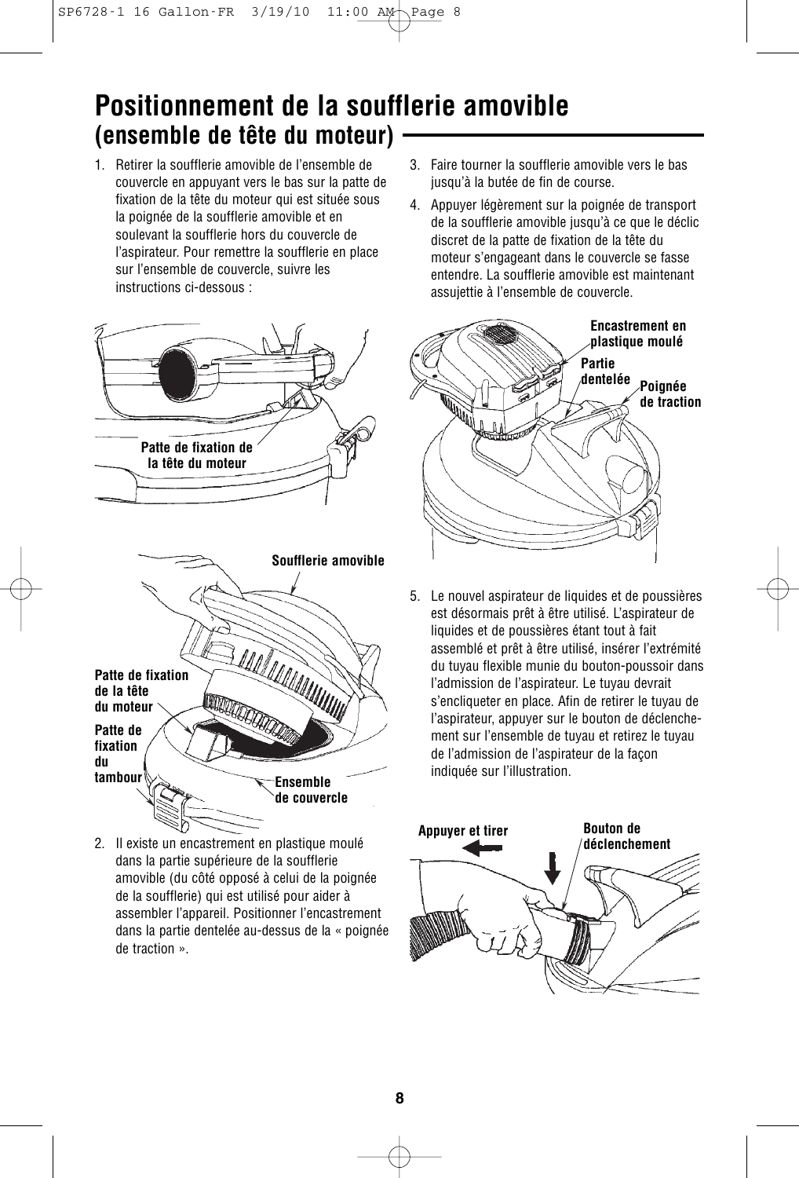# Positionnement de la soufflerie amovible
## (ensemble de tête du moteur)

1. Retirer la soufflerie amovible de l'ensemble de couvercle en appuyant vers le bas sur la patte de fixation de la tête du moteur qui est située sous la poignée de la soufflerie amovible et en soulevant la soufflerie hors du couvercle de l'aspirateur. Pour remettre la soufflerie en place sur l'ensemble de couvercle, suivre les instructions ci-dessous :

Patte de fixation de la tête du moteur

Soufflerie amovible

Patte de fixation de la tête du moteur

Patte de fixation du tambour

Ensemble de couvercle

2. Il existe un encastrement en plastique moulé dans la partie supérieure de la soufflerie amovible (du côté opposé à celui de la poignée de la soufflerie) qui est utilisé pour aider à assembler l'appareil. Positionner l'encastrement dans la partie dentelée au-dessus de la « poignée de traction ».

3. Faire tourner la soufflerie amovible vers le bas jusqu'à la butée de fin de course.

4. Appuyer légèrement sur la poignée de transport de la soufflerie amovible jusqu'à ce que le déclic discret de la patte de fixation de la tête du moteur s'engageant dans le couvercle se fasse entendre. La soufflerie amovible est maintenant assujettie à l'ensemble de couvercle.

Encastrement en plastique moulé

Partie dentelée

Poignée de traction

5. Le nouvel aspirateur de liquides et de poussières est désormais prêt à être utilisé. L'aspirateur de liquides et de poussières étant tout à fait assemblé et prêt à être utilisé, insérer l'extrémité du tuyau flexible munie du bouton-poussoir dans l'admission de l'aspirateur. Le tuyau devrait s'encliqueter en place. Afin de retirer le tuyau de l'aspirateur, appuyer sur le bouton de déclenchement sur l'ensemble de tuyau et retirez le tuyau de l'admission de l'aspirateur de la façon indiquée sur l'illustration.

Appuyer et tirer

Bouton de déclenchement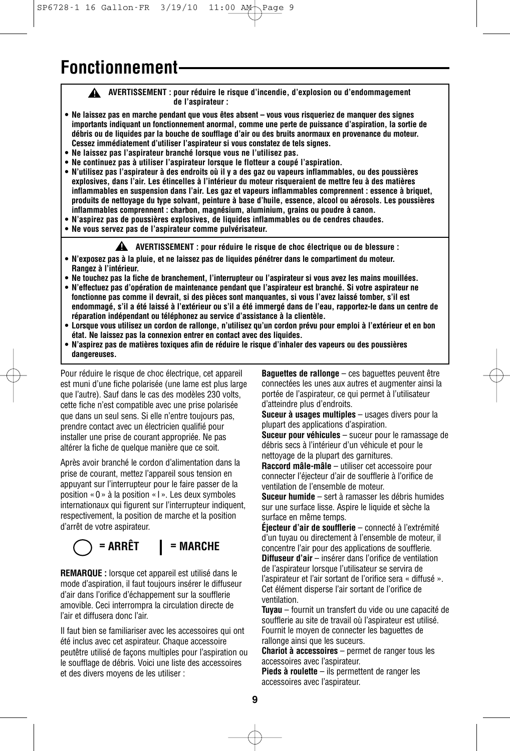# Fonctionnement

**⚠ AVERTISSEMENT : pour réduire le risque d'incendie, d'explosion ou d'endommagement de l'aspirateur :**

- **Ne laissez pas en marche pendant que vous êtes absent – vous vous risqueriez de manquer des signes importants indiquant un fonctionnement anormal, comme une perte de puissance d'aspiration, la sortie de débris ou de liquides par la bouche de soufflage d'air ou des bruits anormaux en provenance du moteur. Cessez immédiatement d'utiliser l'aspirateur si vous constatez de tels signes.**
- **Ne laissez pas l'aspirateur branché lorsque vous ne l'utilisez pas.**
- **Ne continuez pas à utiliser l'aspirateur lorsque le flotteur a coupé l'aspiration.**
- **N'utilisez pas l'aspirateur à des endroits où il y a des gaz ou vapeurs inflammables, ou des poussières explosives, dans l'air. Les étincelles à l'intérieur du moteur risqueraient de mettre feu à des matières inflammables en suspension dans l'air. Les gaz et vapeurs inflammables comprennent : essence à briquet, produits de nettoyage du type solvant, peinture à base d'huile, essence, alcool ou aérosols. Les poussières inflammables comprennent : charbon, magnésium, aluminium, grains ou poudre à canon.**
- **N'aspirez pas de poussières explosives, de liquides inflammables ou de cendres chaudes.**
- **Ne vous servez pas de l'aspirateur comme pulvérisateur.**

**⚠ AVERTISSEMENT : pour réduire le risque de choc électrique ou de blessure :**

- **N'exposez pas à la pluie, et ne laissez pas de liquides pénétrer dans le compartiment du moteur. Rangez à l'intérieur.**
- **Ne touchez pas la fiche de branchement, l'interrupteur ou l'aspirateur si vous avez les mains mouillées.**
- **N'effectuez pas d'opération de maintenance pendant que l'aspirateur est branché. Si votre aspirateur ne fonctionne pas comme il devrait, si des pièces sont manquantes, si vous l'avez laissé tomber, s'il est endommagé, s'il a été laissé à l'extérieur ou s'il a été immergé dans de l'eau, rapportez-le dans un centre de réparation indépendant ou téléphonez au service d'assistance à la clientèle.**
- **Lorsque vous utilisez un cordon de rallonge, n'utilisez qu'un cordon prévu pour emploi à l'extérieur et en bon état. Ne laissez pas la connexion entrer en contact avec des liquides.**
- **N'aspirez pas de matières toxiques afin de réduire le risque d'inhaler des vapeurs ou des poussières dangereuses.**

Pour réduire le risque de choc électrique, cet appareil est muni d'une fiche polarisée (une lame est plus large que l'autre). Sauf dans le cas des modèles 230 volts, cette fiche n'est compatible avec une prise polarisée que dans un seul sens. Si elle n'entre toujours pas, prendre contact avec un électricien qualifié pour installer une prise de courant appropriée. Ne pas altérer la fiche de quelque manière que ce soit.

Après avoir branché le cordon d'alimentation dans la prise de courant, mettez l'appareil sous tension en appuyant sur l'interrupteur pour le faire passer de la position « 0 » à la position « I ». Les deux symboles internationaux qui figurent sur l'interrupteur indiquent, respectivement, la position de marche et la position d'arrêt de votre aspirateur.

**○ = ARRÊT    | = MARCHE**

**REMARQUE :** lorsque cet appareil est utilisé dans le mode d'aspiration, il faut toujours insérer le diffuseur d'air dans l'orifice d'échappement sur la soufflerie amovible. Ceci interrompra la circulation directe de l'air et diffusera donc l'air.

Il faut bien se familiariser avec les accessoires qui ont été inclus avec cet aspirateur. Chaque accessoire peutêtre utilisé de façons multiples pour l'aspiration ou le soufflage de débris. Voici une liste des accessoires et des divers moyens de les utiliser :

**Baguettes de rallonge** – ces baguettes peuvent être connectées les unes aux autres et augmenter ainsi la portée de l'aspirateur, ce qui permet à l'utilisateur d'atteindre plus d'endroits.

**Suceur à usages multiples** – usages divers pour la plupart des applications d'aspiration.

**Suceur pour véhicules** – suceur pour le ramassage de débris secs à l'intérieur d'un véhicule et pour le nettoyage de la plupart des garnitures.

**Raccord mâle-mâle** – utiliser cet accessoire pour connecter l'éjecteur d'air de soufflerie à l'orifice de ventilation de l'ensemble de moteur.

**Suceur humide** – sert à ramasser les débris humides sur une surface lisse. Aspire le liquide et sèche la surface en même temps.

**Éjecteur d'air de soufflerie** – connecté à l'extrémité d'un tuyau ou directement à l'ensemble de moteur, il concentre l'air pour des applications de soufflerie.

**Diffuseur d'air** – insérer dans l'orifice de ventilation de l'aspirateur lorsque l'utilisateur se servira de l'aspirateur et l'air sortant de l'orifice sera « diffusé ». Cet élément disperse l'air sortant de l'orifice de ventilation.

**Tuyau** – fournit un transfert du vide ou une capacité de soufflerie au site de travail où l'aspirateur est utilisé. Fournit le moyen de connecter les baguettes de rallonge ainsi que les suceurs.

**Chariot à accessoires** – permet de ranger tous les accessoires avec l'aspirateur.

**Pieds à roulette** – ils permettent de ranger les accessoires avec l'aspirateur.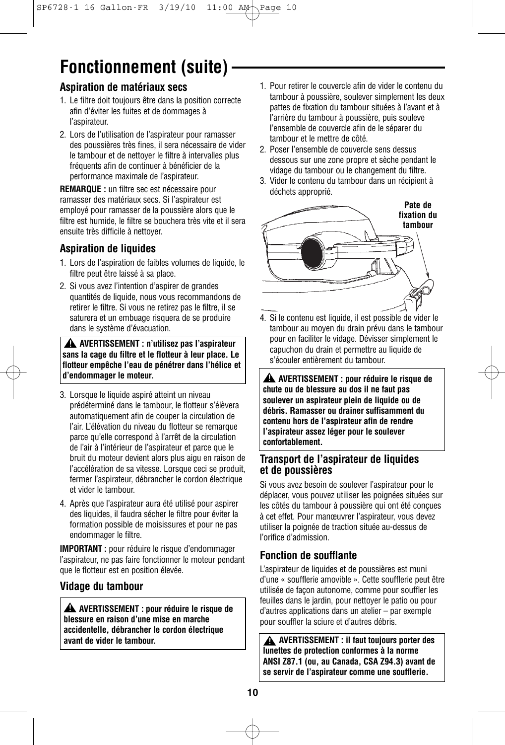# Fonctionnement (suite)

## Aspiration de matériaux secs

1. Le filtre doit toujours être dans la position correcte afin d'éviter les fuites et de dommages à l'aspirateur.
2. Lors de l'utilisation de l'aspirateur pour ramasser des poussières très fines, il sera nécessaire de vider le tambour et de nettoyer le filtre à intervalles plus fréquents afin de continuer à bénéficier de la performance maximale de l'aspirateur.

**REMARQUE :** un filtre sec est nécessaire pour ramasser des matériaux secs. Si l'aspirateur est employé pour ramasser de la poussière alors que le filtre est humide, le filtre se bouchera très vite et il sera ensuite très difficile à nettoyer.

## Aspiration de liquides

1. Lors de l'aspiration de faibles volumes de liquide, le filtre peut être laissé à sa place.
2. Si vous avez l'intention d'aspirer de grandes quantités de liquide, nous vous recommandons de retirer le filtre. Si vous ne retirez pas le filtre, il se saturera et un embuage risquera de se produire dans le système d'évacuation.

> **⚠ AVERTISSEMENT : n'utilisez pas l'aspirateur sans la cage du filtre et le flotteur à leur place. Le flotteur empêche l'eau de pénétrer dans l'hélice et d'endommager le moteur.**

3. Lorsque le liquide aspiré atteint un niveau prédéterminé dans le tambour, le flotteur s'élèvera automatiquement afin de couper la circulation de l'air. L'élévation du niveau du flotteur se remarque parce qu'elle correspond à l'arrêt de la circulation de l'air à l'intérieur de l'aspirateur et parce que le bruit du moteur devient alors plus aigu en raison de l'accélération de sa vitesse. Lorsque ceci se produit, fermer l'aspirateur, débrancher le cordon électrique et vider le tambour.
4. Après que l'aspirateur aura été utilisé pour aspirer des liquides, il faudra sécher le filtre pour éviter la formation possible de moisissures et pour ne pas endommager le filtre.

**IMPORTANT :** pour réduire le risque d'endommager l'aspirateur, ne pas faire fonctionner le moteur pendant que le flotteur est en position élevée.

## Vidage du tambour

> **⚠ AVERTISSEMENT : pour réduire le risque de blessure en raison d'une mise en marche accidentelle, débrancher le cordon électrique avant de vider le tambour.**

1. Pour retirer le couvercle afin de vider le contenu du tambour à poussière, soulever simplement les deux pattes de fixation du tambour situées à l'avant et à l'arrière du tambour à poussière, puis souleve l'ensemble de couvercle afin de le séparer du tambour et le mettre de côté.
2. Poser l'ensemble de couvercle sens dessus dessous sur une zone propre et sèche pendant le vidage du tambour ou le changement du filtre.
3. Vider le contenu du tambour dans un récipient à déchets approprié.

Pate de fixation du tambour

4. Si le contenu est liquide, il est possible de vider le tambour au moyen du drain prévu dans le tambour pour en faciliter le vidage. Dévisser simplement le capuchon du drain et permettre au liquide de s'écouler entièrement du tambour.

> **⚠ AVERTISSEMENT : pour réduire le risque de chute ou de blessure au dos il ne faut pas soulever un aspirateur plein de liquide ou de débris. Ramasser ou drainer suffisamment du contenu hors de l'aspirateur afin de rendre l'aspirateur assez léger pour le soulever confortablement.**

## Transport de l'aspirateur de liquides et de poussières

Si vous avez besoin de soulever l'aspirateur pour le déplacer, vous pouvez utiliser les poignées situées sur les côtés du tambour à poussière qui ont été conçues à cet effet. Pour manœuvrer l'aspirateur, vous devez utiliser la poignée de traction située au-dessus de l'orifice d'admission.

## Fonction de soufflante

L'aspirateur de liquides et de poussières est muni d'une « soufflerie amovible ». Cette soufflerie peut être utilisée de façon autonome, comme pour souffler les feuilles dans le jardin, pour nettoyer le patio ou pour d'autres applications dans un atelier – par exemple pour souffler la sciure et d'autres débris.

> **⚠ AVERTISSEMENT : il faut toujours porter des lunettes de protection conformes à la norme ANSI Z87.1 (ou, au Canada, CSA Z94.3) avant de se servir de l'aspirateur comme une soufflerie.**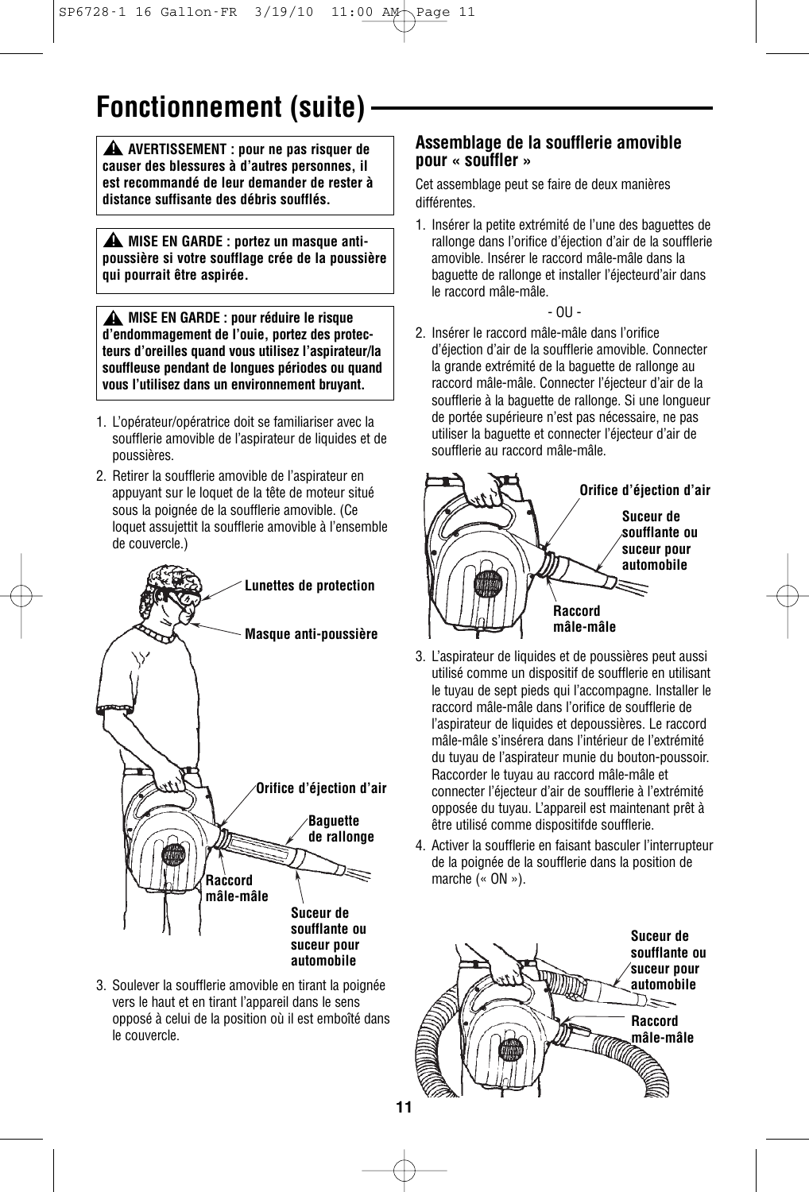# Fonctionnement (suite)

⚠ **AVERTISSEMENT : pour ne pas risquer de causer des blessures à d'autres personnes, il est recommandé de leur demander de rester à distance suffisante des débris soufflés.**

⚠ **MISE EN GARDE : portez un masque anti-poussière si votre soufflage crée de la poussière qui pourrait être aspirée.**

⚠ **MISE EN GARDE : pour réduire le risque d'endommagement de l'ouie, portez des protecteurs d'oreilles quand vous utilisez l'aspirateur/la souffleuse pendant de longues périodes ou quand vous l'utilisez dans un environnement bruyant.**

1. L'opérateur/opératrice doit se familiariser avec la soufflerie amovible de l'aspirateur de liquides et de poussières.
2. Retirer la soufflerie amovible de l'aspirateur en appuyant sur le loquet de la tête de moteur situé sous la poignée de la soufflerie amovible. (Ce loquet assujettit la soufflerie amovible à l'ensemble de couvercle.)

**Lunettes de protection**

**Masque anti-poussière**

**Orifice d'éjection d'air**

**Baguette de rallonge**

**Raccord mâle-mâle**

**Suceur de soufflante ou suceur pour automobile**

3. Soulever la soufflerie amovible en tirant la poignée vers le haut et en tirant l'appareil dans le sens opposé à celui de la position où il est emboîté dans le couvercle.

## Assemblage de la soufflerie amovible pour « souffler »

Cet assemblage peut se faire de deux manières différentes.

1. Insérer la petite extrémité de l'une des baguettes de rallonge dans l'orifice d'éjection d'air de la soufflerie amovible. Insérer le raccord mâle-mâle dans la baguette de rallonge et installer l'éjecteurd'air dans le raccord mâle-mâle.

- OU -

2. Insérer le raccord mâle-mâle dans l'orifice d'éjection d'air de la soufflerie amovible. Connecter la grande extrémité de la baguette de rallonge au raccord mâle-mâle. Connecter l'éjecteur d'air de la soufflerie à la baguette de rallonge. Si une longueur de portée supérieure n'est pas nécessaire, ne pas utiliser la baguette et connecter l'éjecteur d'air de soufflerie au raccord mâle-mâle.

**Orifice d'éjection d'air**

**Suceur de soufflante ou suceur pour automobile**

**Raccord mâle-mâle**

3. L'aspirateur de liquides et de poussières peut aussi utilisé comme un dispositif de soufflerie en utilisant le tuyau de sept pieds qui l'accompagne. Installer le raccord mâle-mâle dans l'orifice de soufflerie de l'aspirateur de liquides et depoussières. Le raccord mâle-mâle s'insérera dans l'intérieur de l'extrémité du tuyau de l'aspirateur munie du bouton-poussoir. Raccorder le tuyau au raccord mâle-mâle et connecter l'éjecteur d'air de soufflerie à l'extrémité opposée du tuyau. L'appareil est maintenant prêt à être utilisé comme dispositifde soufflerie.
4. Activer la soufflerie en faisant basculer l'interrupteur de la poignée de la soufflerie dans la position de marche (« ON »).

**Suceur de soufflante ou suceur pour automobile**

**Raccord mâle-mâle**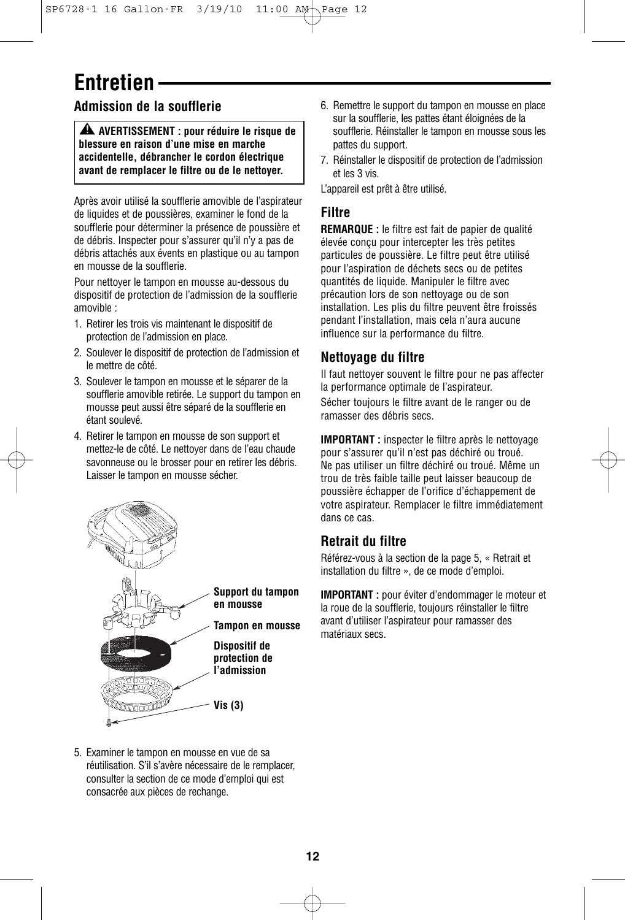# Entretien

## Admission de la soufflerie

**⚠ AVERTISSEMENT : pour réduire le risque de blessure en raison d'une mise en marche accidentelle, débrancher le cordon électrique avant de remplacer le filtre ou de le nettoyer.**

Après avoir utilisé la soufflerie amovible de l'aspirateur de liquides et de poussières, examiner le fond de la soufflerie pour déterminer la présence de poussière et de débris. Inspecter pour s'assurer qu'il n'y a pas de débris attachés aux évents en plastique ou au tampon en mousse de la soufflerie.

Pour nettoyer le tampon en mousse au-dessous du dispositif de protection de l'admission de la soufflerie amovible :

1. Retirer les trois vis maintenant le dispositif de protection de l'admission en place.
2. Soulever le dispositif de protection de l'admission et le mettre de côté.
3. Soulever le tampon en mousse et le séparer de la soufflerie amovible retirée. Le support du tampon en mousse peut aussi être séparé de la soufflerie en étant soulevé.
4. Retirer le tampon en mousse de son support et mettez-le de côté. Le nettoyer dans de l'eau chaude savonneuse ou le brosser pour en retirer les débris. Laisser le tampon en mousse sécher.

**Support du tampon en mousse**

**Tampon en mousse**

**Dispositif de protection de l'admission**

**Vis (3)**

5. Examiner le tampon en mousse en vue de sa réutilisation. S'il s'avère nécessaire de le remplacer, consulter la section de ce mode d'emploi qui est consacrée aux pièces de rechange.
6. Remettre le support du tampon en mousse en place sur la soufflerie, les pattes étant éloignées de la soufflerie. Réinstaller le tampon en mousse sous les pattes du support.
7. Réinstaller le dispositif de protection de l'admission et les 3 vis.

L'appareil est prêt à être utilisé.

## Filtre

**REMARQUE :** le filtre est fait de papier de qualité élevée conçu pour intercepter les très petites particules de poussière. Le filtre peut être utilisé pour l'aspiration de déchets secs ou de petites quantités de liquide. Manipuler le filtre avec précaution lors de son nettoyage ou de son installation. Les plis du filtre peuvent être froissés pendant l'installation, mais cela n'aura aucune influence sur la performance du filtre.

## Nettoyage du filtre

Il faut nettoyer souvent le filtre pour ne pas affecter la performance optimale de l'aspirateur.

Sécher toujours le filtre avant de le ranger ou de ramasser des débris secs.

**IMPORTANT :** inspecter le filtre après le nettoyage pour s'assurer qu'il n'est pas déchiré ou troué. Ne pas utiliser un filtre déchiré ou troué. Même un trou de très faible taille peut laisser beaucoup de poussière échapper de l'orifice d'échappement de votre aspirateur. Remplacer le filtre immédiatement dans ce cas.

## Retrait du filtre

Référez-vous à la section de la page 5, « Retrait et installation du filtre », de ce mode d'emploi.

**IMPORTANT :** pour éviter d'endommager le moteur et la roue de la soufflerie, toujours réinstaller le filtre avant d'utiliser l'aspirateur pour ramasser des matériaux secs.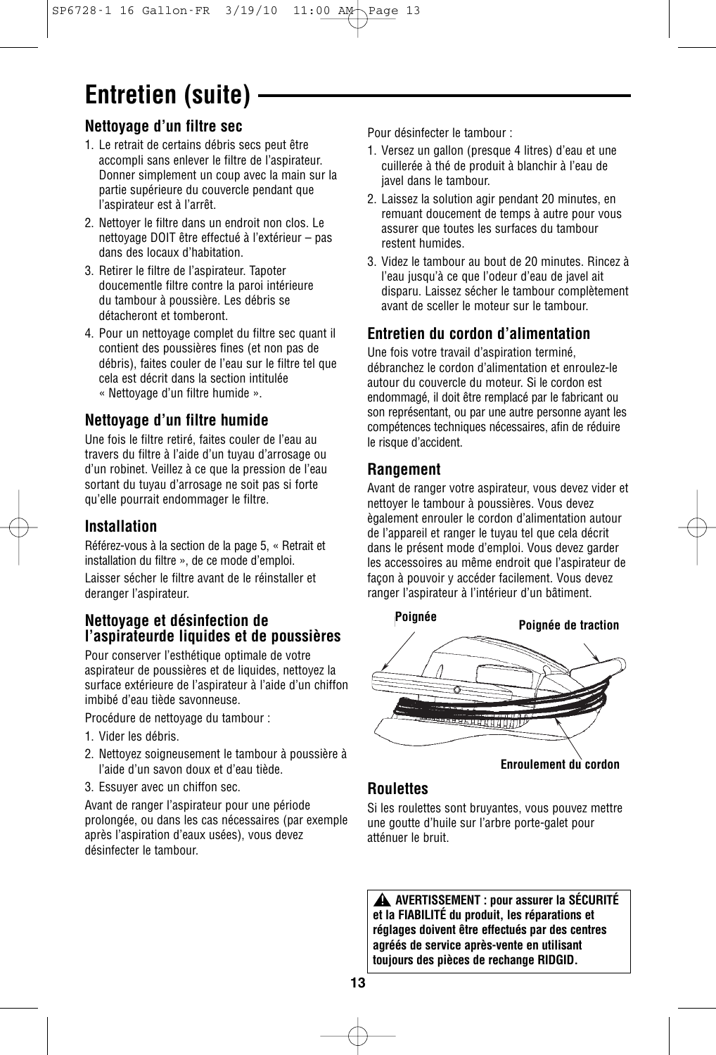# Entretien (suite)

### Nettoyage d'un filtre sec

1. Le retrait de certains débris secs peut être accompli sans enlever le filtre de l'aspirateur. Donner simplement un coup avec la main sur la partie supérieure du couvercle pendant que l'aspirateur est à l'arrêt.
2. Nettoyer le filtre dans un endroit non clos. Le nettoyage DOIT être effectué à l'extérieur – pas dans des locaux d'habitation.
3. Retirer le filtre de l'aspirateur. Tapoter doucementle filtre contre la paroi intérieure du tambour à poussière. Les débris se détacheront et tomberont.
4. Pour un nettoyage complet du filtre sec quant il contient des poussières fines (et non pas de débris), faites couler de l'eau sur le filtre tel que cela est décrit dans la section intitulée « Nettoyage d'un filtre humide ».

### Nettoyage d'un filtre humide

Une fois le filtre retiré, faites couler de l'eau au travers du filtre à l'aide d'un tuyau d'arrosage ou d'un robinet. Veillez à ce que la pression de l'eau sortant du tuyau d'arrosage ne soit pas si forte qu'elle pourrait endommager le filtre.

### Installation

Référez-vous à la section de la page 5, « Retrait et installation du filtre », de ce mode d'emploi.

Laisser sécher le filtre avant de le réinstaller et deranger l'aspirateur.

### Nettoyage et désinfection de l'aspirateurde liquides et de poussières

Pour conserver l'esthétique optimale de votre aspirateur de poussières et de liquides, nettoyez la surface extérieure de l'aspirateur à l'aide d'un chiffon imbibé d'eau tiède savonneuse.

Procédure de nettoyage du tambour :

1. Vider les débris.
2. Nettoyez soigneusement le tambour à poussière à l'aide d'un savon doux et d'eau tiède.
3. Essuyer avec un chiffon sec.

Avant de ranger l'aspirateur pour une période prolongée, ou dans les cas nécessaires (par exemple après l'aspiration d'eaux usées), vous devez désinfecter le tambour.

Pour désinfecter le tambour :

1. Versez un gallon (presque 4 litres) d'eau et une cuillerée à thé de produit à blanchir à l'eau de javel dans le tambour.
2. Laissez la solution agir pendant 20 minutes, en remuant doucement de temps à autre pour vous assurer que toutes les surfaces du tambour restent humides.
3. Videz le tambour au bout de 20 minutes. Rincez à l'eau jusqu'à ce que l'odeur d'eau de javel ait disparu. Laissez sécher le tambour complètement avant de sceller le moteur sur le tambour.

### Entretien du cordon d'alimentation

Une fois votre travail d'aspiration terminé, débranchez le cordon d'alimentation et enroulez-le autour du couvercle du moteur. Si le cordon est endommagé, il doit être remplacé par le fabricant ou son représentant, ou par une autre personne ayant les compétences techniques nécessaires, afin de réduire le risque d'accident.

### Rangement

Avant de ranger votre aspirateur, vous devez vider et nettoyer le tambour à poussières. Vous devez ègalement enrouler le cordon d'alimentation autour de l'appareil et ranger le tuyau tel que cela décrit dans le présent mode d'emploi. Vous devez garder les accessoires au même endroit que l'aspirateur de façon à pouvoir y accéder facilement. Vous devez ranger l'aspirateur à l'intérieur d'un bâtiment.

Poignée

Poignée de traction

Enroulement du cordon

### Roulettes

Si les roulettes sont bruyantes, vous pouvez mettre une goutte d'huile sur l'arbre porte-galet pour atténuer le bruit.

**⚠ AVERTISSEMENT : pour assurer la SÉCURITÉ et la FIABILITÉ du produit, les réparations et réglages doivent être effectués par des centres agréés de service après-vente en utilisant toujours des pièces de rechange RIDGID.**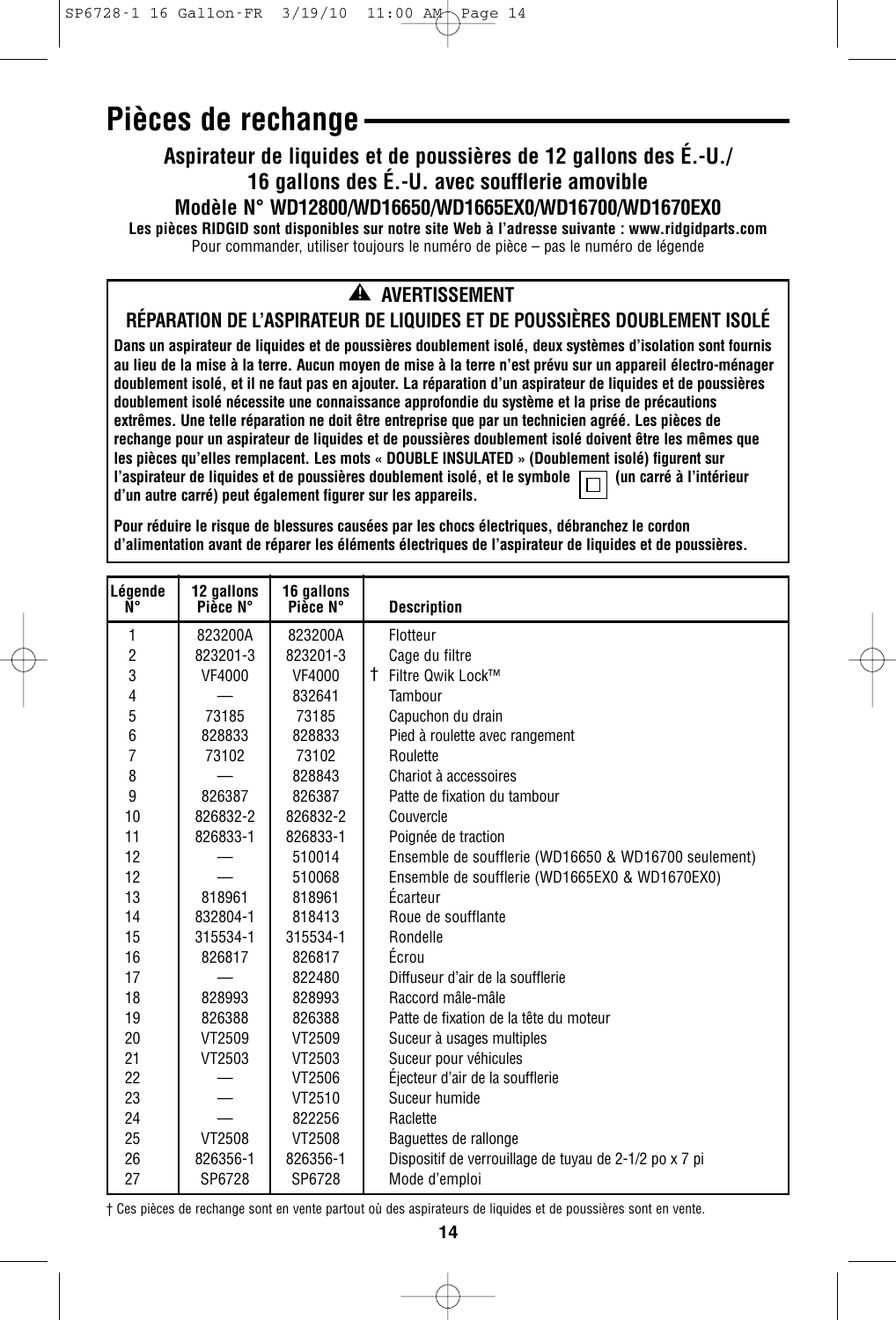# Pièces de rechange

## Aspirateur de liquides et de poussières de 12 gallons des É.-U./ 16 gallons des É.-U. avec soufflerie amovible

## Modèle N° WD12800/WD16650/WD1665EX0/WD16700/WD1670EX0

**Les pièces RIDGID sont disponibles sur notre site Web à l'adresse suivante : www.ridgidparts.com**

Pour commander, utiliser toujours le numéro de pièce – pas le numéro de légende

### ⚠ AVERTISSEMENT

### RÉPARATION DE L'ASPIRATEUR DE LIQUIDES ET DE POUSSIÈRES DOUBLEMENT ISOLÉ

**Dans un aspirateur de liquides et de poussières doublement isolé, deux systèmes d'isolation sont fournis au lieu de la mise à la terre. Aucun moyen de mise à la terre n'est prévu sur un appareil électro-ménager doublement isolé, et il ne faut pas en ajouter. La réparation d'un aspirateur de liquides et de poussières doublement isolé nécessite une connaissance approfondie du système et la prise de précautions extrêmes. Une telle réparation ne doit être entreprise que par un technicien agréé. Les pièces de rechange pour un aspirateur de liquides et de poussières doublement isolé doivent être les mêmes que les pièces qu'elles remplacent. Les mots « DOUBLE INSULATED » (Doublement isolé) figurent sur l'aspirateur de liquides et de poussières doublement isolé, et le symbole ▢ (un carré à l'intérieur d'un autre carré) peut également figurer sur les appareils.**

**Pour réduire le risque de blessures causées par les chocs électriques, débranchez le cordon d'alimentation avant de réparer les éléments électriques de l'aspirateur de liquides et de poussières.**

| Légende N° | 12 gallons Pièce N° | 16 gallons Pièce N° | Description |
|---|---|---|---|
| 1 | 823200A | 823200A | Flotteur |
| 2 | 823201-3 | 823201-3 | Cage du filtre |
| 3 | VF4000 | VF4000 | † Filtre Qwik Lock™ |
| 4 | — | 832641 | Tambour |
| 5 | 73185 | 73185 | Capuchon du drain |
| 6 | 828833 | 828833 | Pied à roulette avec rangement |
| 7 | 73102 | 73102 | Roulette |
| 8 | — | 828843 | Chariot à accessoires |
| 9 | 826387 | 826387 | Patte de fixation du tambour |
| 10 | 826832-2 | 826832-2 | Couvercle |
| 11 | 826833-1 | 826833-1 | Poignée de traction |
| 12 | — | 510014 | Ensemble de soufflerie (WD16650 & WD16700 seulement) |
| 12 | — | 510068 | Ensemble de soufflerie (WD1665EX0 & WD1670EX0) |
| 13 | 818961 | 818961 | Écarteur |
| 14 | 832804-1 | 818413 | Roue de soufflante |
| 15 | 315534-1 | 315534-1 | Rondelle |
| 16 | 826817 | 826817 | Écrou |
| 17 | — | 822480 | Diffuseur d'air de la soufflerie |
| 18 | 828993 | 828993 | Raccord mâle-mâle |
| 19 | 826388 | 826388 | Patte de fixation de la tête du moteur |
| 20 | VT2509 | VT2509 | Suceur à usages multiples |
| 21 | VT2503 | VT2503 | Suceur pour véhicules |
| 22 | — | VT2506 | Éjecteur d'air de la soufflerie |
| 23 | — | VT2510 | Suceur humide |
| 24 | — | 822256 | Raclette |
| 25 | VT2508 | VT2508 | Baguettes de rallonge |
| 26 | 826356-1 | 826356-1 | Dispositif de verrouillage de tuyau de 2-1/2 po x 7 pi |
| 27 | SP6728 | SP6728 | Mode d'emploi |

† Ces pièces de rechange sont en vente partout où des aspirateurs de liquides et de poussières sont en vente.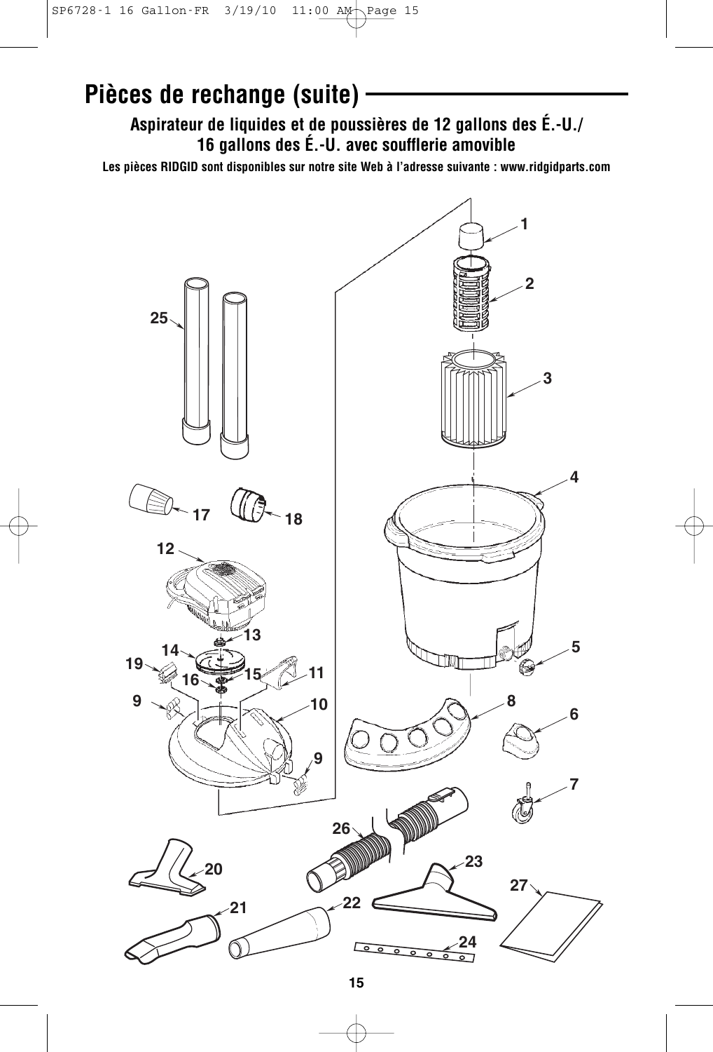# Pièces de rechange (suite)

**Aspirateur de liquides et de poussières de 12 gallons des É.-U./ 16 gallons des É.-U. avec soufflerie amovible**

**Les pièces RIDGID sont disponibles sur notre site Web à l'adresse suivante : www.ridgidparts.com**

1
2
3
4
5
6
7
8
9
10
11
12
13
14
15
16
17
18
19
20
21
22
23
24
25
26
27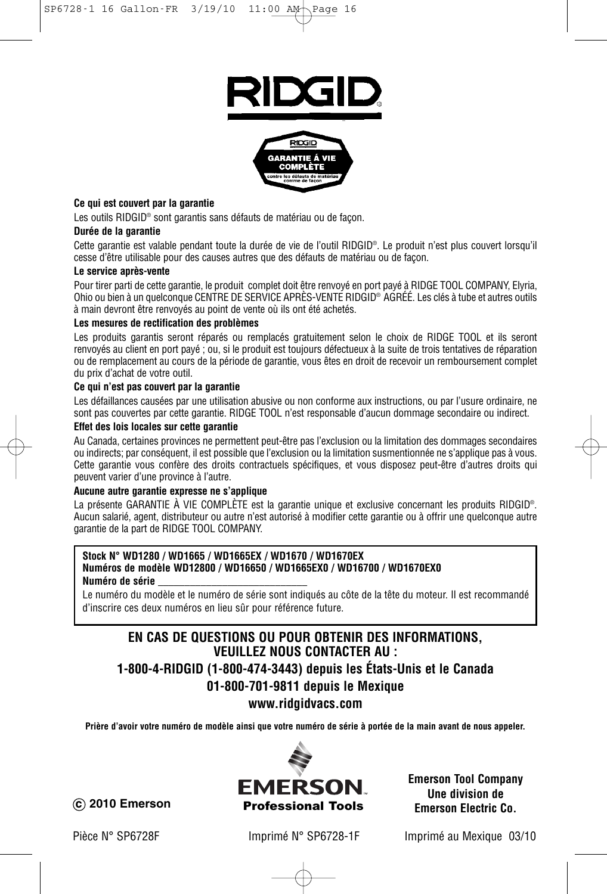RIDGID

RIDGID
GARANTIE Á VIE
COMPLÈTE
contre les défauts de matériau comme de façon

**Ce qui est couvert par la garantie**

Les outils RIDGID® sont garantis sans défauts de matériau ou de façon.

**Durée de la garantie**

Cette garantie est valable pendant toute la durée de vie de l'outil RIDGID®. Le produit n'est plus couvert lorsqu'il cesse d'être utilisable pour des causes autres que des défauts de matériau ou de façon.

**Le service après-vente**

Pour tirer parti de cette garantie, le produit complet doit être renvoyé en port payé à RIDGE TOOL COMPANY, Elyria, Ohio ou bien à un quelconque CENTRE DE SERVICE APRÈS-VENTE RIDGID® AGRÉÉ. Les clés à tube et autres outils à main devront être renvoyés au point de vente où ils ont été achetés.

**Les mesures de rectification des problèmes**

Les produits garantis seront réparés ou remplacés gratuitement selon le choix de RIDGE TOOL et ils seront renvoyés au client en port payé ; ou, si le produit est toujours défectueux à la suite de trois tentatives de réparation ou de remplacement au cours de la période de garantie, vous êtes en droit de recevoir un remboursement complet du prix d'achat de votre outil.

**Ce qui n'est pas couvert par la garantie**

Les défaillances causées par une utilisation abusive ou non conforme aux instructions, ou par l'usure ordinaire, ne sont pas couvertes par cette garantie. RIDGE TOOL n'est responsable d'aucun dommage secondaire ou indirect.

**Effet des lois locales sur cette garantie**

Au Canada, certaines provinces ne permettent peut-être pas l'exclusion ou la limitation des dommages secondaires ou indirects; par conséquent, il est possible que l'exclusion ou la limitation susmentionnée ne s'applique pas à vous. Cette garantie vous confère des droits contractuels spécifiques, et vous disposez peut-être d'autres droits qui peuvent varier d'une province à l'autre.

**Aucune autre garantie expresse ne s'applique**

La présente GARANTIE À VIE COMPLÈTE est la garantie unique et exclusive concernant les produits RIDGID®. Aucun salarié, agent, distributeur ou autre n'est autorisé à modifier cette garantie ou à offrir une quelconque autre garantie de la part de RIDGE TOOL COMPANY.

**Stock N° WD1280 / WD1665 / WD1665EX / WD1670 / WD1670EX**
**Numéros de modèle WD12800 / WD16650 / WD1665EX0 / WD16700 / WD1670EX0**
**Numéro de série** ______________________________

Le numéro du modèle et le numéro de série sont indiqués au côte de la tête du moteur. Il est recommandé d'inscrire ces deux numéros en lieu sûr pour référence future.

**EN CAS DE QUESTIONS OU POUR OBTENIR DES INFORMATIONS, VEUILLEZ NOUS CONTACTER AU :**

**1-800-4-RIDGID (1-800-474-3443) depuis les États-Unis et le Canada**

**01-800-701-9811 depuis le Mexique**

**www.ridgidvacs.com**

**Prière d'avoir votre numéro de modèle ainsi que votre numéro de série à portée de la main avant de nous appeler.**

© 2010 Emerson

EMERSON™
Professional Tools

**Emerson Tool Company**
**Une division de**
**Emerson Electric Co.**

Pièce N° SP6728F    Imprimé N° SP6728-1F    Imprimé au Mexique 03/10